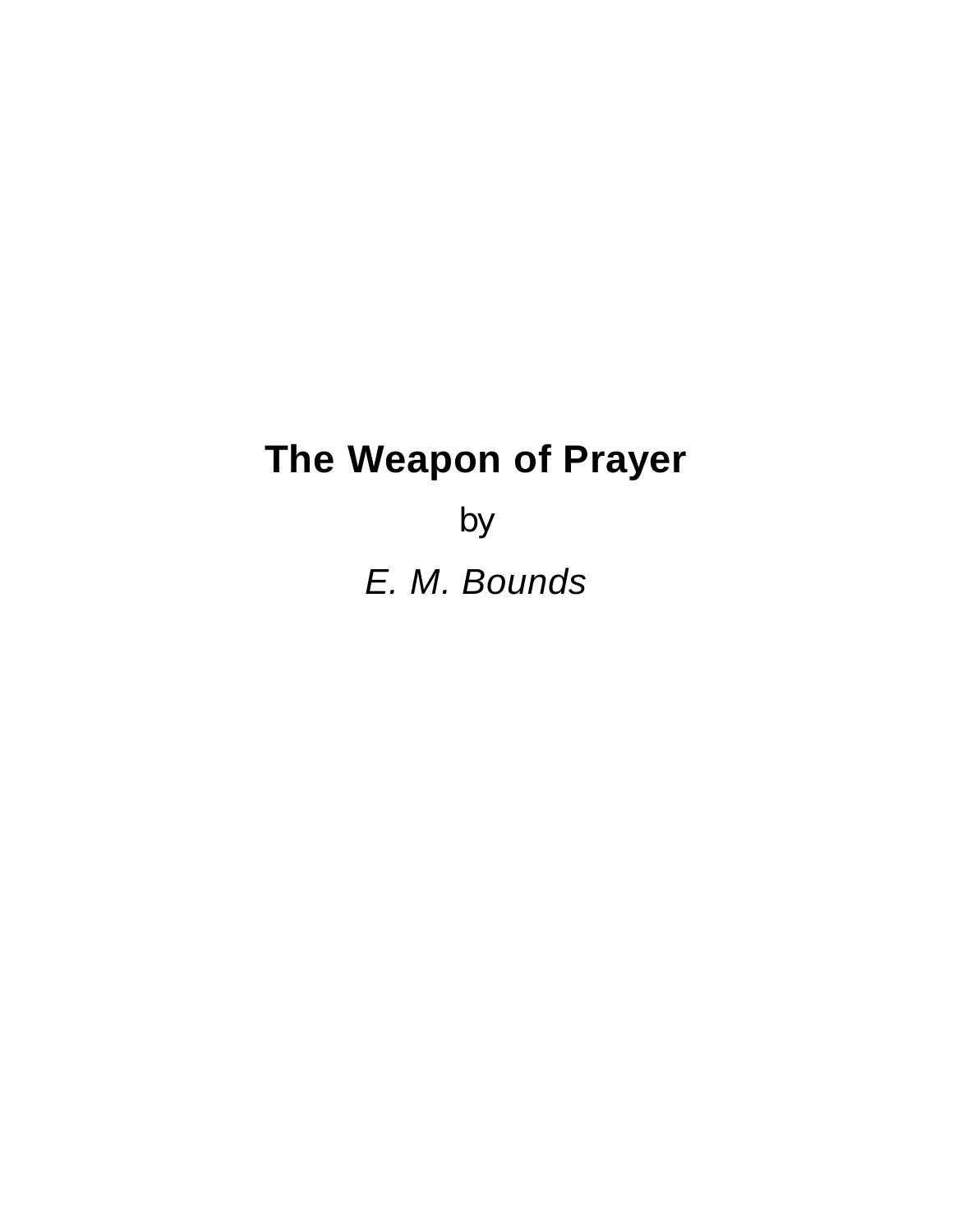# The Weapon of Prayer

by

*E. M. Bounds*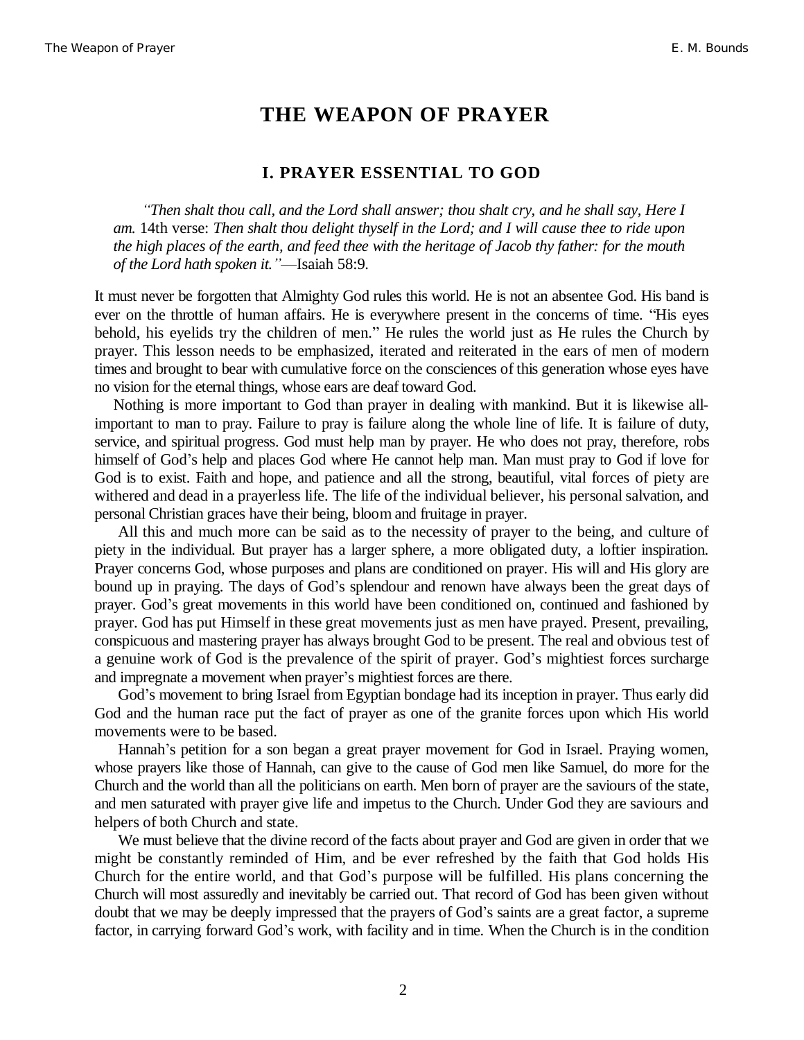# THE WEAPON OF PRAYER

## I. PRAYER ESSENTIAL TO GOD

> *"Then shalt thou call, and the Lord shall answer; thou shalt cry, and he shall say, Here I am.* 14th verse: *Then shalt thou delight thyself in the Lord; and I will cause thee to ride upon the high places of the earth, and feed thee with the heritage of Jacob thy father: for the mouth of the Lord hath spoken it."*—Isaiah 58:9.

It must never be forgotten that Almighty God rules this world. He is not an absentee God. His band is ever on the throttle of human affairs. He is everywhere present in the concerns of time. "His eyes behold, his eyelids try the children of men." He rules the world just as He rules the Church by prayer. This lesson needs to be emphasized, iterated and reiterated in the ears of men of modern times and brought to bear with cumulative force on the consciences of this generation whose eyes have no vision for the eternal things, whose ears are deaf toward God.

Nothing is more important to God than prayer in dealing with mankind. But it is likewise all-important to man to pray. Failure to pray is failure along the whole line of life. It is failure of duty, service, and spiritual progress. God must help man by prayer. He who does not pray, therefore, robs himself of God's help and places God where He cannot help man. Man must pray to God if love for God is to exist. Faith and hope, and patience and all the strong, beautiful, vital forces of piety are withered and dead in a prayerless life. The life of the individual believer, his personal salvation, and personal Christian graces have their being, bloom and fruitage in prayer.

All this and much more can be said as to the necessity of prayer to the being, and culture of piety in the individual. But prayer has a larger sphere, a more obligated duty, a loftier inspiration. Prayer concerns God, whose purposes and plans are conditioned on prayer. His will and His glory are bound up in praying. The days of God's splendour and renown have always been the great days of prayer. God's great movements in this world have been conditioned on, continued and fashioned by prayer. God has put Himself in these great movements just as men have prayed. Present, prevailing, conspicuous and mastering prayer has always brought God to be present. The real and obvious test of a genuine work of God is the prevalence of the spirit of prayer. God's mightiest forces surcharge and impregnate a movement when prayer's mightiest forces are there.

God's movement to bring Israel from Egyptian bondage had its inception in prayer. Thus early did God and the human race put the fact of prayer as one of the granite forces upon which His world movements were to be based.

Hannah's petition for a son began a great prayer movement for God in Israel. Praying women, whose prayers like those of Hannah, can give to the cause of God men like Samuel, do more for the Church and the world than all the politicians on earth. Men born of prayer are the saviours of the state, and men saturated with prayer give life and impetus to the Church. Under God they are saviours and helpers of both Church and state.

We must believe that the divine record of the facts about prayer and God are given in order that we might be constantly reminded of Him, and be ever refreshed by the faith that God holds His Church for the entire world, and that God's purpose will be fulfilled. His plans concerning the Church will most assuredly and inevitably be carried out. That record of God has been given without doubt that we may be deeply impressed that the prayers of God's saints are a great factor, a supreme factor, in carrying forward God's work, with facility and in time. When the Church is in the condition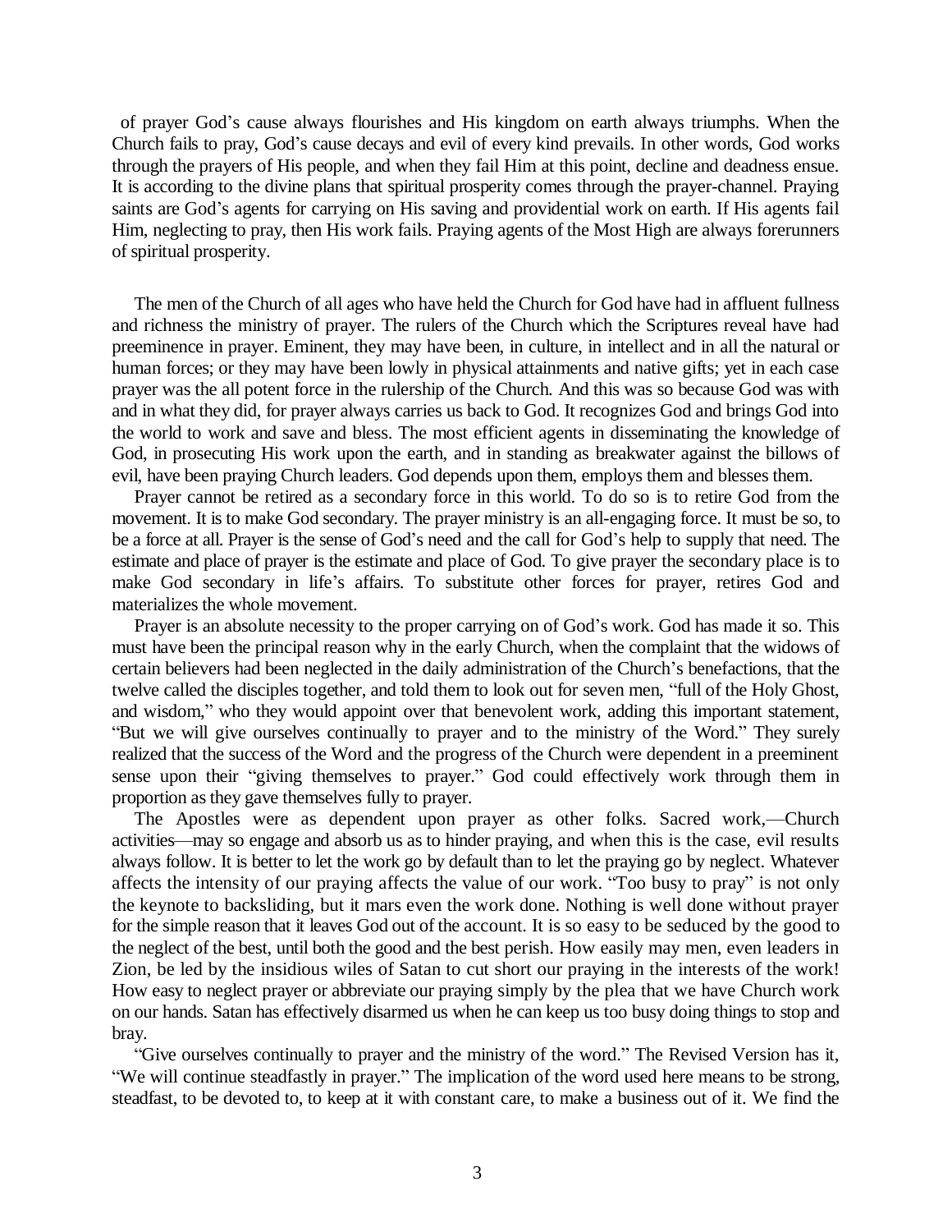of prayer God's cause always flourishes and His kingdom on earth always triumphs. When the Church fails to pray, God's cause decays and evil of every kind prevails. In other words, God works through the prayers of His people, and when they fail Him at this point, decline and deadness ensue. It is according to the divine plans that spiritual prosperity comes through the prayer-channel. Praying saints are God's agents for carrying on His saving and providential work on earth. If His agents fail Him, neglecting to pray, then His work fails. Praying agents of the Most High are always forerunners of spiritual prosperity.

The men of the Church of all ages who have held the Church for God have had in affluent fullness and richness the ministry of prayer. The rulers of the Church which the Scriptures reveal have had preeminence in prayer. Eminent, they may have been, in culture, in intellect and in all the natural or human forces; or they may have been lowly in physical attainments and native gifts; yet in each case prayer was the all potent force in the rulership of the Church. And this was so because God was with and in what they did, for prayer always carries us back to God. It recognizes God and brings God into the world to work and save and bless. The most efficient agents in disseminating the knowledge of God, in prosecuting His work upon the earth, and in standing as breakwater against the billows of evil, have been praying Church leaders. God depends upon them, employs them and blesses them.

Prayer cannot be retired as a secondary force in this world. To do so is to retire God from the movement. It is to make God secondary. The prayer ministry is an all-engaging force. It must be so, to be a force at all. Prayer is the sense of God's need and the call for God's help to supply that need. The estimate and place of prayer is the estimate and place of God. To give prayer the secondary place is to make God secondary in life's affairs. To substitute other forces for prayer, retires God and materializes the whole movement.

Prayer is an absolute necessity to the proper carrying on of God's work. God has made it so. This must have been the principal reason why in the early Church, when the complaint that the widows of certain believers had been neglected in the daily administration of the Church's benefactions, that the twelve called the disciples together, and told them to look out for seven men, "full of the Holy Ghost, and wisdom," who they would appoint over that benevolent work, adding this important statement, "But we will give ourselves continually to prayer and to the ministry of the Word." They surely realized that the success of the Word and the progress of the Church were dependent in a preeminent sense upon their "giving themselves to prayer." God could effectively work through them in proportion as they gave themselves fully to prayer.

The Apostles were as dependent upon prayer as other folks. Sacred work,—Church activities—may so engage and absorb us as to hinder praying, and when this is the case, evil results always follow. It is better to let the work go by default than to let the praying go by neglect. Whatever affects the intensity of our praying affects the value of our work. "Too busy to pray" is not only the keynote to backsliding, but it mars even the work done. Nothing is well done without prayer for the simple reason that it leaves God out of the account. It is so easy to be seduced by the good to the neglect of the best, until both the good and the best perish. How easily may men, even leaders in Zion, be led by the insidious wiles of Satan to cut short our praying in the interests of the work! How easy to neglect prayer or abbreviate our praying simply by the plea that we have Church work on our hands. Satan has effectively disarmed us when he can keep us too busy doing things to stop and bray.

"Give ourselves continually to prayer and the ministry of the word." The Revised Version has it, "We will continue steadfastly in prayer." The implication of the word used here means to be strong, steadfast, to be devoted to, to keep at it with constant care, to make a business out of it. We find the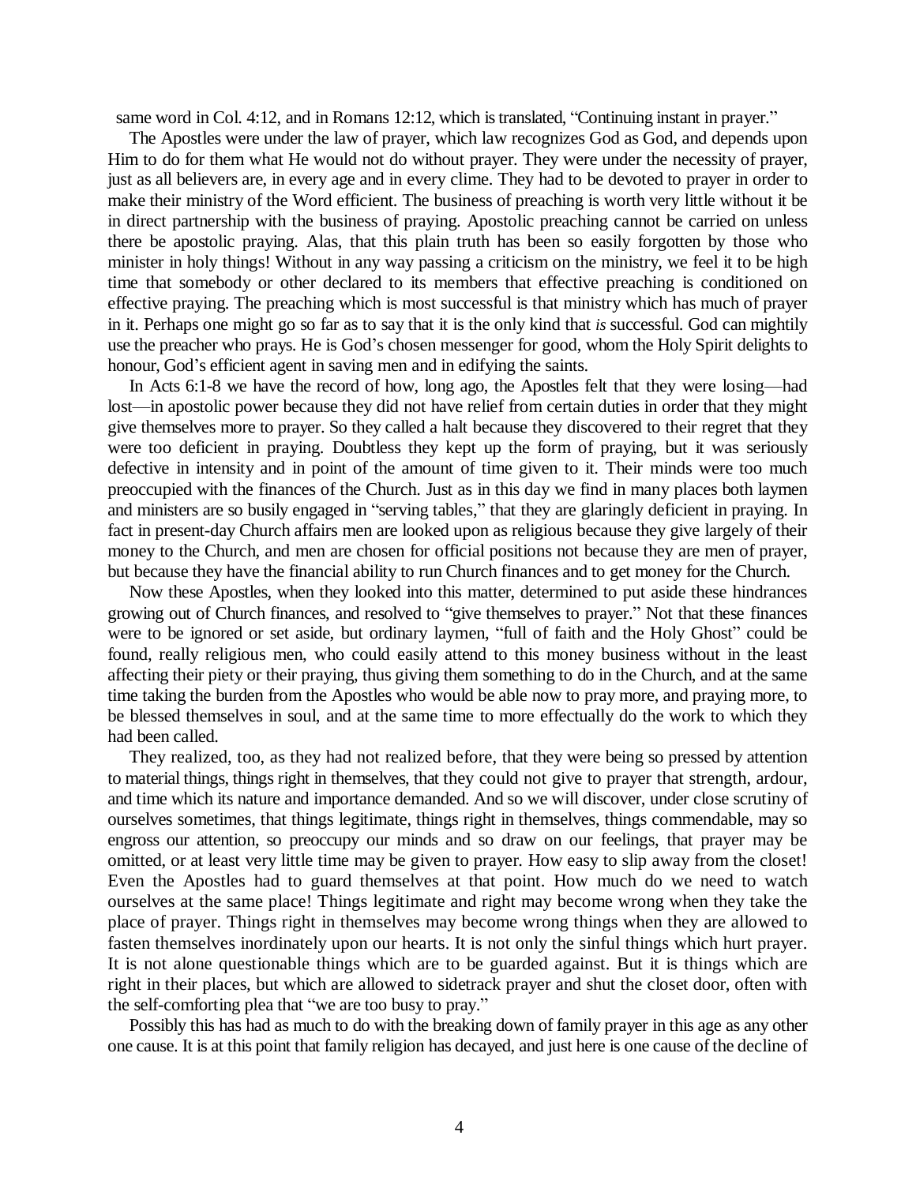same word in Col. 4:12, and in Romans 12:12, which is translated, "Continuing instant in prayer."

The Apostles were under the law of prayer, which law recognizes God as God, and depends upon Him to do for them what He would not do without prayer. They were under the necessity of prayer, just as all believers are, in every age and in every clime. They had to be devoted to prayer in order to make their ministry of the Word efficient. The business of preaching is worth very little without it be in direct partnership with the business of praying. Apostolic preaching cannot be carried on unless there be apostolic praying. Alas, that this plain truth has been so easily forgotten by those who minister in holy things! Without in any way passing a criticism on the ministry, we feel it to be high time that somebody or other declared to its members that effective preaching is conditioned on effective praying. The preaching which is most successful is that ministry which has much of prayer in it. Perhaps one might go so far as to say that it is the only kind that *is* successful. God can mightily use the preacher who prays. He is God's chosen messenger for good, whom the Holy Spirit delights to honour, God's efficient agent in saving men and in edifying the saints.

In Acts 6:1-8 we have the record of how, long ago, the Apostles felt that they were losing—had lost—in apostolic power because they did not have relief from certain duties in order that they might give themselves more to prayer. So they called a halt because they discovered to their regret that they were too deficient in praying. Doubtless they kept up the form of praying, but it was seriously defective in intensity and in point of the amount of time given to it. Their minds were too much preoccupied with the finances of the Church. Just as in this day we find in many places both laymen and ministers are so busily engaged in "serving tables," that they are glaringly deficient in praying. In fact in present-day Church affairs men are looked upon as religious because they give largely of their money to the Church, and men are chosen for official positions not because they are men of prayer, but because they have the financial ability to run Church finances and to get money for the Church.

Now these Apostles, when they looked into this matter, determined to put aside these hindrances growing out of Church finances, and resolved to "give themselves to prayer." Not that these finances were to be ignored or set aside, but ordinary laymen, "full of faith and the Holy Ghost" could be found, really religious men, who could easily attend to this money business without in the least affecting their piety or their praying, thus giving them something to do in the Church, and at the same time taking the burden from the Apostles who would be able now to pray more, and praying more, to be blessed themselves in soul, and at the same time to more effectually do the work to which they had been called.

They realized, too, as they had not realized before, that they were being so pressed by attention to material things, things right in themselves, that they could not give to prayer that strength, ardour, and time which its nature and importance demanded. And so we will discover, under close scrutiny of ourselves sometimes, that things legitimate, things right in themselves, things commendable, may so engross our attention, so preoccupy our minds and so draw on our feelings, that prayer may be omitted, or at least very little time may be given to prayer. How easy to slip away from the closet! Even the Apostles had to guard themselves at that point. How much do we need to watch ourselves at the same place! Things legitimate and right may become wrong when they take the place of prayer. Things right in themselves may become wrong things when they are allowed to fasten themselves inordinately upon our hearts. It is not only the sinful things which hurt prayer. It is not alone questionable things which are to be guarded against. But it is things which are right in their places, but which are allowed to sidetrack prayer and shut the closet door, often with the self-comforting plea that "we are too busy to pray."

Possibly this has had as much to do with the breaking down of family prayer in this age as any other one cause. It is at this point that family religion has decayed, and just here is one cause of the decline of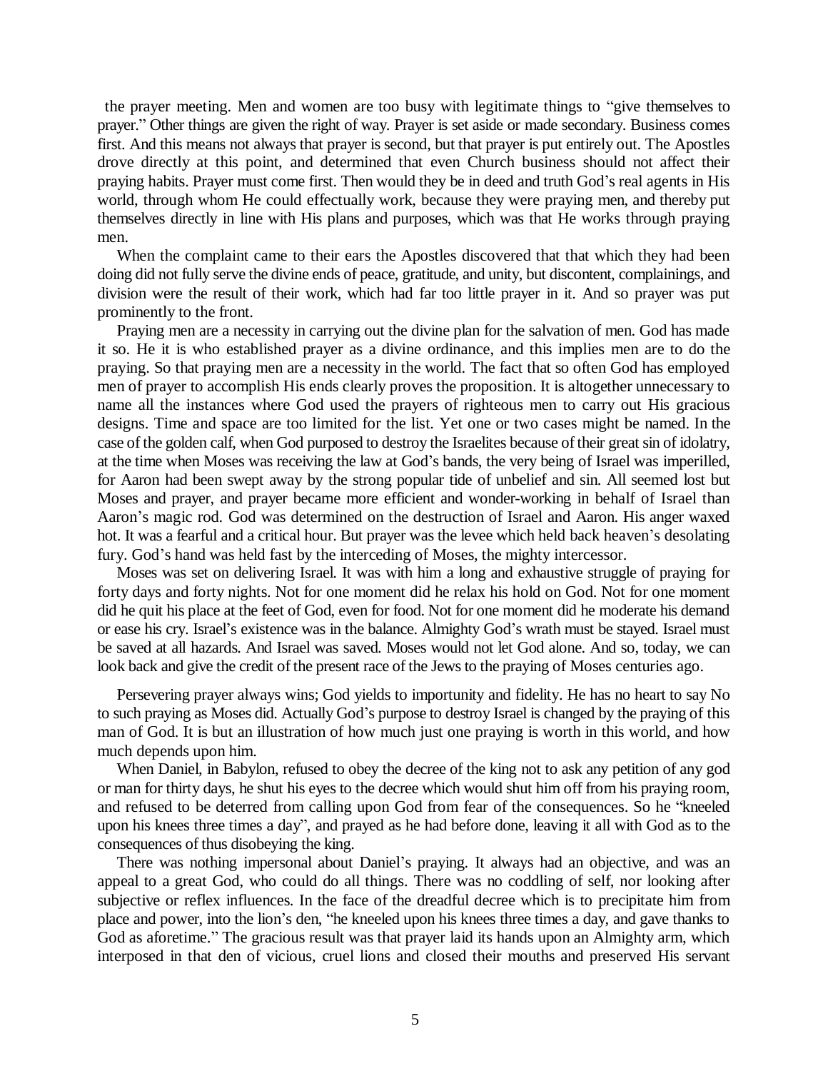the prayer meeting. Men and women are too busy with legitimate things to "give themselves to prayer." Other things are given the right of way. Prayer is set aside or made secondary. Business comes first. And this means not always that prayer is second, but that prayer is put entirely out. The Apostles drove directly at this point, and determined that even Church business should not affect their praying habits. Prayer must come first. Then would they be in deed and truth God's real agents in His world, through whom He could effectually work, because they were praying men, and thereby put themselves directly in line with His plans and purposes, which was that He works through praying men.

When the complaint came to their ears the Apostles discovered that that which they had been doing did not fully serve the divine ends of peace, gratitude, and unity, but discontent, complainings, and division were the result of their work, which had far too little prayer in it. And so prayer was put prominently to the front.

Praying men are a necessity in carrying out the divine plan for the salvation of men. God has made it so. He it is who established prayer as a divine ordinance, and this implies men are to do the praying. So that praying men are a necessity in the world. The fact that so often God has employed men of prayer to accomplish His ends clearly proves the proposition. It is altogether unnecessary to name all the instances where God used the prayers of righteous men to carry out His gracious designs. Time and space are too limited for the list. Yet one or two cases might be named. In the case of the golden calf, when God purposed to destroy the Israelites because of their great sin of idolatry, at the time when Moses was receiving the law at God's bands, the very being of Israel was imperilled, for Aaron had been swept away by the strong popular tide of unbelief and sin. All seemed lost but Moses and prayer, and prayer became more efficient and wonder-working in behalf of Israel than Aaron's magic rod. God was determined on the destruction of Israel and Aaron. His anger waxed hot. It was a fearful and a critical hour. But prayer was the levee which held back heaven's desolating fury. God's hand was held fast by the interceding of Moses, the mighty intercessor.

Moses was set on delivering Israel. It was with him a long and exhaustive struggle of praying for forty days and forty nights. Not for one moment did he relax his hold on God. Not for one moment did he quit his place at the feet of God, even for food. Not for one moment did he moderate his demand or ease his cry. Israel's existence was in the balance. Almighty God's wrath must be stayed. Israel must be saved at all hazards. And Israel was saved. Moses would not let God alone. And so, today, we can look back and give the credit of the present race of the Jews to the praying of Moses centuries ago.

Persevering prayer always wins; God yields to importunity and fidelity. He has no heart to say No to such praying as Moses did. Actually God's purpose to destroy Israel is changed by the praying of this man of God. It is but an illustration of how much just one praying is worth in this world, and how much depends upon him.

When Daniel, in Babylon, refused to obey the decree of the king not to ask any petition of any god or man for thirty days, he shut his eyes to the decree which would shut him off from his praying room, and refused to be deterred from calling upon God from fear of the consequences. So he "kneeled upon his knees three times a day", and prayed as he had before done, leaving it all with God as to the consequences of thus disobeying the king.

There was nothing impersonal about Daniel's praying. It always had an objective, and was an appeal to a great God, who could do all things. There was no coddling of self, nor looking after subjective or reflex influences. In the face of the dreadful decree which is to precipitate him from place and power, into the lion's den, "he kneeled upon his knees three times a day, and gave thanks to God as aforetime." The gracious result was that prayer laid its hands upon an Almighty arm, which interposed in that den of vicious, cruel lions and closed their mouths and preserved His servant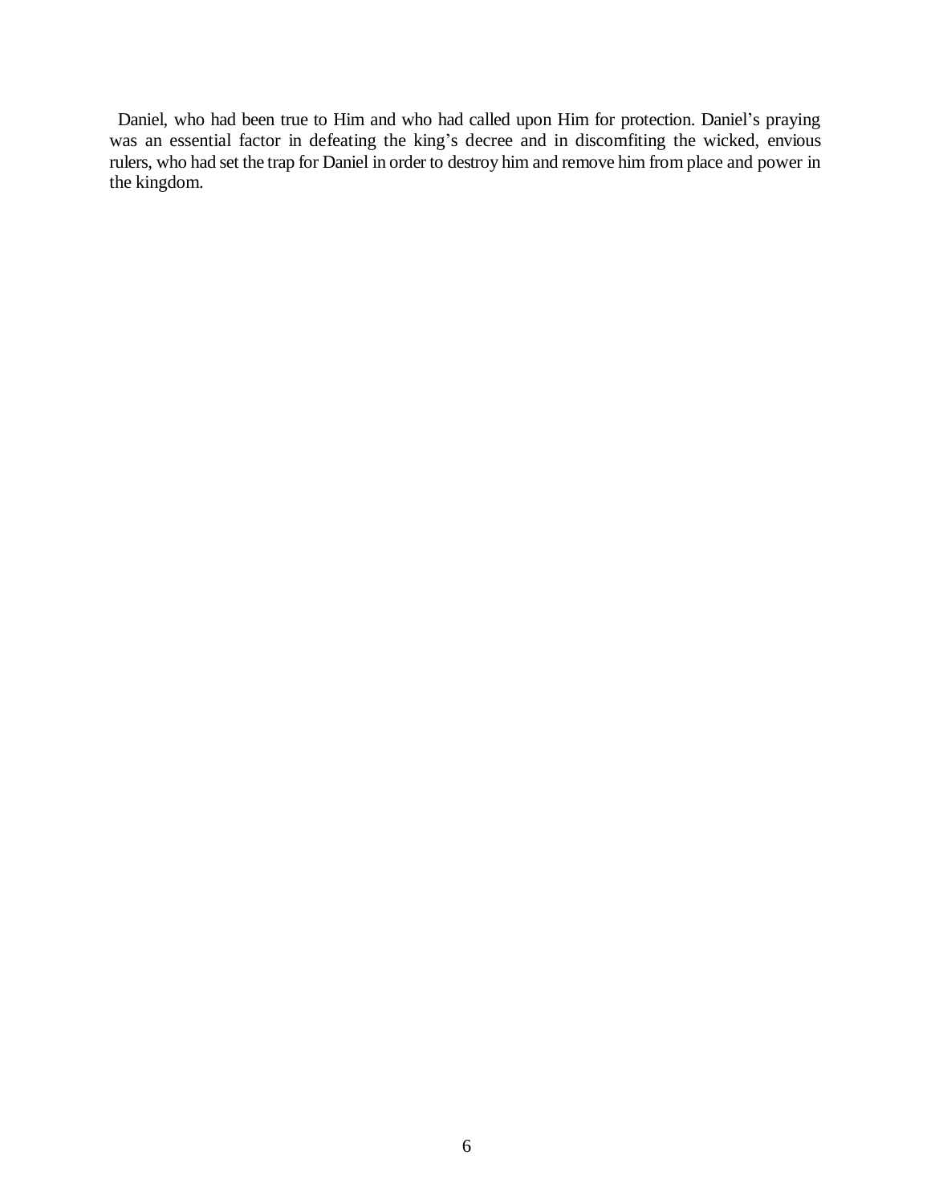Daniel, who had been true to Him and who had called upon Him for protection. Daniel's praying was an essential factor in defeating the king's decree and in discomfiting the wicked, envious rulers, who had set the trap for Daniel in order to destroy him and remove him from place and power in the kingdom.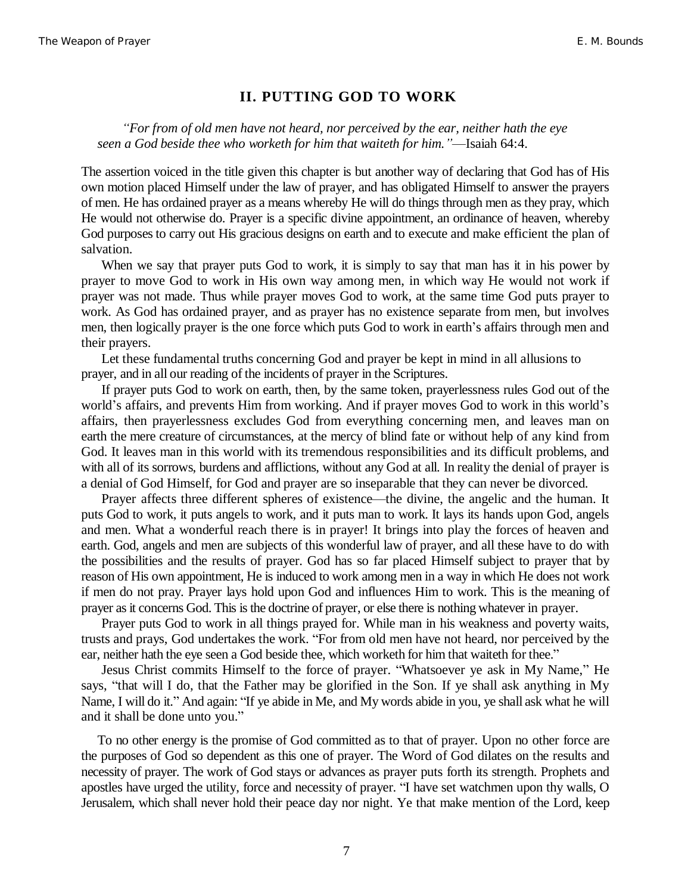## II. PUTTING GOD TO WORK

*"For from of old men have not heard, nor perceived by the ear, neither hath the eye seen a God beside thee who worketh for him that waiteth for him."*—Isaiah 64:4.

The assertion voiced in the title given this chapter is but another way of declaring that God has of His own motion placed Himself under the law of prayer, and has obligated Himself to answer the prayers of men. He has ordained prayer as a means whereby He will do things through men as they pray, which He would not otherwise do. Prayer is a specific divine appointment, an ordinance of heaven, whereby God purposes to carry out His gracious designs on earth and to execute and make efficient the plan of salvation.

When we say that prayer puts God to work, it is simply to say that man has it in his power by prayer to move God to work in His own way among men, in which way He would not work if prayer was not made. Thus while prayer moves God to work, at the same time God puts prayer to work. As God has ordained prayer, and as prayer has no existence separate from men, but involves men, then logically prayer is the one force which puts God to work in earth's affairs through men and their prayers.

Let these fundamental truths concerning God and prayer be kept in mind in all allusions to prayer, and in all our reading of the incidents of prayer in the Scriptures.

If prayer puts God to work on earth, then, by the same token, prayerlessness rules God out of the world's affairs, and prevents Him from working. And if prayer moves God to work in this world's affairs, then prayerlessness excludes God from everything concerning men, and leaves man on earth the mere creature of circumstances, at the mercy of blind fate or without help of any kind from God. It leaves man in this world with its tremendous responsibilities and its difficult problems, and with all of its sorrows, burdens and afflictions, without any God at all. In reality the denial of prayer is a denial of God Himself, for God and prayer are so inseparable that they can never be divorced.

Prayer affects three different spheres of existence—the divine, the angelic and the human. It puts God to work, it puts angels to work, and it puts man to work. It lays its hands upon God, angels and men. What a wonderful reach there is in prayer! It brings into play the forces of heaven and earth. God, angels and men are subjects of this wonderful law of prayer, and all these have to do with the possibilities and the results of prayer. God has so far placed Himself subject to prayer that by reason of His own appointment, He is induced to work among men in a way in which He does not work if men do not pray. Prayer lays hold upon God and influences Him to work. This is the meaning of prayer as it concerns God. This is the doctrine of prayer, or else there is nothing whatever in prayer.

Prayer puts God to work in all things prayed for. While man in his weakness and poverty waits, trusts and prays, God undertakes the work. "For from old men have not heard, nor perceived by the ear, neither hath the eye seen a God beside thee, which worketh for him that waiteth for thee."

Jesus Christ commits Himself to the force of prayer. "Whatsoever ye ask in My Name," He says, "that will I do, that the Father may be glorified in the Son. If ye shall ask anything in My Name, I will do it." And again: "If ye abide in Me, and My words abide in you, ye shall ask what he will and it shall be done unto you."

To no other energy is the promise of God committed as to that of prayer. Upon no other force are the purposes of God so dependent as this one of prayer. The Word of God dilates on the results and necessity of prayer. The work of God stays or advances as prayer puts forth its strength. Prophets and apostles have urged the utility, force and necessity of prayer. "I have set watchmen upon thy walls, O Jerusalem, which shall never hold their peace day nor night. Ye that make mention of the Lord, keep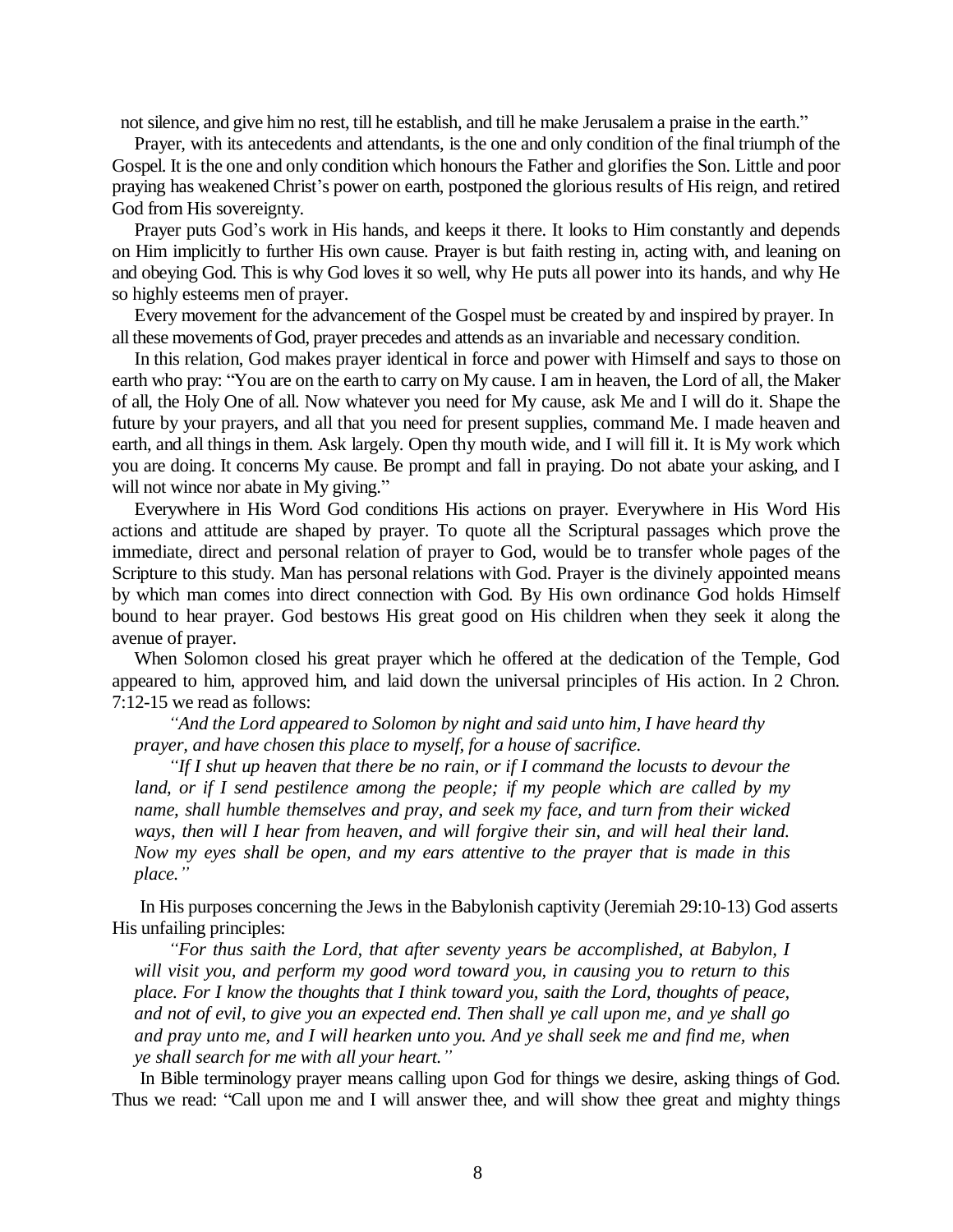not silence, and give him no rest, till he establish, and till he make Jerusalem a praise in the earth."

Prayer, with its antecedents and attendants, is the one and only condition of the final triumph of the Gospel. It is the one and only condition which honours the Father and glorifies the Son. Little and poor praying has weakened Christ's power on earth, postponed the glorious results of His reign, and retired God from His sovereignty.

Prayer puts God's work in His hands, and keeps it there. It looks to Him constantly and depends on Him implicitly to further His own cause. Prayer is but faith resting in, acting with, and leaning on and obeying God. This is why God loves it so well, why He puts all power into its hands, and why He so highly esteems men of prayer.

Every movement for the advancement of the Gospel must be created by and inspired by prayer. In all these movements of God, prayer precedes and attends as an invariable and necessary condition.

In this relation, God makes prayer identical in force and power with Himself and says to those on earth who pray: "You are on the earth to carry on My cause. I am in heaven, the Lord of all, the Maker of all, the Holy One of all. Now whatever you need for My cause, ask Me and I will do it. Shape the future by your prayers, and all that you need for present supplies, command Me. I made heaven and earth, and all things in them. Ask largely. Open thy mouth wide, and I will fill it. It is My work which you are doing. It concerns My cause. Be prompt and fall in praying. Do not abate your asking, and I will not wince nor abate in My giving."

Everywhere in His Word God conditions His actions on prayer. Everywhere in His Word His actions and attitude are shaped by prayer. To quote all the Scriptural passages which prove the immediate, direct and personal relation of prayer to God, would be to transfer whole pages of the Scripture to this study. Man has personal relations with God. Prayer is the divinely appointed means by which man comes into direct connection with God. By His own ordinance God holds Himself bound to hear prayer. God bestows His great good on His children when they seek it along the avenue of prayer.

When Solomon closed his great prayer which he offered at the dedication of the Temple, God appeared to him, approved him, and laid down the universal principles of His action. In 2 Chron. 7:12-15 we read as follows:

> *"And the Lord appeared to Solomon by night and said unto him, I have heard thy prayer, and have chosen this place to myself, for a house of sacrifice.*
>
> *"If I shut up heaven that there be no rain, or if I command the locusts to devour the land, or if I send pestilence among the people; if my people which are called by my name, shall humble themselves and pray, and seek my face, and turn from their wicked ways, then will I hear from heaven, and will forgive their sin, and will heal their land. Now my eyes shall be open, and my ears attentive to the prayer that is made in this place."*

In His purposes concerning the Jews in the Babylonish captivity (Jeremiah 29:10-13) God asserts His unfailing principles:

> *"For thus saith the Lord, that after seventy years be accomplished, at Babylon, I will visit you, and perform my good word toward you, in causing you to return to this place. For I know the thoughts that I think toward you, saith the Lord, thoughts of peace, and not of evil, to give you an expected end. Then shall ye call upon me, and ye shall go and pray unto me, and I will hearken unto you. And ye shall seek me and find me, when ye shall search for me with all your heart."*

In Bible terminology prayer means calling upon God for things we desire, asking things of God. Thus we read: "Call upon me and I will answer thee, and will show thee great and mighty things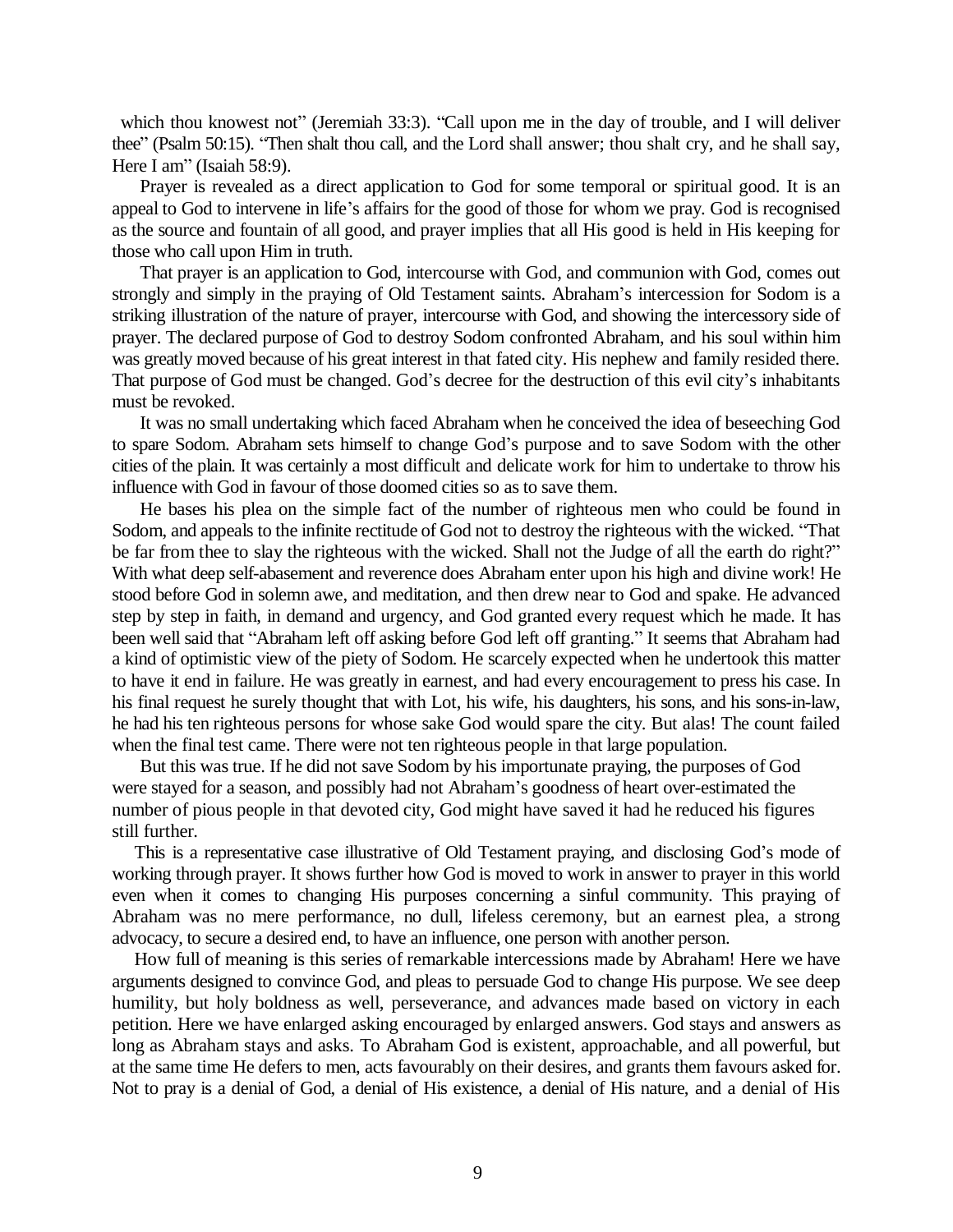which thou knowest not" (Jeremiah 33:3). "Call upon me in the day of trouble, and I will deliver thee" (Psalm 50:15). "Then shalt thou call, and the Lord shall answer; thou shalt cry, and he shall say, Here I am" (Isaiah 58:9).

Prayer is revealed as a direct application to God for some temporal or spiritual good. It is an appeal to God to intervene in life's affairs for the good of those for whom we pray. God is recognised as the source and fountain of all good, and prayer implies that all His good is held in His keeping for those who call upon Him in truth.

That prayer is an application to God, intercourse with God, and communion with God, comes out strongly and simply in the praying of Old Testament saints. Abraham's intercession for Sodom is a striking illustration of the nature of prayer, intercourse with God, and showing the intercessory side of prayer. The declared purpose of God to destroy Sodom confronted Abraham, and his soul within him was greatly moved because of his great interest in that fated city. His nephew and family resided there. That purpose of God must be changed. God's decree for the destruction of this evil city's inhabitants must be revoked.

It was no small undertaking which faced Abraham when he conceived the idea of beseeching God to spare Sodom. Abraham sets himself to change God's purpose and to save Sodom with the other cities of the plain. It was certainly a most difficult and delicate work for him to undertake to throw his influence with God in favour of those doomed cities so as to save them.

He bases his plea on the simple fact of the number of righteous men who could be found in Sodom, and appeals to the infinite rectitude of God not to destroy the righteous with the wicked. "That be far from thee to slay the righteous with the wicked. Shall not the Judge of all the earth do right?" With what deep self-abasement and reverence does Abraham enter upon his high and divine work! He stood before God in solemn awe, and meditation, and then drew near to God and spake. He advanced step by step in faith, in demand and urgency, and God granted every request which he made. It has been well said that "Abraham left off asking before God left off granting." It seems that Abraham had a kind of optimistic view of the piety of Sodom. He scarcely expected when he undertook this matter to have it end in failure. He was greatly in earnest, and had every encouragement to press his case. In his final request he surely thought that with Lot, his wife, his daughters, his sons, and his sons-in-law, he had his ten righteous persons for whose sake God would spare the city. But alas! The count failed when the final test came. There were not ten righteous people in that large population.

But this was true. If he did not save Sodom by his importunate praying, the purposes of God were stayed for a season, and possibly had not Abraham's goodness of heart over-estimated the number of pious people in that devoted city, God might have saved it had he reduced his figures still further.

This is a representative case illustrative of Old Testament praying, and disclosing God's mode of working through prayer. It shows further how God is moved to work in answer to prayer in this world even when it comes to changing His purposes concerning a sinful community. This praying of Abraham was no mere performance, no dull, lifeless ceremony, but an earnest plea, a strong advocacy, to secure a desired end, to have an influence, one person with another person.

How full of meaning is this series of remarkable intercessions made by Abraham! Here we have arguments designed to convince God, and pleas to persuade God to change His purpose. We see deep humility, but holy boldness as well, perseverance, and advances made based on victory in each petition. Here we have enlarged asking encouraged by enlarged answers. God stays and answers as long as Abraham stays and asks. To Abraham God is existent, approachable, and all powerful, but at the same time He defers to men, acts favourably on their desires, and grants them favours asked for. Not to pray is a denial of God, a denial of His existence, a denial of His nature, and a denial of His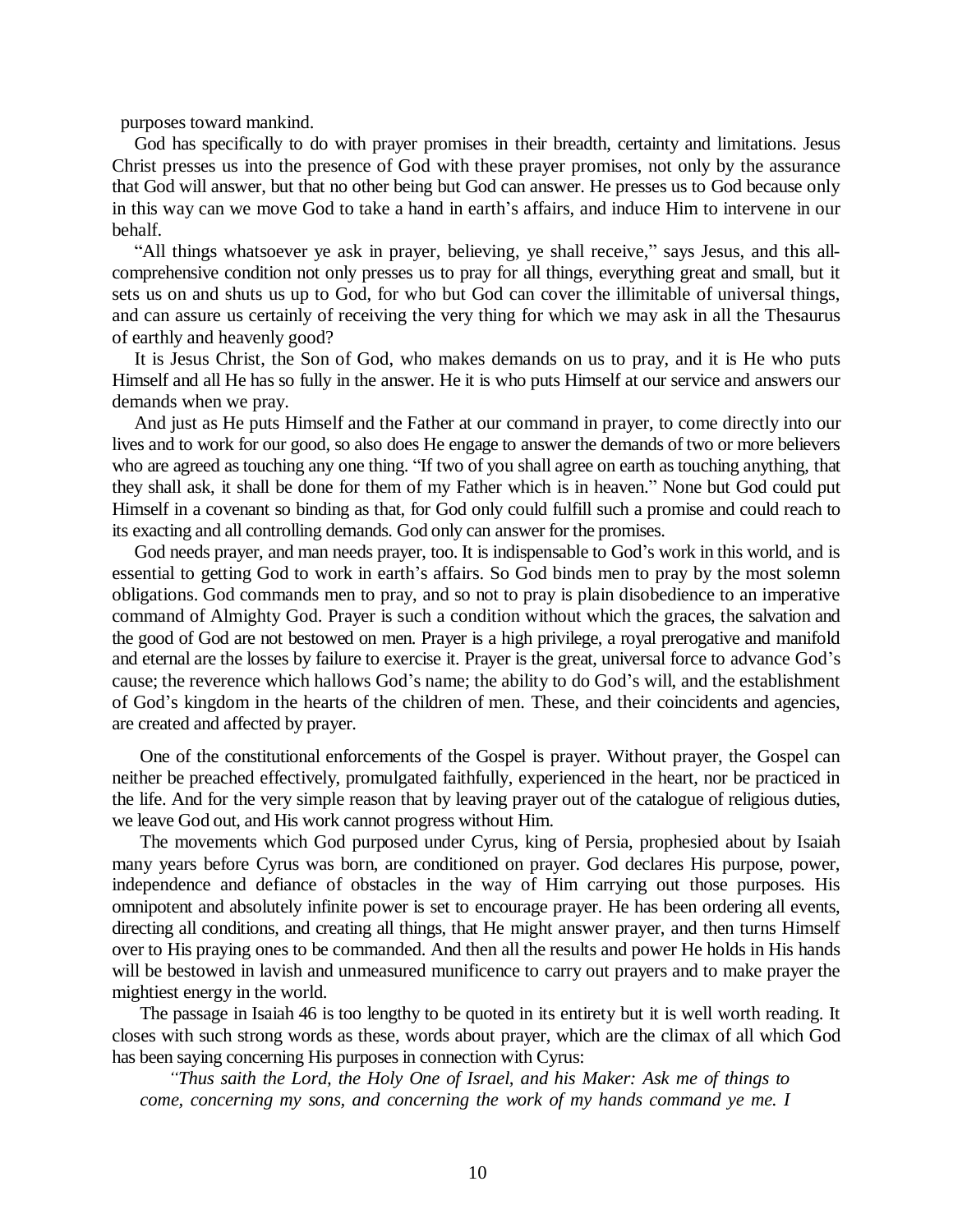purposes toward mankind.

God has specifically to do with prayer promises in their breadth, certainty and limitations. Jesus Christ presses us into the presence of God with these prayer promises, not only by the assurance that God will answer, but that no other being but God can answer. He presses us to God because only in this way can we move God to take a hand in earth's affairs, and induce Him to intervene in our behalf.

"All things whatsoever ye ask in prayer, believing, ye shall receive," says Jesus, and this all-comprehensive condition not only presses us to pray for all things, everything great and small, but it sets us on and shuts us up to God, for who but God can cover the illimitable of universal things, and can assure us certainly of receiving the very thing for which we may ask in all the Thesaurus of earthly and heavenly good?

It is Jesus Christ, the Son of God, who makes demands on us to pray, and it is He who puts Himself and all He has so fully in the answer. He it is who puts Himself at our service and answers our demands when we pray.

And just as He puts Himself and the Father at our command in prayer, to come directly into our lives and to work for our good, so also does He engage to answer the demands of two or more believers who are agreed as touching any one thing. "If two of you shall agree on earth as touching anything, that they shall ask, it shall be done for them of my Father which is in heaven." None but God could put Himself in a covenant so binding as that, for God only could fulfill such a promise and could reach to its exacting and all controlling demands. God only can answer for the promises.

God needs prayer, and man needs prayer, too. It is indispensable to God's work in this world, and is essential to getting God to work in earth's affairs. So God binds men to pray by the most solemn obligations. God commands men to pray, and so not to pray is plain disobedience to an imperative command of Almighty God. Prayer is such a condition without which the graces, the salvation and the good of God are not bestowed on men. Prayer is a high privilege, a royal prerogative and manifold and eternal are the losses by failure to exercise it. Prayer is the great, universal force to advance God's cause; the reverence which hallows God's name; the ability to do God's will, and the establishment of God's kingdom in the hearts of the children of men. These, and their coincidents and agencies, are created and affected by prayer.

One of the constitutional enforcements of the Gospel is prayer. Without prayer, the Gospel can neither be preached effectively, promulgated faithfully, experienced in the heart, nor be practiced in the life. And for the very simple reason that by leaving prayer out of the catalogue of religious duties, we leave God out, and His work cannot progress without Him.

The movements which God purposed under Cyrus, king of Persia, prophesied about by Isaiah many years before Cyrus was born, are conditioned on prayer. God declares His purpose, power, independence and defiance of obstacles in the way of Him carrying out those purposes. His omnipotent and absolutely infinite power is set to encourage prayer. He has been ordering all events, directing all conditions, and creating all things, that He might answer prayer, and then turns Himself over to His praying ones to be commanded. And then all the results and power He holds in His hands will be bestowed in lavish and unmeasured munificence to carry out prayers and to make prayer the mightiest energy in the world.

The passage in Isaiah 46 is too lengthy to be quoted in its entirety but it is well worth reading. It closes with such strong words as these, words about prayer, which are the climax of all which God has been saying concerning His purposes in connection with Cyrus:

> *"Thus saith the Lord, the Holy One of Israel, and his Maker: Ask me of things to come, concerning my sons, and concerning the work of my hands command ye me. I*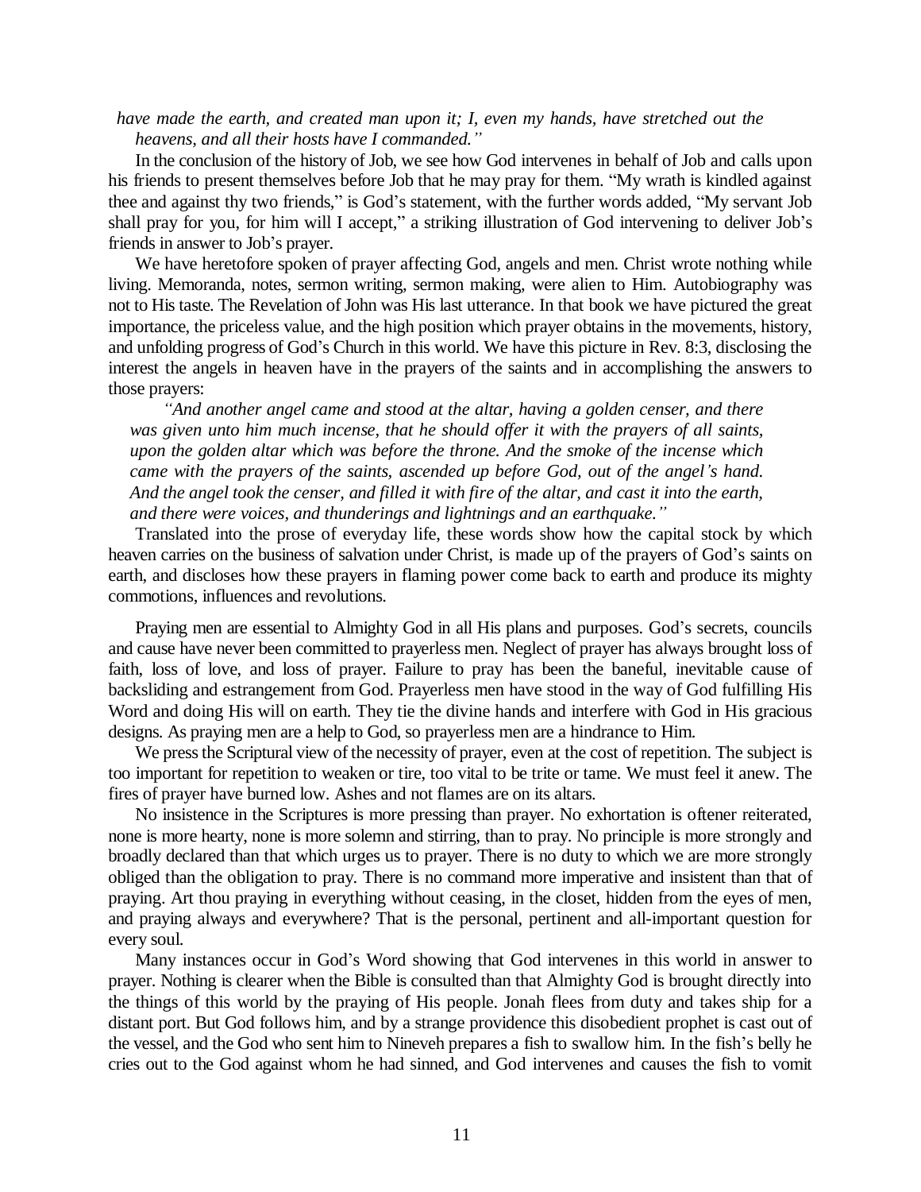*have made the earth, and created man upon it; I, even my hands, have stretched out the heavens, and all their hosts have I commanded."*

In the conclusion of the history of Job, we see how God intervenes in behalf of Job and calls upon his friends to present themselves before Job that he may pray for them. "My wrath is kindled against thee and against thy two friends," is God's statement, with the further words added, "My servant Job shall pray for you, for him will I accept," a striking illustration of God intervening to deliver Job's friends in answer to Job's prayer.

We have heretofore spoken of prayer affecting God, angels and men. Christ wrote nothing while living. Memoranda, notes, sermon writing, sermon making, were alien to Him. Autobiography was not to His taste. The Revelation of John was His last utterance. In that book we have pictured the great importance, the priceless value, and the high position which prayer obtains in the movements, history, and unfolding progress of God's Church in this world. We have this picture in Rev. 8:3, disclosing the interest the angels in heaven have in the prayers of the saints and in accomplishing the answers to those prayers:

> *"And another angel came and stood at the altar, having a golden censer, and there was given unto him much incense, that he should offer it with the prayers of all saints, upon the golden altar which was before the throne. And the smoke of the incense which came with the prayers of the saints, ascended up before God, out of the angel's hand. And the angel took the censer, and filled it with fire of the altar, and cast it into the earth, and there were voices, and thunderings and lightnings and an earthquake."*

Translated into the prose of everyday life, these words show how the capital stock by which heaven carries on the business of salvation under Christ, is made up of the prayers of God's saints on earth, and discloses how these prayers in flaming power come back to earth and produce its mighty commotions, influences and revolutions.

Praying men are essential to Almighty God in all His plans and purposes. God's secrets, councils and cause have never been committed to prayerless men. Neglect of prayer has always brought loss of faith, loss of love, and loss of prayer. Failure to pray has been the baneful, inevitable cause of backsliding and estrangement from God. Prayerless men have stood in the way of God fulfilling His Word and doing His will on earth. They tie the divine hands and interfere with God in His gracious designs. As praying men are a help to God, so prayerless men are a hindrance to Him.

We press the Scriptural view of the necessity of prayer, even at the cost of repetition. The subject is too important for repetition to weaken or tire, too vital to be trite or tame. We must feel it anew. The fires of prayer have burned low. Ashes and not flames are on its altars.

No insistence in the Scriptures is more pressing than prayer. No exhortation is oftener reiterated, none is more hearty, none is more solemn and stirring, than to pray. No principle is more strongly and broadly declared than that which urges us to prayer. There is no duty to which we are more strongly obliged than the obligation to pray. There is no command more imperative and insistent than that of praying. Art thou praying in everything without ceasing, in the closet, hidden from the eyes of men, and praying always and everywhere? That is the personal, pertinent and all-important question for every soul.

Many instances occur in God's Word showing that God intervenes in this world in answer to prayer. Nothing is clearer when the Bible is consulted than that Almighty God is brought directly into the things of this world by the praying of His people. Jonah flees from duty and takes ship for a distant port. But God follows him, and by a strange providence this disobedient prophet is cast out of the vessel, and the God who sent him to Nineveh prepares a fish to swallow him. In the fish's belly he cries out to the God against whom he had sinned, and God intervenes and causes the fish to vomit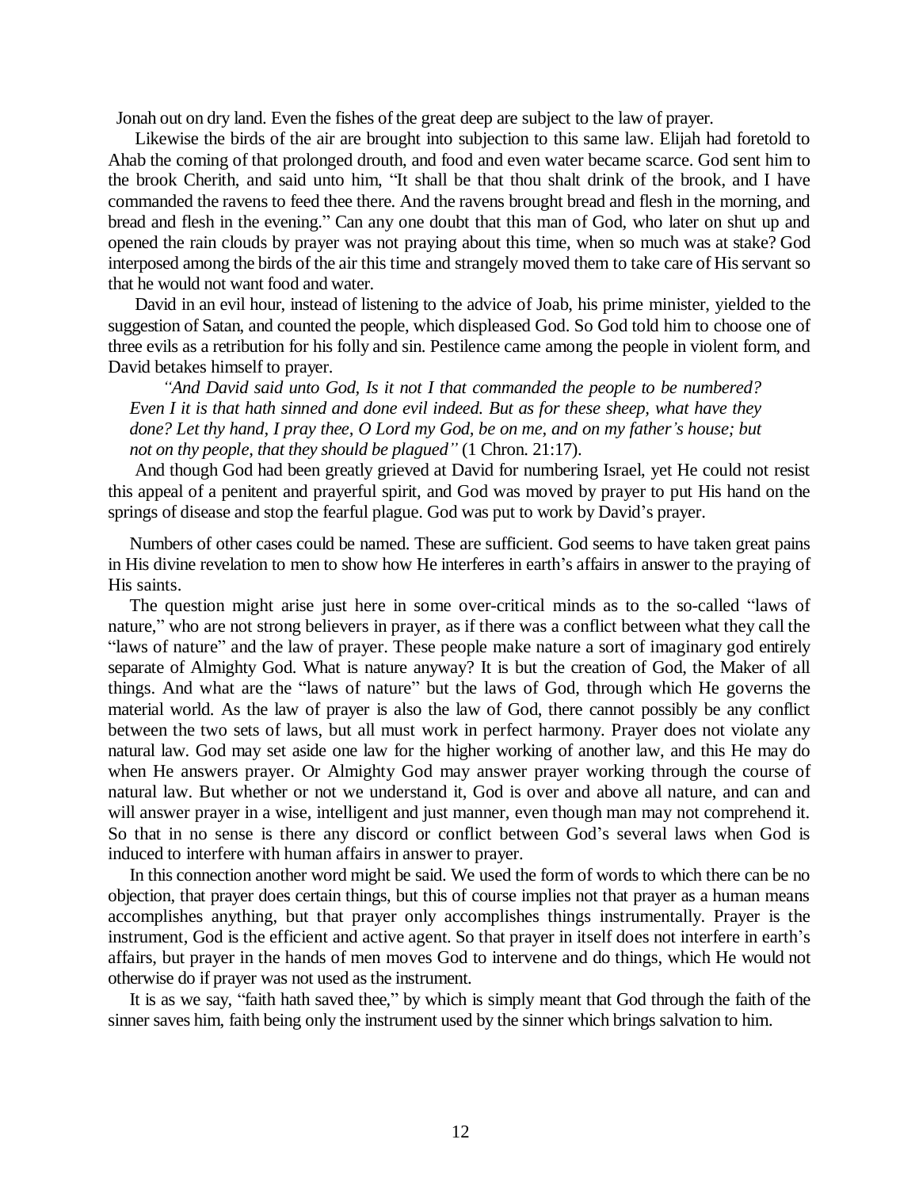Jonah out on dry land. Even the fishes of the great deep are subject to the law of prayer.

Likewise the birds of the air are brought into subjection to this same law. Elijah had foretold to Ahab the coming of that prolonged drouth, and food and even water became scarce. God sent him to the brook Cherith, and said unto him, "It shall be that thou shalt drink of the brook, and I have commanded the ravens to feed thee there. And the ravens brought bread and flesh in the morning, and bread and flesh in the evening." Can any one doubt that this man of God, who later on shut up and opened the rain clouds by prayer was not praying about this time, when so much was at stake? God interposed among the birds of the air this time and strangely moved them to take care of His servant so that he would not want food and water.

David in an evil hour, instead of listening to the advice of Joab, his prime minister, yielded to the suggestion of Satan, and counted the people, which displeased God. So God told him to choose one of three evils as a retribution for his folly and sin. Pestilence came among the people in violent form, and David betakes himself to prayer.

> *"And David said unto God, Is it not I that commanded the people to be numbered? Even I it is that hath sinned and done evil indeed. But as for these sheep, what have they done? Let thy hand, I pray thee, O Lord my God, be on me, and on my father's house; but not on thy people, that they should be plagued"* (1 Chron. 21:17).

And though God had been greatly grieved at David for numbering Israel, yet He could not resist this appeal of a penitent and prayerful spirit, and God was moved by prayer to put His hand on the springs of disease and stop the fearful plague. God was put to work by David's prayer.

Numbers of other cases could be named. These are sufficient. God seems to have taken great pains in His divine revelation to men to show how He interferes in earth's affairs in answer to the praying of His saints.

The question might arise just here in some over-critical minds as to the so-called "laws of nature," who are not strong believers in prayer, as if there was a conflict between what they call the "laws of nature" and the law of prayer. These people make nature a sort of imaginary god entirely separate of Almighty God. What is nature anyway? It is but the creation of God, the Maker of all things. And what are the "laws of nature" but the laws of God, through which He governs the material world. As the law of prayer is also the law of God, there cannot possibly be any conflict between the two sets of laws, but all must work in perfect harmony. Prayer does not violate any natural law. God may set aside one law for the higher working of another law, and this He may do when He answers prayer. Or Almighty God may answer prayer working through the course of natural law. But whether or not we understand it, God is over and above all nature, and can and will answer prayer in a wise, intelligent and just manner, even though man may not comprehend it. So that in no sense is there any discord or conflict between God's several laws when God is induced to interfere with human affairs in answer to prayer.

In this connection another word might be said. We used the form of words to which there can be no objection, that prayer does certain things, but this of course implies not that prayer as a human means accomplishes anything, but that prayer only accomplishes things instrumentally. Prayer is the instrument, God is the efficient and active agent. So that prayer in itself does not interfere in earth's affairs, but prayer in the hands of men moves God to intervene and do things, which He would not otherwise do if prayer was not used as the instrument.

It is as we say, "faith hath saved thee," by which is simply meant that God through the faith of the sinner saves him, faith being only the instrument used by the sinner which brings salvation to him.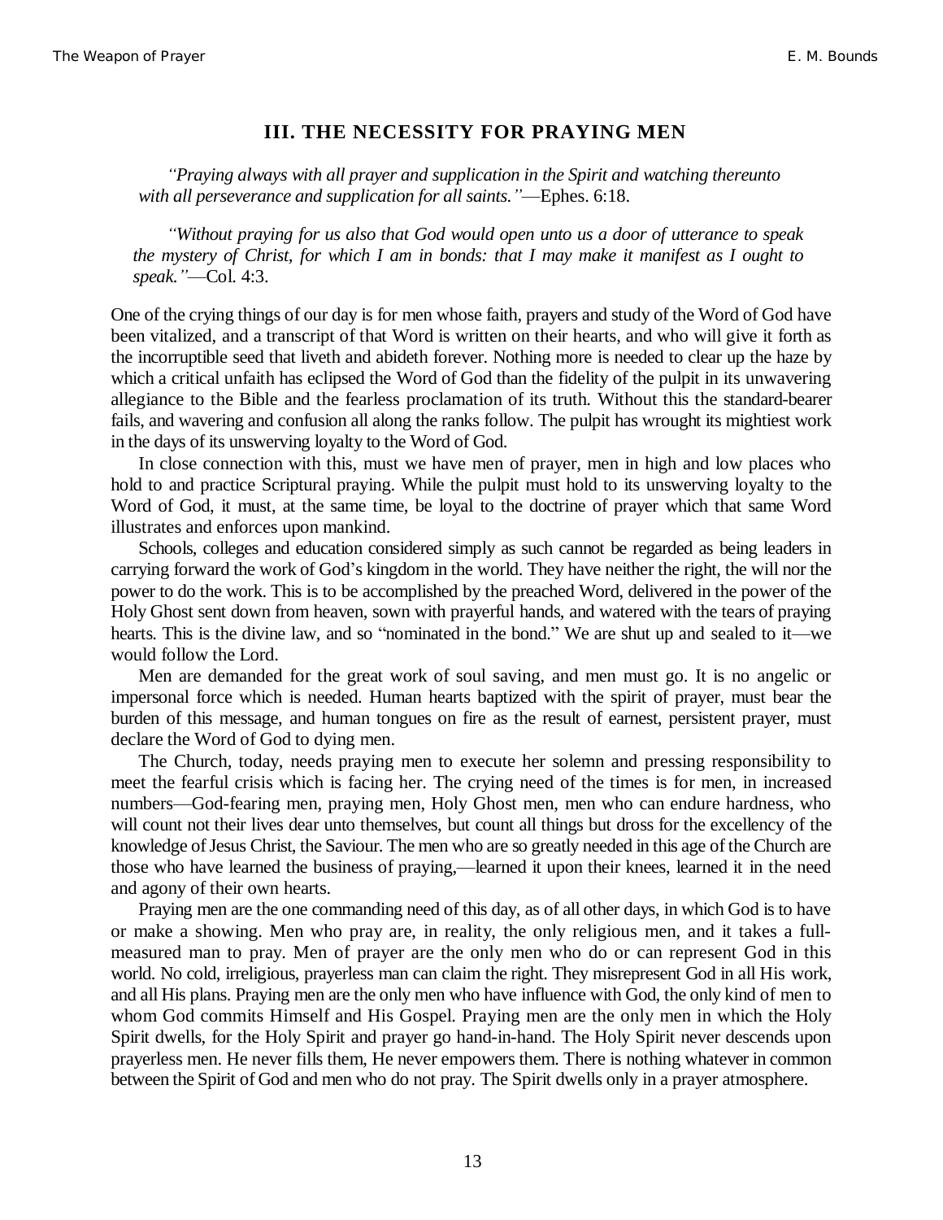## III. THE NECESSITY FOR PRAYING MEN

> *"Praying always with all prayer and supplication in the Spirit and watching thereunto with all perseverance and supplication for all saints."*—Ephes. 6:18.

> *"Without praying for us also that God would open unto us a door of utterance to speak the mystery of Christ, for which I am in bonds: that I may make it manifest as I ought to speak."*—Col. 4:3.

One of the crying things of our day is for men whose faith, prayers and study of the Word of God have been vitalized, and a transcript of that Word is written on their hearts, and who will give it forth as the incorruptible seed that liveth and abideth forever. Nothing more is needed to clear up the haze by which a critical unfaith has eclipsed the Word of God than the fidelity of the pulpit in its unwavering allegiance to the Bible and the fearless proclamation of its truth. Without this the standard-bearer fails, and wavering and confusion all along the ranks follow. The pulpit has wrought its mightiest work in the days of its unswerving loyalty to the Word of God.

In close connection with this, must we have men of prayer, men in high and low places who hold to and practice Scriptural praying. While the pulpit must hold to its unswerving loyalty to the Word of God, it must, at the same time, be loyal to the doctrine of prayer which that same Word illustrates and enforces upon mankind.

Schools, colleges and education considered simply as such cannot be regarded as being leaders in carrying forward the work of God's kingdom in the world. They have neither the right, the will nor the power to do the work. This is to be accomplished by the preached Word, delivered in the power of the Holy Ghost sent down from heaven, sown with prayerful hands, and watered with the tears of praying hearts. This is the divine law, and so "nominated in the bond." We are shut up and sealed to it—we would follow the Lord.

Men are demanded for the great work of soul saving, and men must go. It is no angelic or impersonal force which is needed. Human hearts baptized with the spirit of prayer, must bear the burden of this message, and human tongues on fire as the result of earnest, persistent prayer, must declare the Word of God to dying men.

The Church, today, needs praying men to execute her solemn and pressing responsibility to meet the fearful crisis which is facing her. The crying need of the times is for men, in increased numbers—God-fearing men, praying men, Holy Ghost men, men who can endure hardness, who will count not their lives dear unto themselves, but count all things but dross for the excellency of the knowledge of Jesus Christ, the Saviour. The men who are so greatly needed in this age of the Church are those who have learned the business of praying,—learned it upon their knees, learned it in the need and agony of their own hearts.

Praying men are the one commanding need of this day, as of all other days, in which God is to have or make a showing. Men who pray are, in reality, the only religious men, and it takes a full-measured man to pray. Men of prayer are the only men who do or can represent God in this world. No cold, irreligious, prayerless man can claim the right. They misrepresent God in all His work, and all His plans. Praying men are the only men who have influence with God, the only kind of men to whom God commits Himself and His Gospel. Praying men are the only men in which the Holy Spirit dwells, for the Holy Spirit and prayer go hand-in-hand. The Holy Spirit never descends upon prayerless men. He never fills them, He never empowers them. There is nothing whatever in common between the Spirit of God and men who do not pray. The Spirit dwells only in a prayer atmosphere.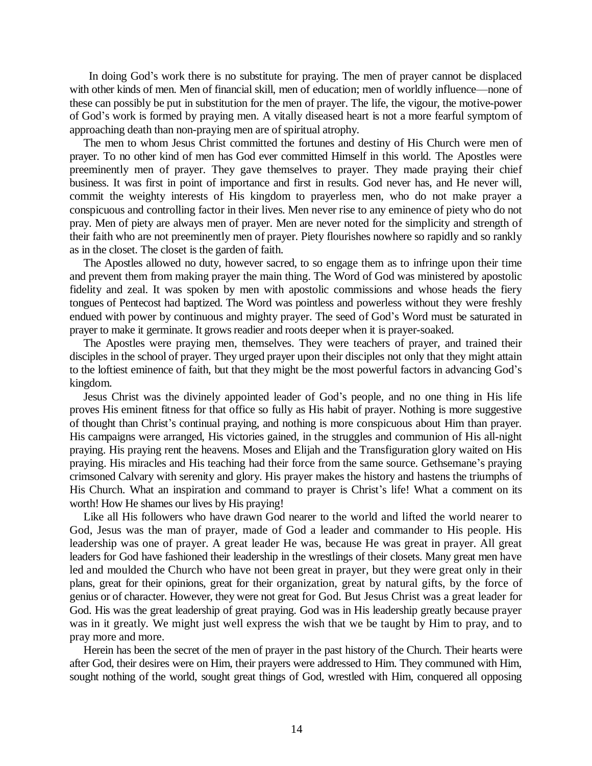In doing God's work there is no substitute for praying. The men of prayer cannot be displaced with other kinds of men. Men of financial skill, men of education; men of worldly influence—none of these can possibly be put in substitution for the men of prayer. The life, the vigour, the motive-power of God's work is formed by praying men. A vitally diseased heart is not a more fearful symptom of approaching death than non-praying men are of spiritual atrophy.

The men to whom Jesus Christ committed the fortunes and destiny of His Church were men of prayer. To no other kind of men has God ever committed Himself in this world. The Apostles were preeminently men of prayer. They gave themselves to prayer. They made praying their chief business. It was first in point of importance and first in results. God never has, and He never will, commit the weighty interests of His kingdom to prayerless men, who do not make prayer a conspicuous and controlling factor in their lives. Men never rise to any eminence of piety who do not pray. Men of piety are always men of prayer. Men are never noted for the simplicity and strength of their faith who are not preeminently men of prayer. Piety flourishes nowhere so rapidly and so rankly as in the closet. The closet is the garden of faith.

The Apostles allowed no duty, however sacred, to so engage them as to infringe upon their time and prevent them from making prayer the main thing. The Word of God was ministered by apostolic fidelity and zeal. It was spoken by men with apostolic commissions and whose heads the fiery tongues of Pentecost had baptized. The Word was pointless and powerless without they were freshly endued with power by continuous and mighty prayer. The seed of God's Word must be saturated in prayer to make it germinate. It grows readier and roots deeper when it is prayer-soaked.

The Apostles were praying men, themselves. They were teachers of prayer, and trained their disciples in the school of prayer. They urged prayer upon their disciples not only that they might attain to the loftiest eminence of faith, but that they might be the most powerful factors in advancing God's kingdom.

Jesus Christ was the divinely appointed leader of God's people, and no one thing in His life proves His eminent fitness for that office so fully as His habit of prayer. Nothing is more suggestive of thought than Christ's continual praying, and nothing is more conspicuous about Him than prayer. His campaigns were arranged, His victories gained, in the struggles and communion of His all-night praying. His praying rent the heavens. Moses and Elijah and the Transfiguration glory waited on His praying. His miracles and His teaching had their force from the same source. Gethsemane's praying crimsoned Calvary with serenity and glory. His prayer makes the history and hastens the triumphs of His Church. What an inspiration and command to prayer is Christ's life! What a comment on its worth! How He shames our lives by His praying!

Like all His followers who have drawn God nearer to the world and lifted the world nearer to God, Jesus was the man of prayer, made of God a leader and commander to His people. His leadership was one of prayer. A great leader He was, because He was great in prayer. All great leaders for God have fashioned their leadership in the wrestlings of their closets. Many great men have led and moulded the Church who have not been great in prayer, but they were great only in their plans, great for their opinions, great for their organization, great by natural gifts, by the force of genius or of character. However, they were not great for God. But Jesus Christ was a great leader for God. His was the great leadership of great praying. God was in His leadership greatly because prayer was in it greatly. We might just well express the wish that we be taught by Him to pray, and to pray more and more.

Herein has been the secret of the men of prayer in the past history of the Church. Their hearts were after God, their desires were on Him, their prayers were addressed to Him. They communed with Him, sought nothing of the world, sought great things of God, wrestled with Him, conquered all opposing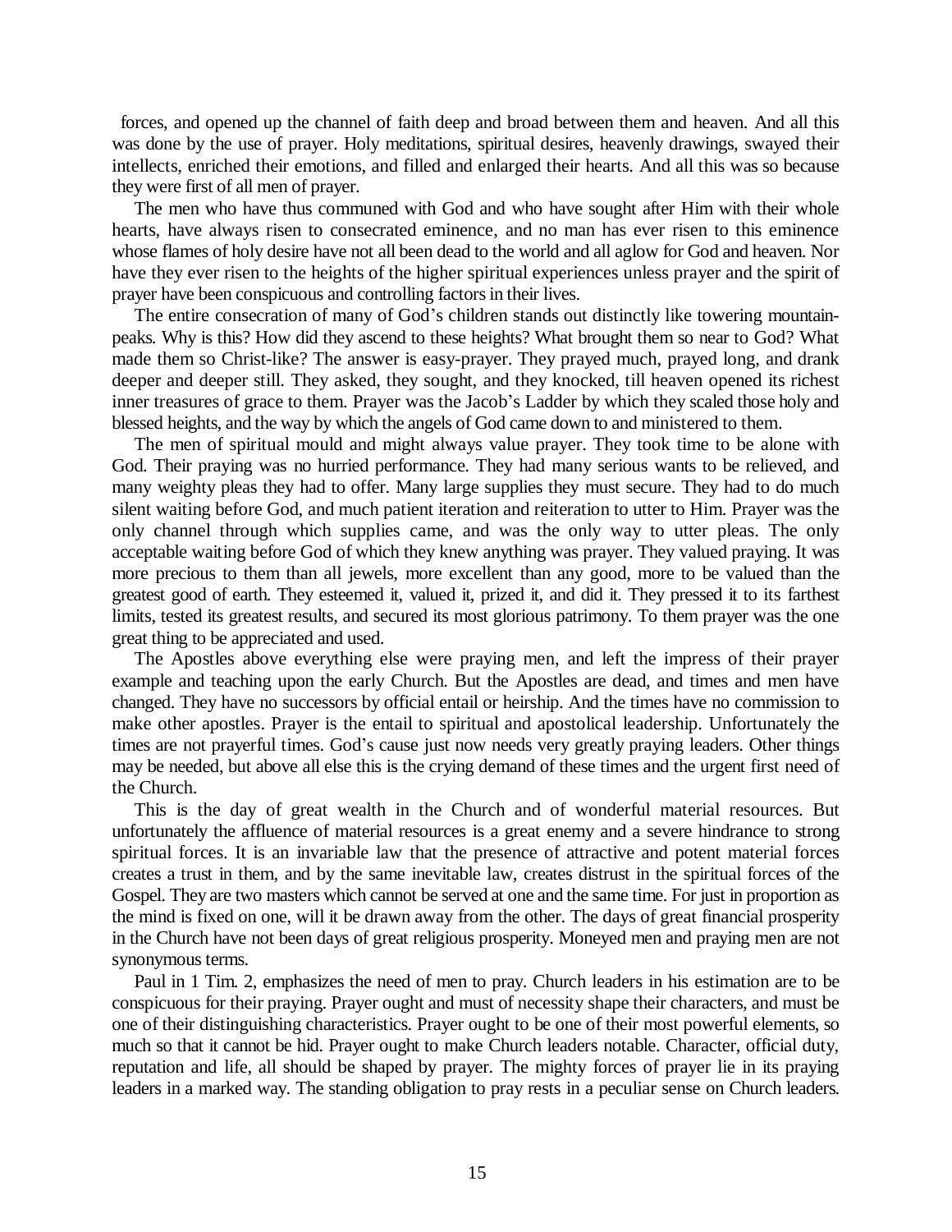forces, and opened up the channel of faith deep and broad between them and heaven. And all this was done by the use of prayer. Holy meditations, spiritual desires, heavenly drawings, swayed their intellects, enriched their emotions, and filled and enlarged their hearts. And all this was so because they were first of all men of prayer.

The men who have thus communed with God and who have sought after Him with their whole hearts, have always risen to consecrated eminence, and no man has ever risen to this eminence whose flames of holy desire have not all been dead to the world and all aglow for God and heaven. Nor have they ever risen to the heights of the higher spiritual experiences unless prayer and the spirit of prayer have been conspicuous and controlling factors in their lives.

The entire consecration of many of God's children stands out distinctly like towering mountain-peaks. Why is this? How did they ascend to these heights? What brought them so near to God? What made them so Christ-like? The answer is easy-prayer. They prayed much, prayed long, and drank deeper and deeper still. They asked, they sought, and they knocked, till heaven opened its richest inner treasures of grace to them. Prayer was the Jacob's Ladder by which they scaled those holy and blessed heights, and the way by which the angels of God came down to and ministered to them.

The men of spiritual mould and might always value prayer. They took time to be alone with God. Their praying was no hurried performance. They had many serious wants to be relieved, and many weighty pleas they had to offer. Many large supplies they must secure. They had to do much silent waiting before God, and much patient iteration and reiteration to utter to Him. Prayer was the only channel through which supplies came, and was the only way to utter pleas. The only acceptable waiting before God of which they knew anything was prayer. They valued praying. It was more precious to them than all jewels, more excellent than any good, more to be valued than the greatest good of earth. They esteemed it, valued it, prized it, and did it. They pressed it to its farthest limits, tested its greatest results, and secured its most glorious patrimony. To them prayer was the one great thing to be appreciated and used.

The Apostles above everything else were praying men, and left the impress of their prayer example and teaching upon the early Church. But the Apostles are dead, and times and men have changed. They have no successors by official entail or heirship. And the times have no commission to make other apostles. Prayer is the entail to spiritual and apostolical leadership. Unfortunately the times are not prayerful times. God's cause just now needs very greatly praying leaders. Other things may be needed, but above all else this is the crying demand of these times and the urgent first need of the Church.

This is the day of great wealth in the Church and of wonderful material resources. But unfortunately the affluence of material resources is a great enemy and a severe hindrance to strong spiritual forces. It is an invariable law that the presence of attractive and potent material forces creates a trust in them, and by the same inevitable law, creates distrust in the spiritual forces of the Gospel. They are two masters which cannot be served at one and the same time. For just in proportion as the mind is fixed on one, will it be drawn away from the other. The days of great financial prosperity in the Church have not been days of great religious prosperity. Moneyed men and praying men are not synonymous terms.

Paul in 1 Tim. 2, emphasizes the need of men to pray. Church leaders in his estimation are to be conspicuous for their praying. Prayer ought and must of necessity shape their characters, and must be one of their distinguishing characteristics. Prayer ought to be one of their most powerful elements, so much so that it cannot be hid. Prayer ought to make Church leaders notable. Character, official duty, reputation and life, all should be shaped by prayer. The mighty forces of prayer lie in its praying leaders in a marked way. The standing obligation to pray rests in a peculiar sense on Church leaders.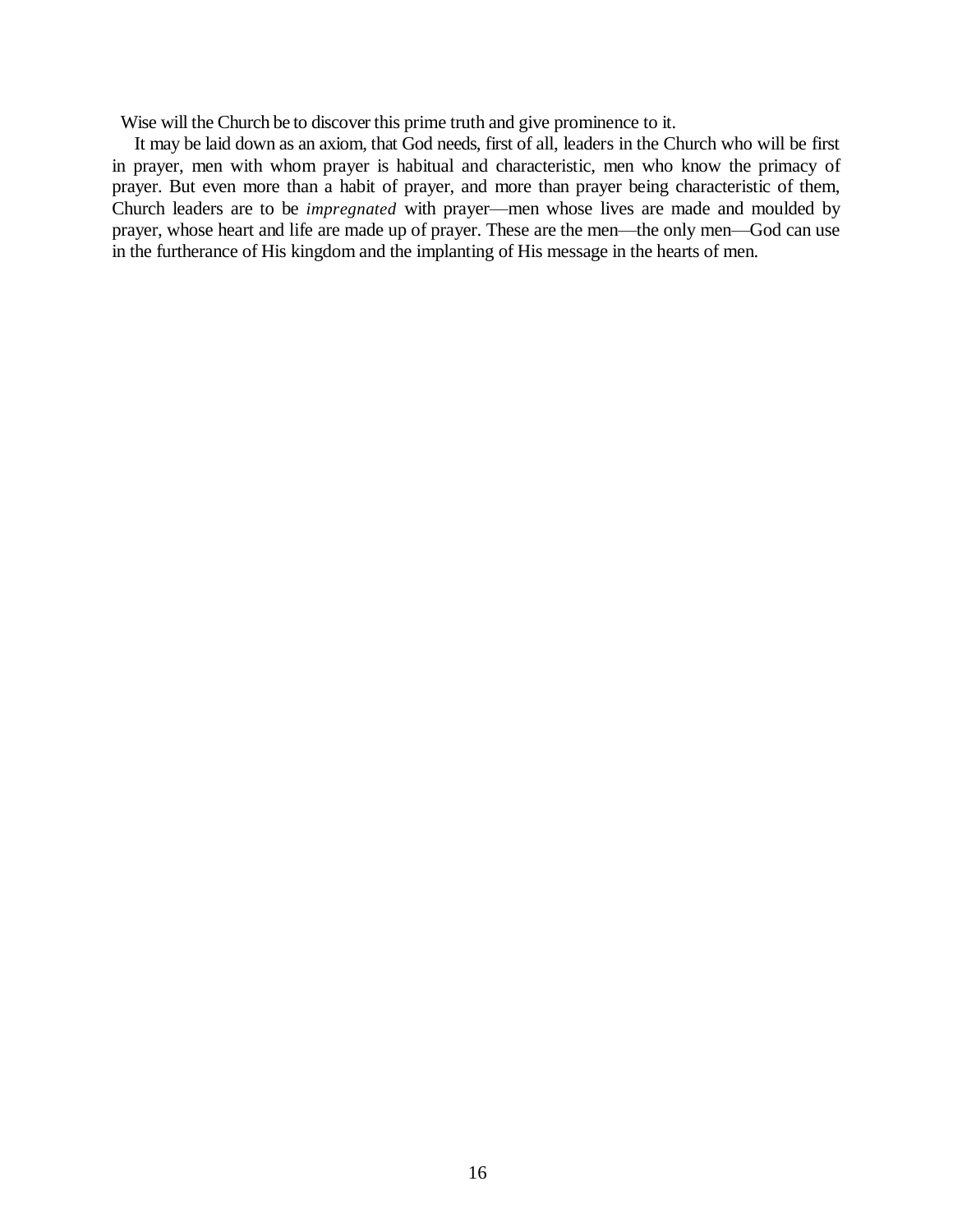Wise will the Church be to discover this prime truth and give prominence to it.

It may be laid down as an axiom, that God needs, first of all, leaders in the Church who will be first in prayer, men with whom prayer is habitual and characteristic, men who know the primacy of prayer. But even more than a habit of prayer, and more than prayer being characteristic of them, Church leaders are to be *impregnated* with prayer—men whose lives are made and moulded by prayer, whose heart and life are made up of prayer. These are the men—the only men—God can use in the furtherance of His kingdom and the implanting of His message in the hearts of men.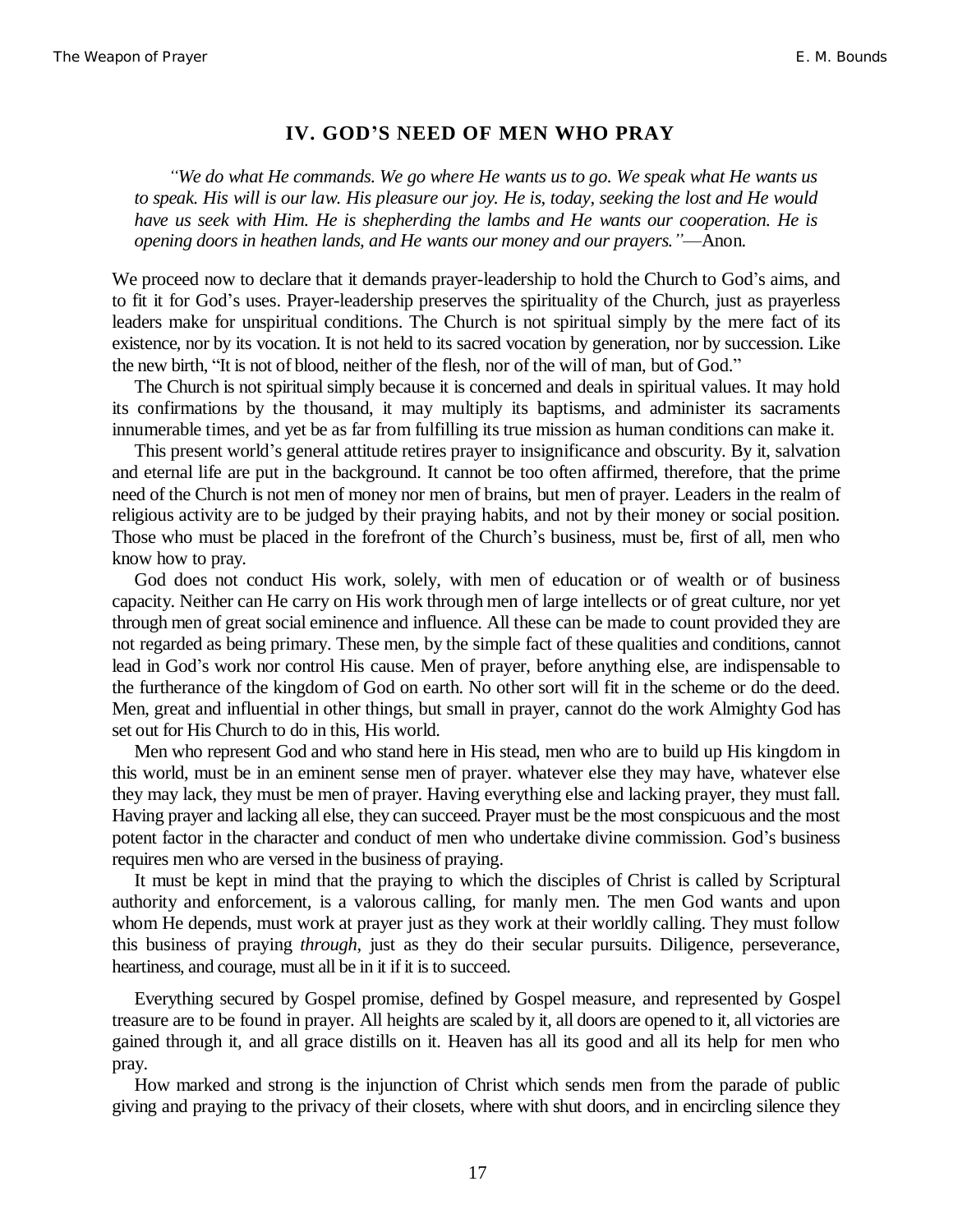## IV. GOD'S NEED OF MEN WHO PRAY

*"We do what He commands. We go where He wants us to go. We speak what He wants us to speak. His will is our law. His pleasure our joy. He is, today, seeking the lost and He would have us seek with Him. He is shepherding the lambs and He wants our cooperation. He is opening doors in heathen lands, and He wants our money and our prayers."*—Anon.

We proceed now to declare that it demands prayer-leadership to hold the Church to God's aims, and to fit it for God's uses. Prayer-leadership preserves the spirituality of the Church, just as prayerless leaders make for unspiritual conditions. The Church is not spiritual simply by the mere fact of its existence, nor by its vocation. It is not held to its sacred vocation by generation, nor by succession. Like the new birth, "It is not of blood, neither of the flesh, nor of the will of man, but of God."

The Church is not spiritual simply because it is concerned and deals in spiritual values. It may hold its confirmations by the thousand, it may multiply its baptisms, and administer its sacraments innumerable times, and yet be as far from fulfilling its true mission as human conditions can make it.

This present world's general attitude retires prayer to insignificance and obscurity. By it, salvation and eternal life are put in the background. It cannot be too often affirmed, therefore, that the prime need of the Church is not men of money nor men of brains, but men of prayer. Leaders in the realm of religious activity are to be judged by their praying habits, and not by their money or social position. Those who must be placed in the forefront of the Church's business, must be, first of all, men who know how to pray.

God does not conduct His work, solely, with men of education or of wealth or of business capacity. Neither can He carry on His work through men of large intellects or of great culture, nor yet through men of great social eminence and influence. All these can be made to count provided they are not regarded as being primary. These men, by the simple fact of these qualities and conditions, cannot lead in God's work nor control His cause. Men of prayer, before anything else, are indispensable to the furtherance of the kingdom of God on earth. No other sort will fit in the scheme or do the deed. Men, great and influential in other things, but small in prayer, cannot do the work Almighty God has set out for His Church to do in this, His world.

Men who represent God and who stand here in His stead, men who are to build up His kingdom in this world, must be in an eminent sense men of prayer. whatever else they may have, whatever else they may lack, they must be men of prayer. Having everything else and lacking prayer, they must fall. Having prayer and lacking all else, they can succeed. Prayer must be the most conspicuous and the most potent factor in the character and conduct of men who undertake divine commission. God's business requires men who are versed in the business of praying.

It must be kept in mind that the praying to which the disciples of Christ is called by Scriptural authority and enforcement, is a valorous calling, for manly men. The men God wants and upon whom He depends, must work at prayer just as they work at their worldly calling. They must follow this business of praying *through*, just as they do their secular pursuits. Diligence, perseverance, heartiness, and courage, must all be in it if it is to succeed.

Everything secured by Gospel promise, defined by Gospel measure, and represented by Gospel treasure are to be found in prayer. All heights are scaled by it, all doors are opened to it, all victories are gained through it, and all grace distills on it. Heaven has all its good and all its help for men who pray.

How marked and strong is the injunction of Christ which sends men from the parade of public giving and praying to the privacy of their closets, where with shut doors, and in encircling silence they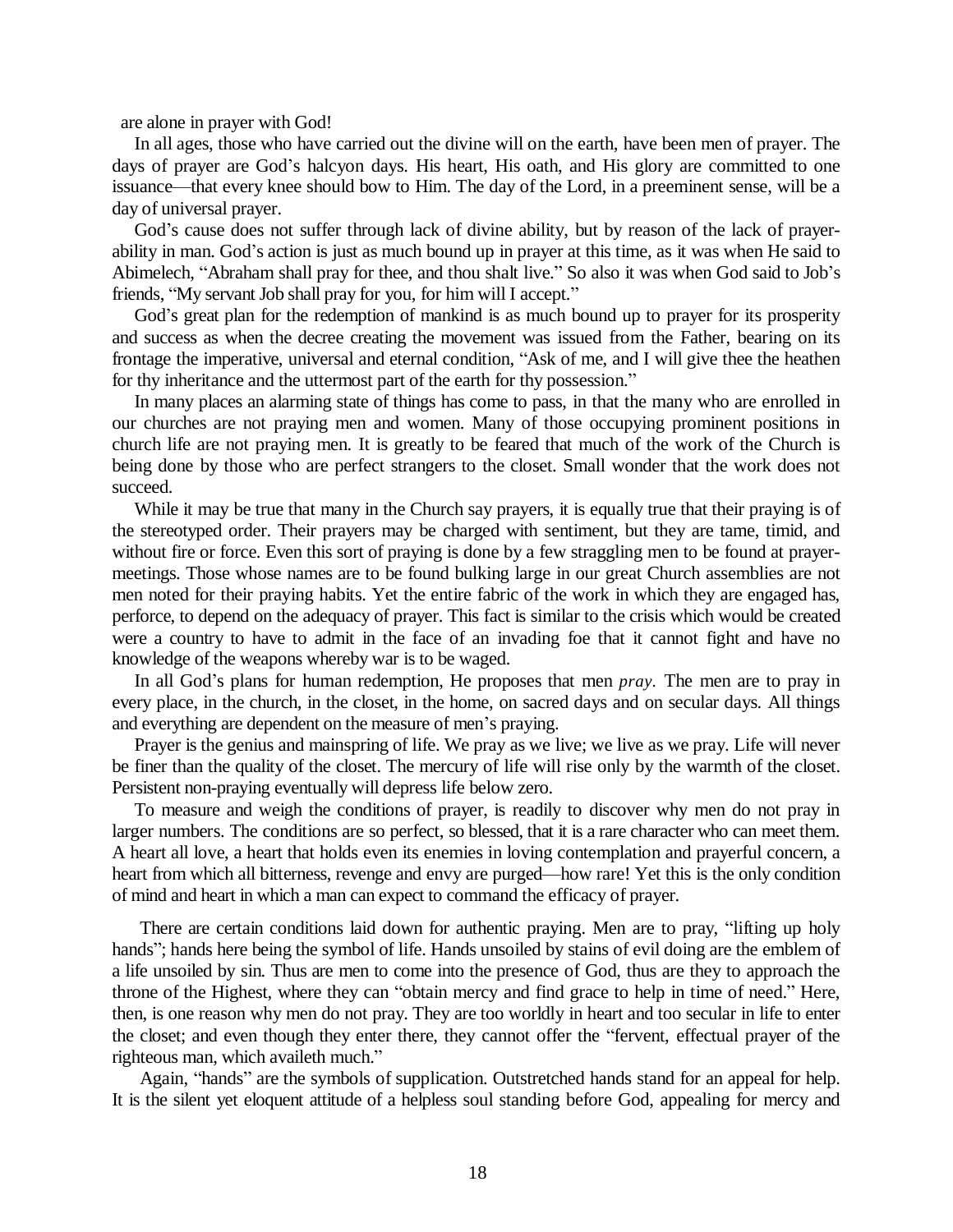are alone in prayer with God!

In all ages, those who have carried out the divine will on the earth, have been men of prayer. The days of prayer are God's halcyon days. His heart, His oath, and His glory are committed to one issuance—that every knee should bow to Him. The day of the Lord, in a preeminent sense, will be a day of universal prayer.

God's cause does not suffer through lack of divine ability, but by reason of the lack of prayer-ability in man. God's action is just as much bound up in prayer at this time, as it was when He said to Abimelech, "Abraham shall pray for thee, and thou shalt live." So also it was when God said to Job's friends, "My servant Job shall pray for you, for him will I accept."

God's great plan for the redemption of mankind is as much bound up to prayer for its prosperity and success as when the decree creating the movement was issued from the Father, bearing on its frontage the imperative, universal and eternal condition, "Ask of me, and I will give thee the heathen for thy inheritance and the uttermost part of the earth for thy possession."

In many places an alarming state of things has come to pass, in that the many who are enrolled in our churches are not praying men and women. Many of those occupying prominent positions in church life are not praying men. It is greatly to be feared that much of the work of the Church is being done by those who are perfect strangers to the closet. Small wonder that the work does not succeed.

While it may be true that many in the Church say prayers, it is equally true that their praying is of the stereotyped order. Their prayers may be charged with sentiment, but they are tame, timid, and without fire or force. Even this sort of praying is done by a few straggling men to be found at prayer-meetings. Those whose names are to be found bulking large in our great Church assemblies are not men noted for their praying habits. Yet the entire fabric of the work in which they are engaged has, perforce, to depend on the adequacy of prayer. This fact is similar to the crisis which would be created were a country to have to admit in the face of an invading foe that it cannot fight and have no knowledge of the weapons whereby war is to be waged.

In all God's plans for human redemption, He proposes that men *pray*. The men are to pray in every place, in the church, in the closet, in the home, on sacred days and on secular days. All things and everything are dependent on the measure of men's praying.

Prayer is the genius and mainspring of life. We pray as we live; we live as we pray. Life will never be finer than the quality of the closet. The mercury of life will rise only by the warmth of the closet. Persistent non-praying eventually will depress life below zero.

To measure and weigh the conditions of prayer, is readily to discover why men do not pray in larger numbers. The conditions are so perfect, so blessed, that it is a rare character who can meet them. A heart all love, a heart that holds even its enemies in loving contemplation and prayerful concern, a heart from which all bitterness, revenge and envy are purged—how rare! Yet this is the only condition of mind and heart in which a man can expect to command the efficacy of prayer.

There are certain conditions laid down for authentic praying. Men are to pray, "lifting up holy hands"; hands here being the symbol of life. Hands unsoiled by stains of evil doing are the emblem of a life unsoiled by sin. Thus are men to come into the presence of God, thus are they to approach the throne of the Highest, where they can "obtain mercy and find grace to help in time of need." Here, then, is one reason why men do not pray. They are too worldly in heart and too secular in life to enter the closet; and even though they enter there, they cannot offer the "fervent, effectual prayer of the righteous man, which availeth much."

Again, "hands" are the symbols of supplication. Outstretched hands stand for an appeal for help. It is the silent yet eloquent attitude of a helpless soul standing before God, appealing for mercy and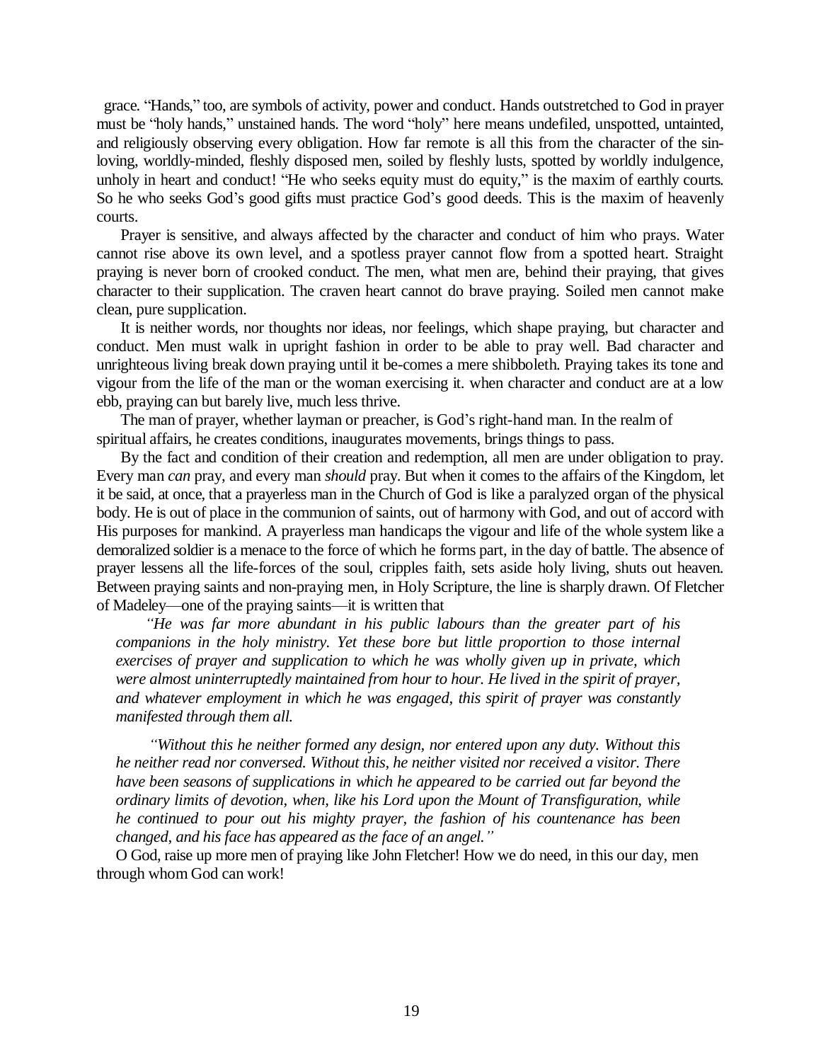grace. "Hands," too, are symbols of activity, power and conduct. Hands outstretched to God in prayer must be "holy hands," unstained hands. The word "holy" here means undefiled, unspotted, untainted, and religiously observing every obligation. How far remote is all this from the character of the sin-loving, worldly-minded, fleshly disposed men, soiled by fleshly lusts, spotted by worldly indulgence, unholy in heart and conduct! "He who seeks equity must do equity," is the maxim of earthly courts. So he who seeks God's good gifts must practice God's good deeds. This is the maxim of heavenly courts.

Prayer is sensitive, and always affected by the character and conduct of him who prays. Water cannot rise above its own level, and a spotless prayer cannot flow from a spotted heart. Straight praying is never born of crooked conduct. The men, what men are, behind their praying, that gives character to their supplication. The craven heart cannot do brave praying. Soiled men cannot make clean, pure supplication.

It is neither words, nor thoughts nor ideas, nor feelings, which shape praying, but character and conduct. Men must walk in upright fashion in order to be able to pray well. Bad character and unrighteous living break down praying until it be-comes a mere shibboleth. Praying takes its tone and vigour from the life of the man or the woman exercising it. when character and conduct are at a low ebb, praying can but barely live, much less thrive.

The man of prayer, whether layman or preacher, is God's right-hand man. In the realm of spiritual affairs, he creates conditions, inaugurates movements, brings things to pass.

By the fact and condition of their creation and redemption, all men are under obligation to pray. Every man *can* pray, and every man *should* pray. But when it comes to the affairs of the Kingdom, let it be said, at once, that a prayerless man in the Church of God is like a paralyzed organ of the physical body. He is out of place in the communion of saints, out of harmony with God, and out of accord with His purposes for mankind. A prayerless man handicaps the vigour and life of the whole system like a demoralized soldier is a menace to the force of which he forms part, in the day of battle. The absence of prayer lessens all the life-forces of the soul, cripples faith, sets aside holy living, shuts out heaven. Between praying saints and non-praying men, in Holy Scripture, the line is sharply drawn. Of Fletcher of Madeley—one of the praying saints—it is written that

> *"He was far more abundant in his public labours than the greater part of his companions in the holy ministry. Yet these bore but little proportion to those internal exercises of prayer and supplication to which he was wholly given up in private, which were almost uninterruptedly maintained from hour to hour. He lived in the spirit of prayer, and whatever employment in which he was engaged, this spirit of prayer was constantly manifested through them all.*
>
> *"Without this he neither formed any design, nor entered upon any duty. Without this he neither read nor conversed. Without this, he neither visited nor received a visitor. There have been seasons of supplications in which he appeared to be carried out far beyond the ordinary limits of devotion, when, like his Lord upon the Mount of Transfiguration, while he continued to pour out his mighty prayer, the fashion of his countenance has been changed, and his face has appeared as the face of an angel."*

O God, raise up more men of praying like John Fletcher! How we do need, in this our day, men through whom God can work!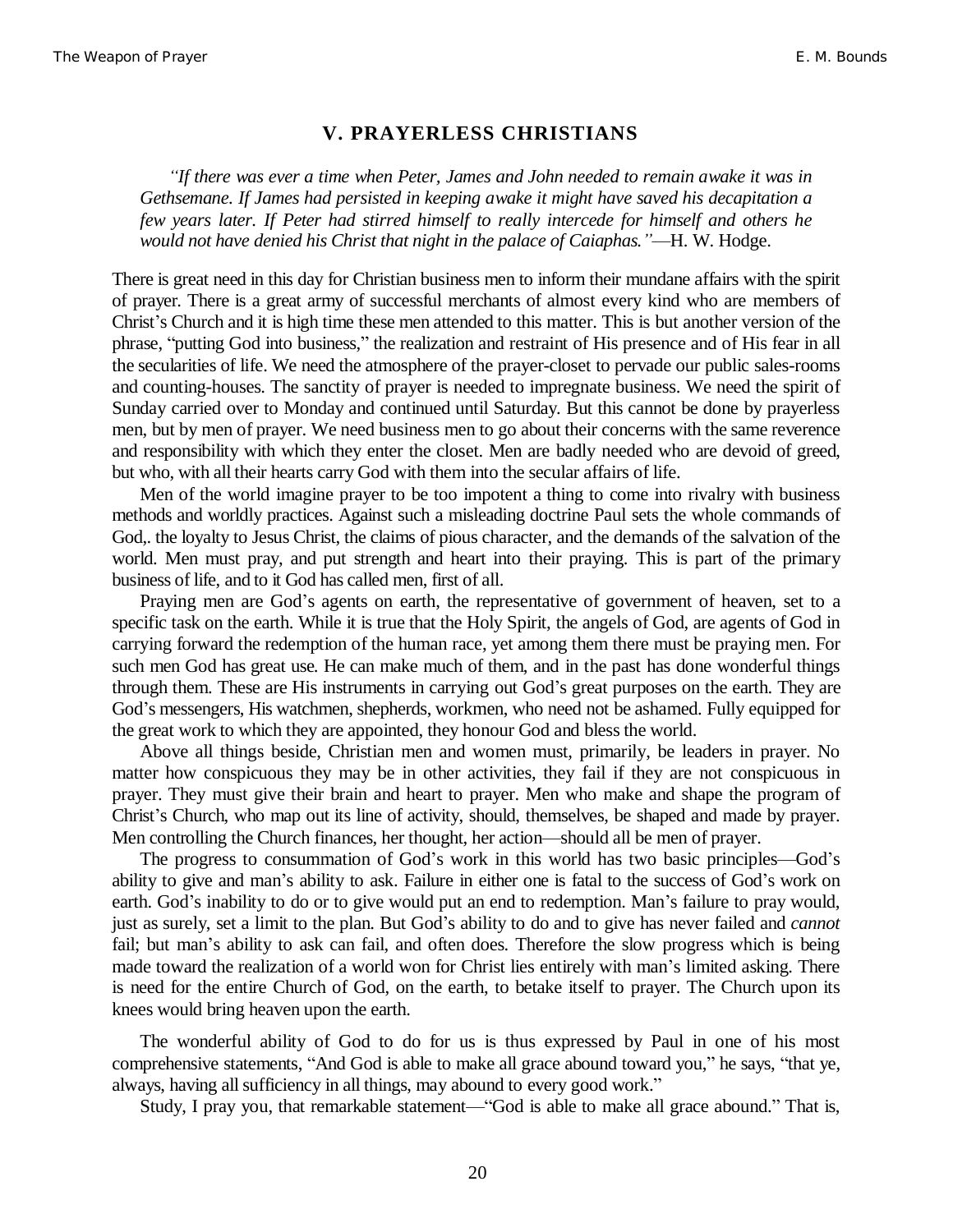## V. PRAYERLESS CHRISTIANS

> *"If there was ever a time when Peter, James and John needed to remain awake it was in Gethsemane. If James had persisted in keeping awake it might have saved his decapitation a few years later. If Peter had stirred himself to really intercede for himself and others he would not have denied his Christ that night in the palace of Caiaphas."*—H. W. Hodge.

There is great need in this day for Christian business men to inform their mundane affairs with the spirit of prayer. There is a great army of successful merchants of almost every kind who are members of Christ's Church and it is high time these men attended to this matter. This is but another version of the phrase, "putting God into business," the realization and restraint of His presence and of His fear in all the secularities of life. We need the atmosphere of the prayer-closet to pervade our public sales-rooms and counting-houses. The sanctity of prayer is needed to impregnate business. We need the spirit of Sunday carried over to Monday and continued until Saturday. But this cannot be done by prayerless men, but by men of prayer. We need business men to go about their concerns with the same reverence and responsibility with which they enter the closet. Men are badly needed who are devoid of greed, but who, with all their hearts carry God with them into the secular affairs of life.

Men of the world imagine prayer to be too impotent a thing to come into rivalry with business methods and worldly practices. Against such a misleading doctrine Paul sets the whole commands of God,. the loyalty to Jesus Christ, the claims of pious character, and the demands of the salvation of the world. Men must pray, and put strength and heart into their praying. This is part of the primary business of life, and to it God has called men, first of all.

Praying men are God's agents on earth, the representative of government of heaven, set to a specific task on the earth. While it is true that the Holy Spirit, the angels of God, are agents of God in carrying forward the redemption of the human race, yet among them there must be praying men. For such men God has great use. He can make much of them, and in the past has done wonderful things through them. These are His instruments in carrying out God's great purposes on the earth. They are God's messengers, His watchmen, shepherds, workmen, who need not be ashamed. Fully equipped for the great work to which they are appointed, they honour God and bless the world.

Above all things beside, Christian men and women must, primarily, be leaders in prayer. No matter how conspicuous they may be in other activities, they fail if they are not conspicuous in prayer. They must give their brain and heart to prayer. Men who make and shape the program of Christ's Church, who map out its line of activity, should, themselves, be shaped and made by prayer. Men controlling the Church finances, her thought, her action—should all be men of prayer.

The progress to consummation of God's work in this world has two basic principles—God's ability to give and man's ability to ask. Failure in either one is fatal to the success of God's work on earth. God's inability to do or to give would put an end to redemption. Man's failure to pray would, just as surely, set a limit to the plan. But God's ability to do and to give has never failed and *cannot* fail; but man's ability to ask can fail, and often does. Therefore the slow progress which is being made toward the realization of a world won for Christ lies entirely with man's limited asking. There is need for the entire Church of God, on the earth, to betake itself to prayer. The Church upon its knees would bring heaven upon the earth.

The wonderful ability of God to do for us is thus expressed by Paul in one of his most comprehensive statements, "And God is able to make all grace abound toward you," he says, "that ye, always, having all sufficiency in all things, may abound to every good work."

Study, I pray you, that remarkable statement—"God is able to make all grace abound." That is,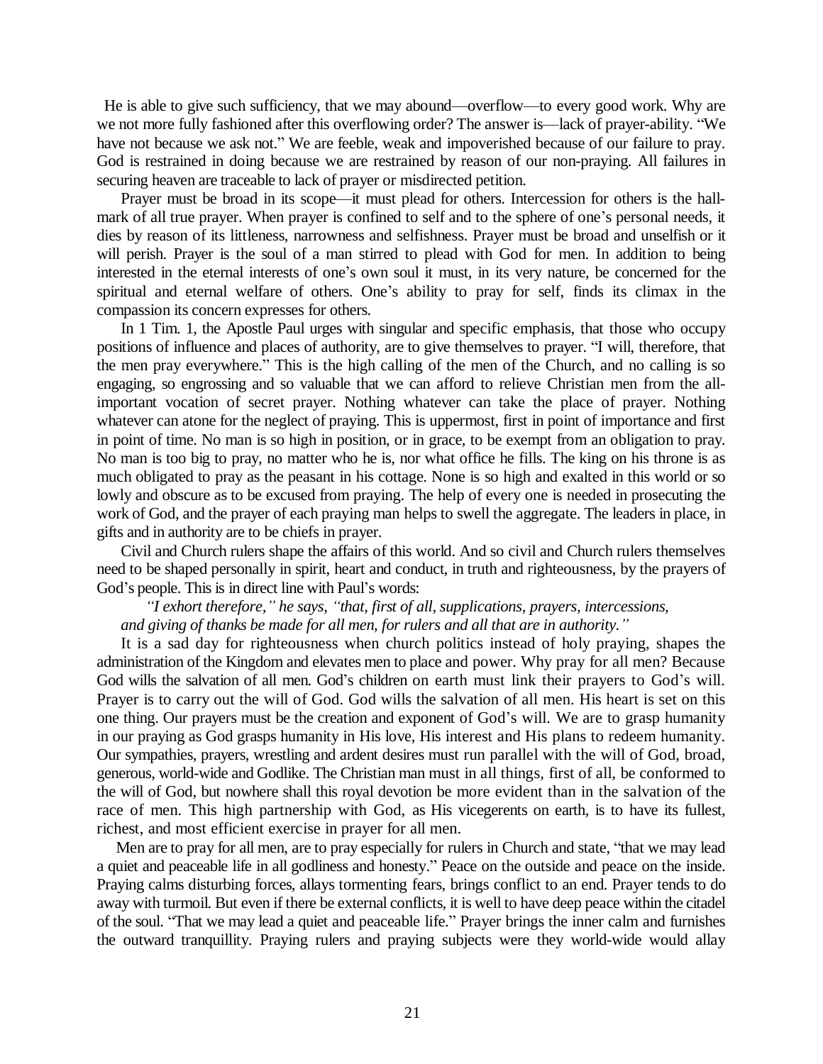He is able to give such sufficiency, that we may abound—overflow—to every good work. Why are we not more fully fashioned after this overflowing order? The answer is—lack of prayer-ability. "We have not because we ask not." We are feeble, weak and impoverished because of our failure to pray. God is restrained in doing because we are restrained by reason of our non-praying. All failures in securing heaven are traceable to lack of prayer or misdirected petition.

Prayer must be broad in its scope—it must plead for others. Intercession for others is the hall-mark of all true prayer. When prayer is confined to self and to the sphere of one's personal needs, it dies by reason of its littleness, narrowness and selfishness. Prayer must be broad and unselfish or it will perish. Prayer is the soul of a man stirred to plead with God for men. In addition to being interested in the eternal interests of one's own soul it must, in its very nature, be concerned for the spiritual and eternal welfare of others. One's ability to pray for self, finds its climax in the compassion its concern expresses for others.

In 1 Tim. 1, the Apostle Paul urges with singular and specific emphasis, that those who occupy positions of influence and places of authority, are to give themselves to prayer. "I will, therefore, that the men pray everywhere." This is the high calling of the men of the Church, and no calling is so engaging, so engrossing and so valuable that we can afford to relieve Christian men from the all-important vocation of secret prayer. Nothing whatever can take the place of prayer. Nothing whatever can atone for the neglect of praying. This is uppermost, first in point of importance and first in point of time. No man is so high in position, or in grace, to be exempt from an obligation to pray. No man is too big to pray, no matter who he is, nor what office he fills. The king on his throne is as much obligated to pray as the peasant in his cottage. None is so high and exalted in this world or so lowly and obscure as to be excused from praying. The help of every one is needed in prosecuting the work of God, and the prayer of each praying man helps to swell the aggregate. The leaders in place, in gifts and in authority are to be chiefs in prayer.

Civil and Church rulers shape the affairs of this world. And so civil and Church rulers themselves need to be shaped personally in spirit, heart and conduct, in truth and righteousness, by the prayers of God's people. This is in direct line with Paul's words:

> *"I exhort therefore," he says, "that, first of all, supplications, prayers, intercessions, and giving of thanks be made for all men, for rulers and all that are in authority."*

It is a sad day for righteousness when church politics instead of holy praying, shapes the administration of the Kingdom and elevates men to place and power. Why pray for all men? Because God wills the salvation of all men. God's children on earth must link their prayers to God's will. Prayer is to carry out the will of God. God wills the salvation of all men. His heart is set on this one thing. Our prayers must be the creation and exponent of God's will. We are to grasp humanity in our praying as God grasps humanity in His love, His interest and His plans to redeem humanity. Our sympathies, prayers, wrestling and ardent desires must run parallel with the will of God, broad, generous, world-wide and Godlike. The Christian man must in all things, first of all, be conformed to the will of God, but nowhere shall this royal devotion be more evident than in the salvation of the race of men. This high partnership with God, as His vicegerents on earth, is to have its fullest, richest, and most efficient exercise in prayer for all men.

Men are to pray for all men, are to pray especially for rulers in Church and state, "that we may lead a quiet and peaceable life in all godliness and honesty." Peace on the outside and peace on the inside. Praying calms disturbing forces, allays tormenting fears, brings conflict to an end. Prayer tends to do away with turmoil. But even if there be external conflicts, it is well to have deep peace within the citadel of the soul. "That we may lead a quiet and peaceable life." Prayer brings the inner calm and furnishes the outward tranquillity. Praying rulers and praying subjects were they world-wide would allay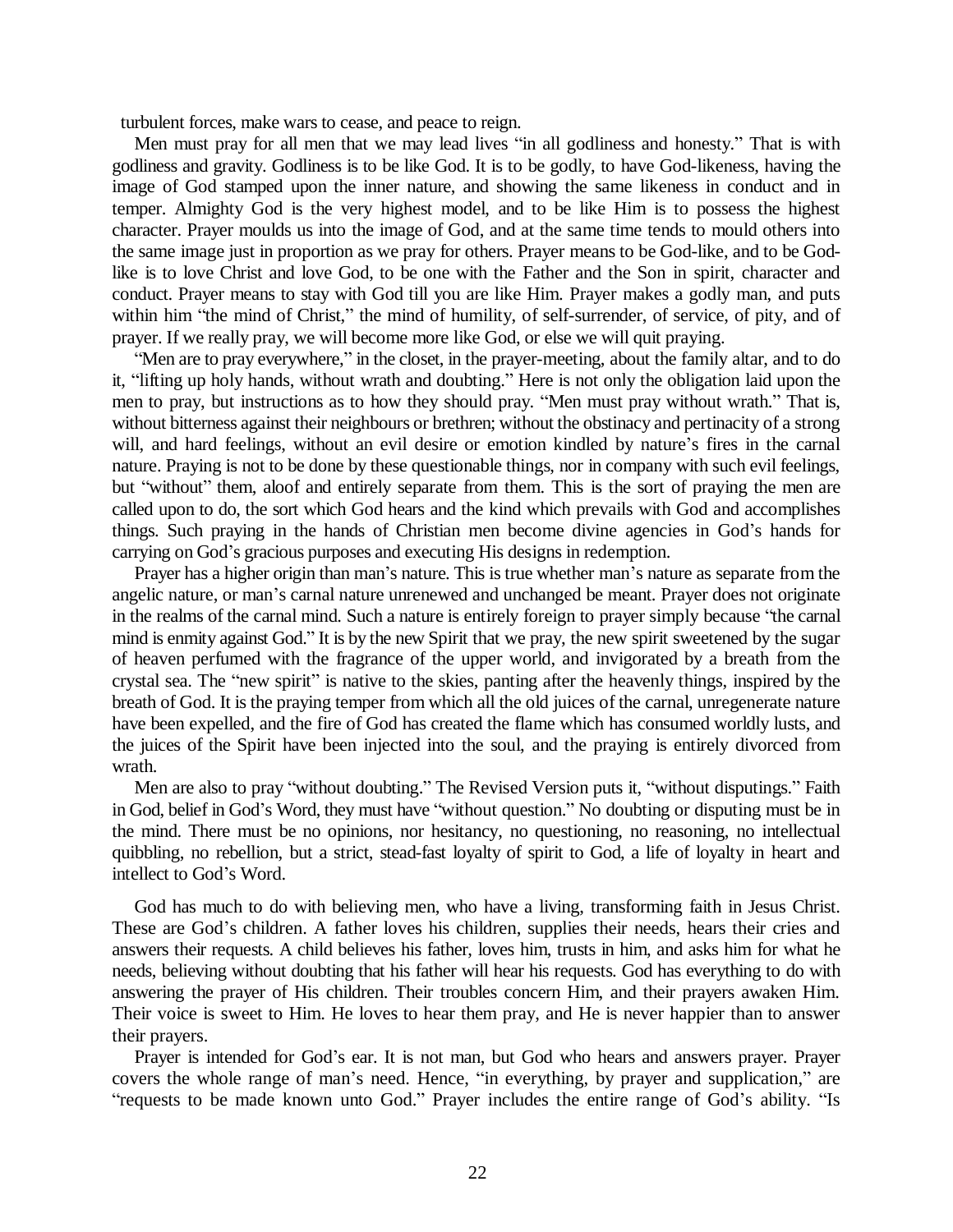turbulent forces, make wars to cease, and peace to reign.

Men must pray for all men that we may lead lives "in all godliness and honesty." That is with godliness and gravity. Godliness is to be like God. It is to be godly, to have God-likeness, having the image of God stamped upon the inner nature, and showing the same likeness in conduct and in temper. Almighty God is the very highest model, and to be like Him is to possess the highest character. Prayer moulds us into the image of God, and at the same time tends to mould others into the same image just in proportion as we pray for others. Prayer means to be God-like, and to be God-like is to love Christ and love God, to be one with the Father and the Son in spirit, character and conduct. Prayer means to stay with God till you are like Him. Prayer makes a godly man, and puts within him "the mind of Christ," the mind of humility, of self-surrender, of service, of pity, and of prayer. If we really pray, we will become more like God, or else we will quit praying.

"Men are to pray everywhere," in the closet, in the prayer-meeting, about the family altar, and to do it, "lifting up holy hands, without wrath and doubting." Here is not only the obligation laid upon the men to pray, but instructions as to how they should pray. "Men must pray without wrath." That is, without bitterness against their neighbours or brethren; without the obstinacy and pertinacity of a strong will, and hard feelings, without an evil desire or emotion kindled by nature's fires in the carnal nature. Praying is not to be done by these questionable things, nor in company with such evil feelings, but "without" them, aloof and entirely separate from them. This is the sort of praying the men are called upon to do, the sort which God hears and the kind which prevails with God and accomplishes things. Such praying in the hands of Christian men become divine agencies in God's hands for carrying on God's gracious purposes and executing His designs in redemption.

Prayer has a higher origin than man's nature. This is true whether man's nature as separate from the angelic nature, or man's carnal nature unrenewed and unchanged be meant. Prayer does not originate in the realms of the carnal mind. Such a nature is entirely foreign to prayer simply because "the carnal mind is enmity against God." It is by the new Spirit that we pray, the new spirit sweetened by the sugar of heaven perfumed with the fragrance of the upper world, and invigorated by a breath from the crystal sea. The "new spirit" is native to the skies, panting after the heavenly things, inspired by the breath of God. It is the praying temper from which all the old juices of the carnal, unregenerate nature have been expelled, and the fire of God has created the flame which has consumed worldly lusts, and the juices of the Spirit have been injected into the soul, and the praying is entirely divorced from wrath.

Men are also to pray "without doubting." The Revised Version puts it, "without disputings." Faith in God, belief in God's Word, they must have "without question." No doubting or disputing must be in the mind. There must be no opinions, nor hesitancy, no questioning, no reasoning, no intellectual quibbling, no rebellion, but a strict, stead-fast loyalty of spirit to God, a life of loyalty in heart and intellect to God's Word.

God has much to do with believing men, who have a living, transforming faith in Jesus Christ. These are God's children. A father loves his children, supplies their needs, hears their cries and answers their requests. A child believes his father, loves him, trusts in him, and asks him for what he needs, believing without doubting that his father will hear his requests. God has everything to do with answering the prayer of His children. Their troubles concern Him, and their prayers awaken Him. Their voice is sweet to Him. He loves to hear them pray, and He is never happier than to answer their prayers.

Prayer is intended for God's ear. It is not man, but God who hears and answers prayer. Prayer covers the whole range of man's need. Hence, "in everything, by prayer and supplication," are "requests to be made known unto God." Prayer includes the entire range of God's ability. "Is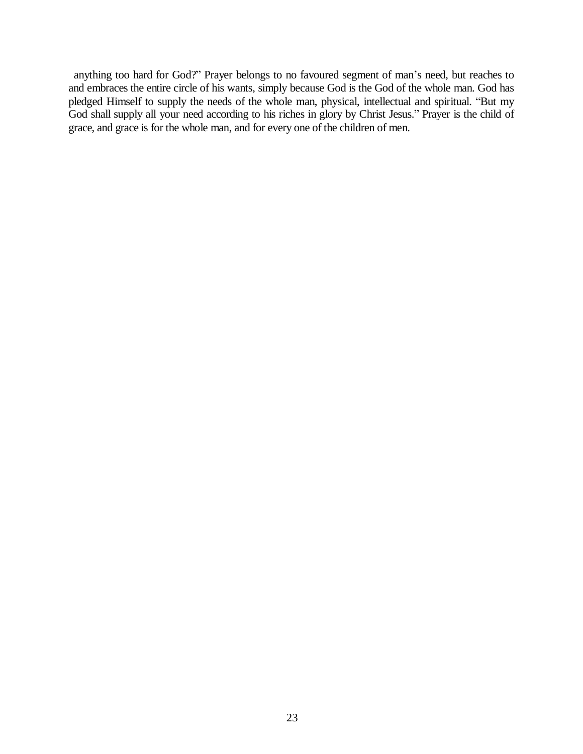anything too hard for God?" Prayer belongs to no favoured segment of man's need, but reaches to and embraces the entire circle of his wants, simply because God is the God of the whole man. God has pledged Himself to supply the needs of the whole man, physical, intellectual and spiritual. "But my God shall supply all your need according to his riches in glory by Christ Jesus." Prayer is the child of grace, and grace is for the whole man, and for every one of the children of men.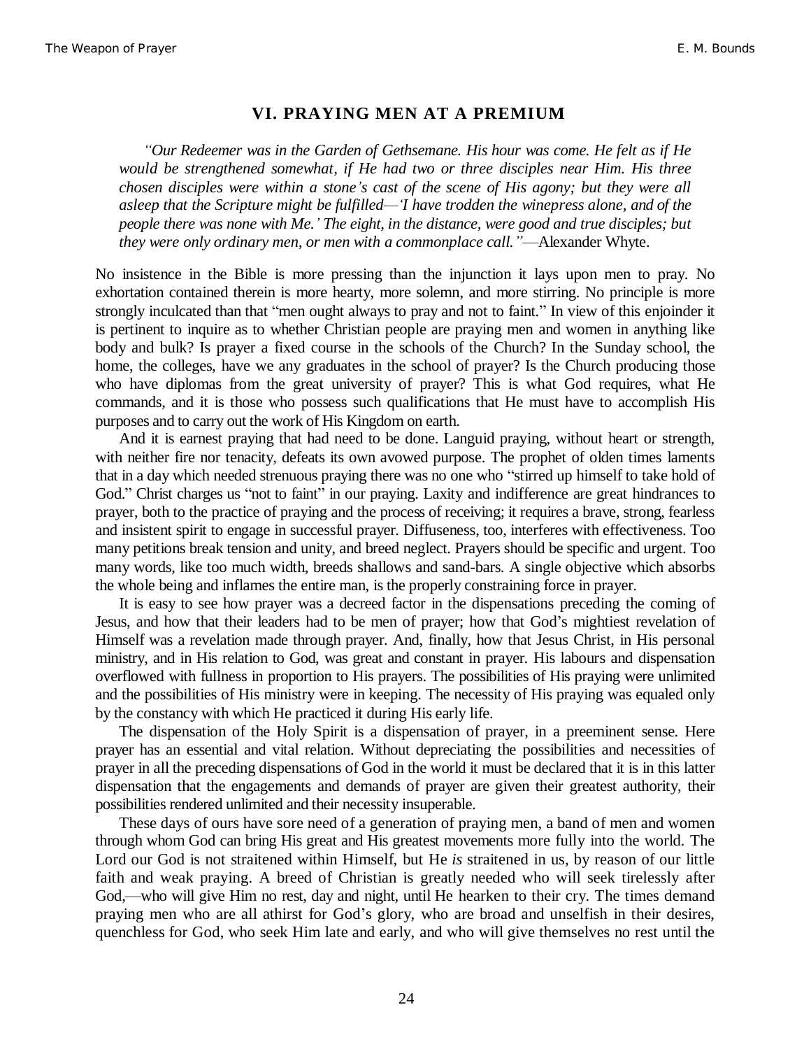## VI. PRAYING MEN AT A PREMIUM

> *"Our Redeemer was in the Garden of Gethsemane. His hour was come. He felt as if He would be strengthened somewhat, if He had two or three disciples near Him. His three chosen disciples were within a stone's cast of the scene of His agony; but they were all asleep that the Scripture might be fulfilled—'I have trodden the winepress alone, and of the people there was none with Me.' The eight, in the distance, were good and true disciples; but they were only ordinary men, or men with a commonplace call."*—Alexander Whyte.

No insistence in the Bible is more pressing than the injunction it lays upon men to pray. No exhortation contained therein is more hearty, more solemn, and more stirring. No principle is more strongly inculcated than that "men ought always to pray and not to faint." In view of this enjoinder it is pertinent to inquire as to whether Christian people are praying men and women in anything like body and bulk? Is prayer a fixed course in the schools of the Church? In the Sunday school, the home, the colleges, have we any graduates in the school of prayer? Is the Church producing those who have diplomas from the great university of prayer? This is what God requires, what He commands, and it is those who possess such qualifications that He must have to accomplish His purposes and to carry out the work of His Kingdom on earth.

And it is earnest praying that had need to be done. Languid praying, without heart or strength, with neither fire nor tenacity, defeats its own avowed purpose. The prophet of olden times laments that in a day which needed strenuous praying there was no one who "stirred up himself to take hold of God." Christ charges us "not to faint" in our praying. Laxity and indifference are great hindrances to prayer, both to the practice of praying and the process of receiving; it requires a brave, strong, fearless and insistent spirit to engage in successful prayer. Diffuseness, too, interferes with effectiveness. Too many petitions break tension and unity, and breed neglect. Prayers should be specific and urgent. Too many words, like too much width, breeds shallows and sand-bars. A single objective which absorbs the whole being and inflames the entire man, is the properly constraining force in prayer.

It is easy to see how prayer was a decreed factor in the dispensations preceding the coming of Jesus, and how that their leaders had to be men of prayer; how that God's mightiest revelation of Himself was a revelation made through prayer. And, finally, how that Jesus Christ, in His personal ministry, and in His relation to God, was great and constant in prayer. His labours and dispensation overflowed with fullness in proportion to His prayers. The possibilities of His praying were unlimited and the possibilities of His ministry were in keeping. The necessity of His praying was equaled only by the constancy with which He practiced it during His early life.

The dispensation of the Holy Spirit is a dispensation of prayer, in a preeminent sense. Here prayer has an essential and vital relation. Without depreciating the possibilities and necessities of prayer in all the preceding dispensations of God in the world it must be declared that it is in this latter dispensation that the engagements and demands of prayer are given their greatest authority, their possibilities rendered unlimited and their necessity insuperable.

These days of ours have sore need of a generation of praying men, a band of men and women through whom God can bring His great and His greatest movements more fully into the world. The Lord our God is not straitened within Himself, but He *is* straitened in us, by reason of our little faith and weak praying. A breed of Christian is greatly needed who will seek tirelessly after God,—who will give Him no rest, day and night, until He hearken to their cry. The times demand praying men who are all athirst for God's glory, who are broad and unselfish in their desires, quenchless for God, who seek Him late and early, and who will give themselves no rest until the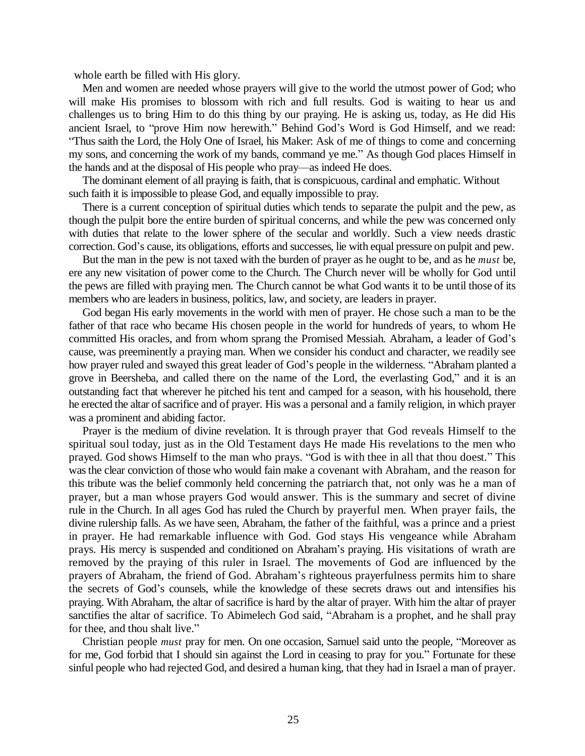whole earth be filled with His glory.

Men and women are needed whose prayers will give to the world the utmost power of God; who will make His promises to blossom with rich and full results. God is waiting to hear us and challenges us to bring Him to do this thing by our praying. He is asking us, today, as He did His ancient Israel, to "prove Him now herewith." Behind God's Word is God Himself, and we read: "Thus saith the Lord, the Holy One of Israel, his Maker: Ask of me of things to come and concerning my sons, and concerning the work of my bands, command ye me." As though God places Himself in the hands and at the disposal of His people who pray—as indeed He does.

The dominant element of all praying is faith, that is conspicuous, cardinal and emphatic. Without such faith it is impossible to please God, and equally impossible to pray.

There is a current conception of spiritual duties which tends to separate the pulpit and the pew, as though the pulpit bore the entire burden of spiritual concerns, and while the pew was concerned only with duties that relate to the lower sphere of the secular and worldly. Such a view needs drastic correction. God's cause, its obligations, efforts and successes, lie with equal pressure on pulpit and pew.

But the man in the pew is not taxed with the burden of prayer as he ought to be, and as he *must* be, ere any new visitation of power come to the Church. The Church never will be wholly for God until the pews are filled with praying men. The Church cannot be what God wants it to be until those of its members who are leaders in business, politics, law, and society, are leaders in prayer.

God began His early movements in the world with men of prayer. He chose such a man to be the father of that race who became His chosen people in the world for hundreds of years, to whom He committed His oracles, and from whom sprang the Promised Messiah. Abraham, a leader of God's cause, was preeminently a praying man. When we consider his conduct and character, we readily see how prayer ruled and swayed this great leader of God's people in the wilderness. "Abraham planted a grove in Beersheba, and called there on the name of the Lord, the everlasting God," and it is an outstanding fact that wherever he pitched his tent and camped for a season, with his household, there he erected the altar of sacrifice and of prayer. His was a personal and a family religion, in which prayer was a prominent and abiding factor.

Prayer is the medium of divine revelation. It is through prayer that God reveals Himself to the spiritual soul today, just as in the Old Testament days He made His revelations to the men who prayed. God shows Himself to the man who prays. "God is with thee in all that thou doest." This was the clear conviction of those who would fain make a covenant with Abraham, and the reason for this tribute was the belief commonly held concerning the patriarch that, not only was he a man of prayer, but a man whose prayers God would answer. This is the summary and secret of divine rule in the Church. In all ages God has ruled the Church by prayerful men. When prayer fails, the divine rulership falls. As we have seen, Abraham, the father of the faithful, was a prince and a priest in prayer. He had remarkable influence with God. God stays His vengeance while Abraham prays. His mercy is suspended and conditioned on Abraham's praying. His visitations of wrath are removed by the praying of this ruler in Israel. The movements of God are influenced by the prayers of Abraham, the friend of God. Abraham's righteous prayerfulness permits him to share the secrets of God's counsels, while the knowledge of these secrets draws out and intensifies his praying. With Abraham, the altar of sacrifice is hard by the altar of prayer. With him the altar of prayer sanctifies the altar of sacrifice. To Abimelech God said, "Abraham is a prophet, and he shall pray for thee, and thou shalt live."

Christian people *must* pray for men. On one occasion, Samuel said unto the people, "Moreover as for me, God forbid that I should sin against the Lord in ceasing to pray for you." Fortunate for these sinful people who had rejected God, and desired a human king, that they had in Israel a man of prayer.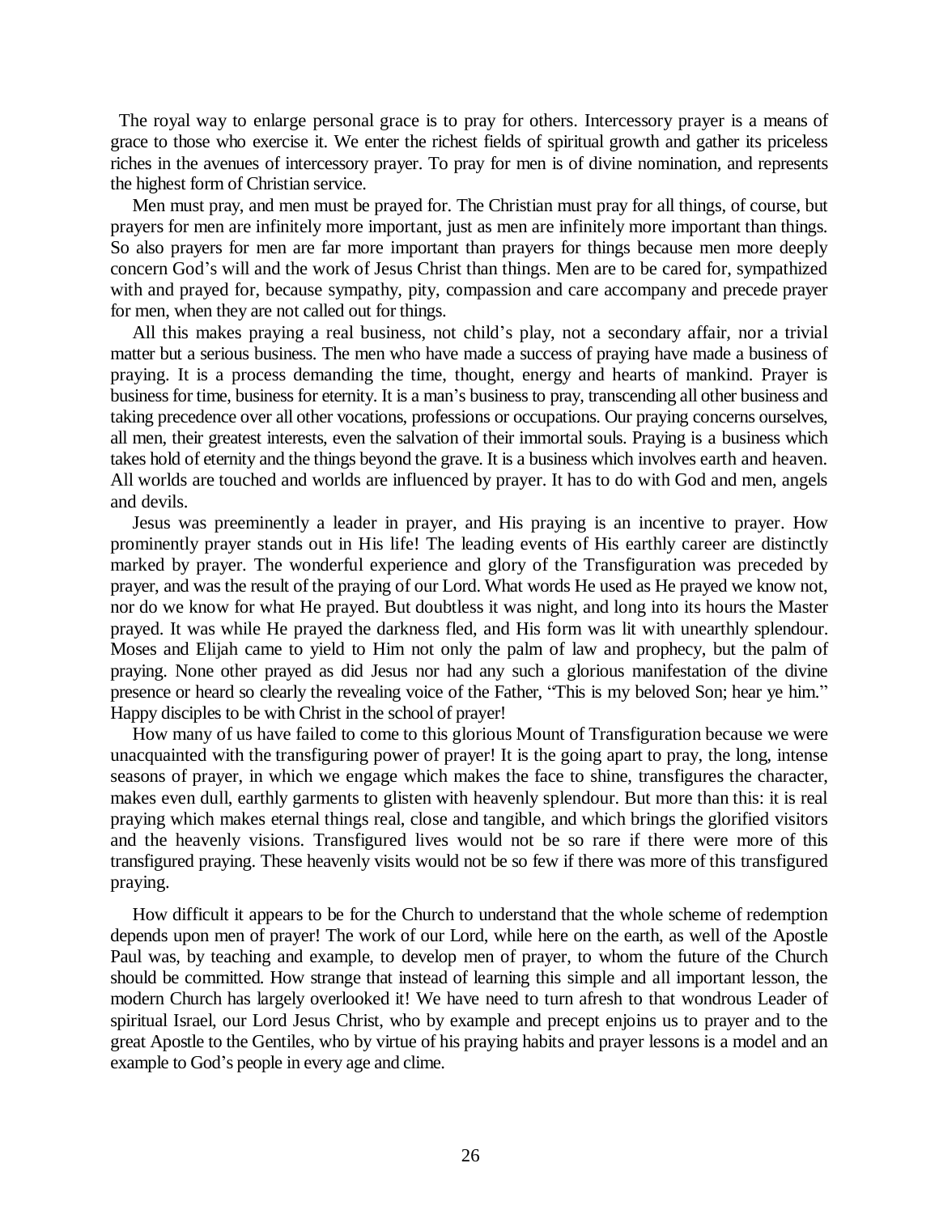The royal way to enlarge personal grace is to pray for others. Intercessory prayer is a means of grace to those who exercise it. We enter the richest fields of spiritual growth and gather its priceless riches in the avenues of intercessory prayer. To pray for men is of divine nomination, and represents the highest form of Christian service.

Men must pray, and men must be prayed for. The Christian must pray for all things, of course, but prayers for men are infinitely more important, just as men are infinitely more important than things. So also prayers for men are far more important than prayers for things because men more deeply concern God's will and the work of Jesus Christ than things. Men are to be cared for, sympathized with and prayed for, because sympathy, pity, compassion and care accompany and precede prayer for men, when they are not called out for things.

All this makes praying a real business, not child's play, not a secondary affair, nor a trivial matter but a serious business. The men who have made a success of praying have made a business of praying. It is a process demanding the time, thought, energy and hearts of mankind. Prayer is business for time, business for eternity. It is a man's business to pray, transcending all other business and taking precedence over all other vocations, professions or occupations. Our praying concerns ourselves, all men, their greatest interests, even the salvation of their immortal souls. Praying is a business which takes hold of eternity and the things beyond the grave. It is a business which involves earth and heaven. All worlds are touched and worlds are influenced by prayer. It has to do with God and men, angels and devils.

Jesus was preeminently a leader in prayer, and His praying is an incentive to prayer. How prominently prayer stands out in His life! The leading events of His earthly career are distinctly marked by prayer. The wonderful experience and glory of the Transfiguration was preceded by prayer, and was the result of the praying of our Lord. What words He used as He prayed we know not, nor do we know for what He prayed. But doubtless it was night, and long into its hours the Master prayed. It was while He prayed the darkness fled, and His form was lit with unearthly splendour. Moses and Elijah came to yield to Him not only the palm of law and prophecy, but the palm of praying. None other prayed as did Jesus nor had any such a glorious manifestation of the divine presence or heard so clearly the revealing voice of the Father, "This is my beloved Son; hear ye him." Happy disciples to be with Christ in the school of prayer!

How many of us have failed to come to this glorious Mount of Transfiguration because we were unacquainted with the transfiguring power of prayer! It is the going apart to pray, the long, intense seasons of prayer, in which we engage which makes the face to shine, transfigures the character, makes even dull, earthly garments to glisten with heavenly splendour. But more than this: it is real praying which makes eternal things real, close and tangible, and which brings the glorified visitors and the heavenly visions. Transfigured lives would not be so rare if there were more of this transfigured praying. These heavenly visits would not be so few if there was more of this transfigured praying.

How difficult it appears to be for the Church to understand that the whole scheme of redemption depends upon men of prayer! The work of our Lord, while here on the earth, as well of the Apostle Paul was, by teaching and example, to develop men of prayer, to whom the future of the Church should be committed. How strange that instead of learning this simple and all important lesson, the modern Church has largely overlooked it! We have need to turn afresh to that wondrous Leader of spiritual Israel, our Lord Jesus Christ, who by example and precept enjoins us to prayer and to the great Apostle to the Gentiles, who by virtue of his praying habits and prayer lessons is a model and an example to God's people in every age and clime.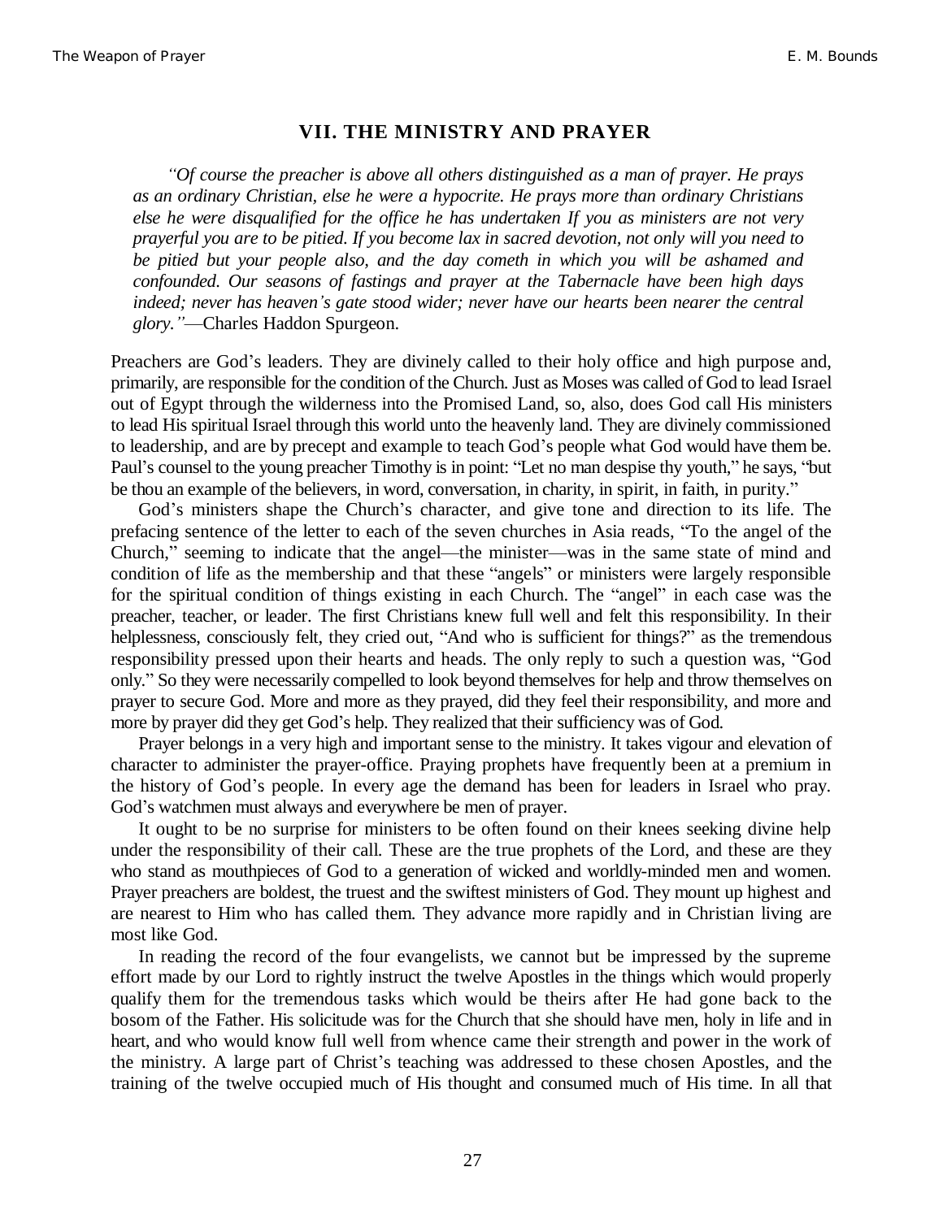## VII. THE MINISTRY AND PRAYER

> *"Of course the preacher is above all others distinguished as a man of prayer. He prays as an ordinary Christian, else he were a hypocrite. He prays more than ordinary Christians else he were disqualified for the office he has undertaken If you as ministers are not very prayerful you are to be pitied. If you become lax in sacred devotion, not only will you need to be pitied but your people also, and the day cometh in which you will be ashamed and confounded. Our seasons of fastings and prayer at the Tabernacle have been high days indeed; never has heaven's gate stood wider; never have our hearts been nearer the central glory."*—Charles Haddon Spurgeon.

Preachers are God's leaders. They are divinely called to their holy office and high purpose and, primarily, are responsible for the condition of the Church. Just as Moses was called of God to lead Israel out of Egypt through the wilderness into the Promised Land, so, also, does God call His ministers to lead His spiritual Israel through this world unto the heavenly land. They are divinely commissioned to leadership, and are by precept and example to teach God's people what God would have them be. Paul's counsel to the young preacher Timothy is in point: "Let no man despise thy youth," he says, "but be thou an example of the believers, in word, conversation, in charity, in spirit, in faith, in purity."

God's ministers shape the Church's character, and give tone and direction to its life. The prefacing sentence of the letter to each of the seven churches in Asia reads, "To the angel of the Church," seeming to indicate that the angel—the minister—was in the same state of mind and condition of life as the membership and that these "angels" or ministers were largely responsible for the spiritual condition of things existing in each Church. The "angel" in each case was the preacher, teacher, or leader. The first Christians knew full well and felt this responsibility. In their helplessness, consciously felt, they cried out, "And who is sufficient for things?" as the tremendous responsibility pressed upon their hearts and heads. The only reply to such a question was, "God only." So they were necessarily compelled to look beyond themselves for help and throw themselves on prayer to secure God. More and more as they prayed, did they feel their responsibility, and more and more by prayer did they get God's help. They realized that their sufficiency was of God.

Prayer belongs in a very high and important sense to the ministry. It takes vigour and elevation of character to administer the prayer-office. Praying prophets have frequently been at a premium in the history of God's people. In every age the demand has been for leaders in Israel who pray. God's watchmen must always and everywhere be men of prayer.

It ought to be no surprise for ministers to be often found on their knees seeking divine help under the responsibility of their call. These are the true prophets of the Lord, and these are they who stand as mouthpieces of God to a generation of wicked and worldly-minded men and women. Prayer preachers are boldest, the truest and the swiftest ministers of God. They mount up highest and are nearest to Him who has called them. They advance more rapidly and in Christian living are most like God.

In reading the record of the four evangelists, we cannot but be impressed by the supreme effort made by our Lord to rightly instruct the twelve Apostles in the things which would properly qualify them for the tremendous tasks which would be theirs after He had gone back to the bosom of the Father. His solicitude was for the Church that she should have men, holy in life and in heart, and who would know full well from whence came their strength and power in the work of the ministry. A large part of Christ's teaching was addressed to these chosen Apostles, and the training of the twelve occupied much of His thought and consumed much of His time. In all that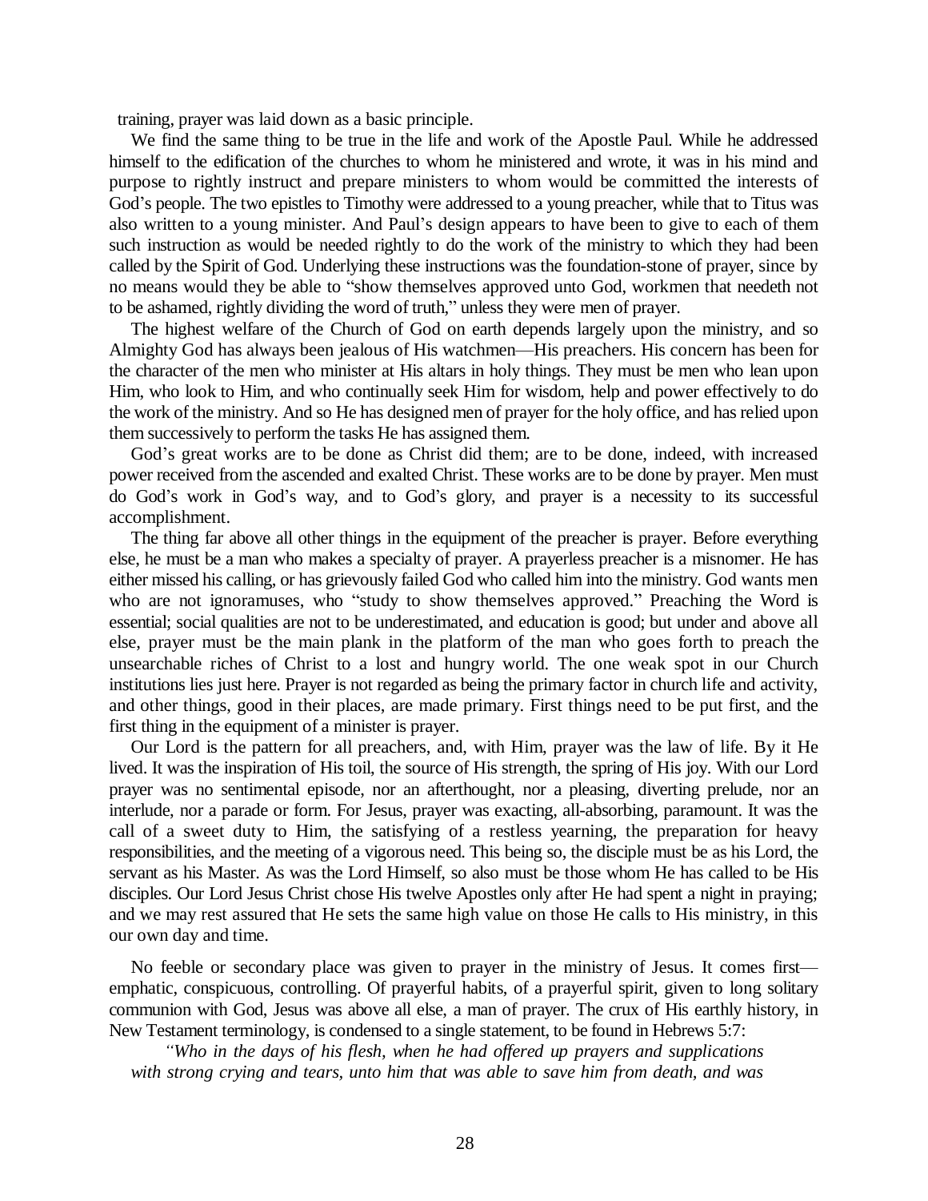training, prayer was laid down as a basic principle.

We find the same thing to be true in the life and work of the Apostle Paul. While he addressed himself to the edification of the churches to whom he ministered and wrote, it was in his mind and purpose to rightly instruct and prepare ministers to whom would be committed the interests of God's people. The two epistles to Timothy were addressed to a young preacher, while that to Titus was also written to a young minister. And Paul's design appears to have been to give to each of them such instruction as would be needed rightly to do the work of the ministry to which they had been called by the Spirit of God. Underlying these instructions was the foundation-stone of prayer, since by no means would they be able to "show themselves approved unto God, workmen that needeth not to be ashamed, rightly dividing the word of truth," unless they were men of prayer.

The highest welfare of the Church of God on earth depends largely upon the ministry, and so Almighty God has always been jealous of His watchmen—His preachers. His concern has been for the character of the men who minister at His altars in holy things. They must be men who lean upon Him, who look to Him, and who continually seek Him for wisdom, help and power effectively to do the work of the ministry. And so He has designed men of prayer for the holy office, and has relied upon them successively to perform the tasks He has assigned them.

God's great works are to be done as Christ did them; are to be done, indeed, with increased power received from the ascended and exalted Christ. These works are to be done by prayer. Men must do God's work in God's way, and to God's glory, and prayer is a necessity to its successful accomplishment.

The thing far above all other things in the equipment of the preacher is prayer. Before everything else, he must be a man who makes a specialty of prayer. A prayerless preacher is a misnomer. He has either missed his calling, or has grievously failed God who called him into the ministry. God wants men who are not ignoramuses, who "study to show themselves approved." Preaching the Word is essential; social qualities are not to be underestimated, and education is good; but under and above all else, prayer must be the main plank in the platform of the man who goes forth to preach the unsearchable riches of Christ to a lost and hungry world. The one weak spot in our Church institutions lies just here. Prayer is not regarded as being the primary factor in church life and activity, and other things, good in their places, are made primary. First things need to be put first, and the first thing in the equipment of a minister is prayer.

Our Lord is the pattern for all preachers, and, with Him, prayer was the law of life. By it He lived. It was the inspiration of His toil, the source of His strength, the spring of His joy. With our Lord prayer was no sentimental episode, nor an afterthought, nor a pleasing, diverting prelude, nor an interlude, nor a parade or form. For Jesus, prayer was exacting, all-absorbing, paramount. It was the call of a sweet duty to Him, the satisfying of a restless yearning, the preparation for heavy responsibilities, and the meeting of a vigorous need. This being so, the disciple must be as his Lord, the servant as his Master. As was the Lord Himself, so also must be those whom He has called to be His disciples. Our Lord Jesus Christ chose His twelve Apostles only after He had spent a night in praying; and we may rest assured that He sets the same high value on those He calls to His ministry, in this our own day and time.

No feeble or secondary place was given to prayer in the ministry of Jesus. It comes first—emphatic, conspicuous, controlling. Of prayerful habits, of a prayerful spirit, given to long solitary communion with God, Jesus was above all else, a man of prayer. The crux of His earthly history, in New Testament terminology, is condensed to a single statement, to be found in Hebrews 5:7:

> *"Who in the days of his flesh, when he had offered up prayers and supplications with strong crying and tears, unto him that was able to save him from death, and was*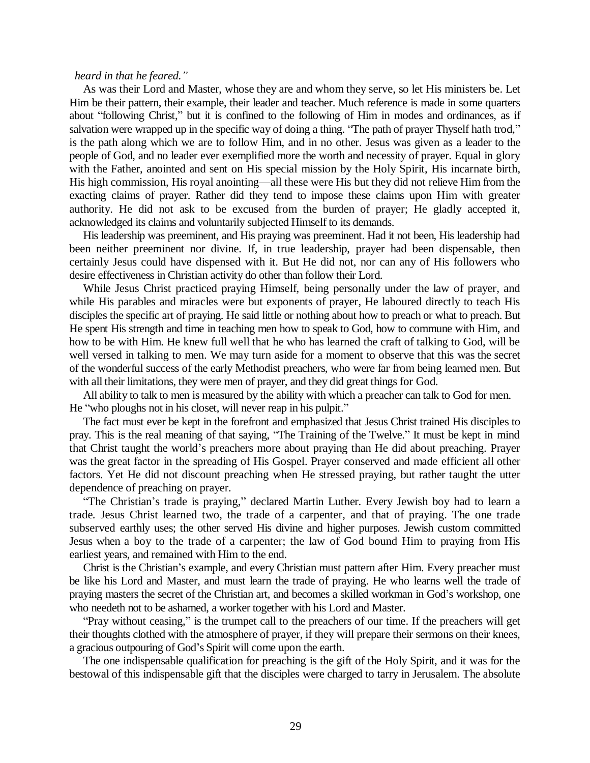*heard in that he feared."*

As was their Lord and Master, whose they are and whom they serve, so let His ministers be. Let Him be their pattern, their example, their leader and teacher. Much reference is made in some quarters about "following Christ," but it is confined to the following of Him in modes and ordinances, as if salvation were wrapped up in the specific way of doing a thing. "The path of prayer Thyself hath trod," is the path along which we are to follow Him, and in no other. Jesus was given as a leader to the people of God, and no leader ever exemplified more the worth and necessity of prayer. Equal in glory with the Father, anointed and sent on His special mission by the Holy Spirit, His incarnate birth, His high commission, His royal anointing—all these were His but they did not relieve Him from the exacting claims of prayer. Rather did they tend to impose these claims upon Him with greater authority. He did not ask to be excused from the burden of prayer; He gladly accepted it, acknowledged its claims and voluntarily subjected Himself to its demands.

His leadership was preeminent, and His praying was preeminent. Had it not been, His leadership had been neither preeminent nor divine. If, in true leadership, prayer had been dispensable, then certainly Jesus could have dispensed with it. But He did not, nor can any of His followers who desire effectiveness in Christian activity do other than follow their Lord.

While Jesus Christ practiced praying Himself, being personally under the law of prayer, and while His parables and miracles were but exponents of prayer, He laboured directly to teach His disciples the specific art of praying. He said little or nothing about how to preach or what to preach. But He spent His strength and time in teaching men how to speak to God, how to commune with Him, and how to be with Him. He knew full well that he who has learned the craft of talking to God, will be well versed in talking to men. We may turn aside for a moment to observe that this was the secret of the wonderful success of the early Methodist preachers, who were far from being learned men. But with all their limitations, they were men of prayer, and they did great things for God.

All ability to talk to men is measured by the ability with which a preacher can talk to God for men. He "who ploughs not in his closet, will never reap in his pulpit."

The fact must ever be kept in the forefront and emphasized that Jesus Christ trained His disciples to pray. This is the real meaning of that saying, "The Training of the Twelve." It must be kept in mind that Christ taught the world's preachers more about praying than He did about preaching. Prayer was the great factor in the spreading of His Gospel. Prayer conserved and made efficient all other factors. Yet He did not discount preaching when He stressed praying, but rather taught the utter dependence of preaching on prayer.

"The Christian's trade is praying," declared Martin Luther. Every Jewish boy had to learn a trade. Jesus Christ learned two, the trade of a carpenter, and that of praying. The one trade subserved earthly uses; the other served His divine and higher purposes. Jewish custom committed Jesus when a boy to the trade of a carpenter; the law of God bound Him to praying from His earliest years, and remained with Him to the end.

Christ is the Christian's example, and every Christian must pattern after Him. Every preacher must be like his Lord and Master, and must learn the trade of praying. He who learns well the trade of praying masters the secret of the Christian art, and becomes a skilled workman in God's workshop, one who needeth not to be ashamed, a worker together with his Lord and Master.

"Pray without ceasing," is the trumpet call to the preachers of our time. If the preachers will get their thoughts clothed with the atmosphere of prayer, if they will prepare their sermons on their knees, a gracious outpouring of God's Spirit will come upon the earth.

The one indispensable qualification for preaching is the gift of the Holy Spirit, and it was for the bestowal of this indispensable gift that the disciples were charged to tarry in Jerusalem. The absolute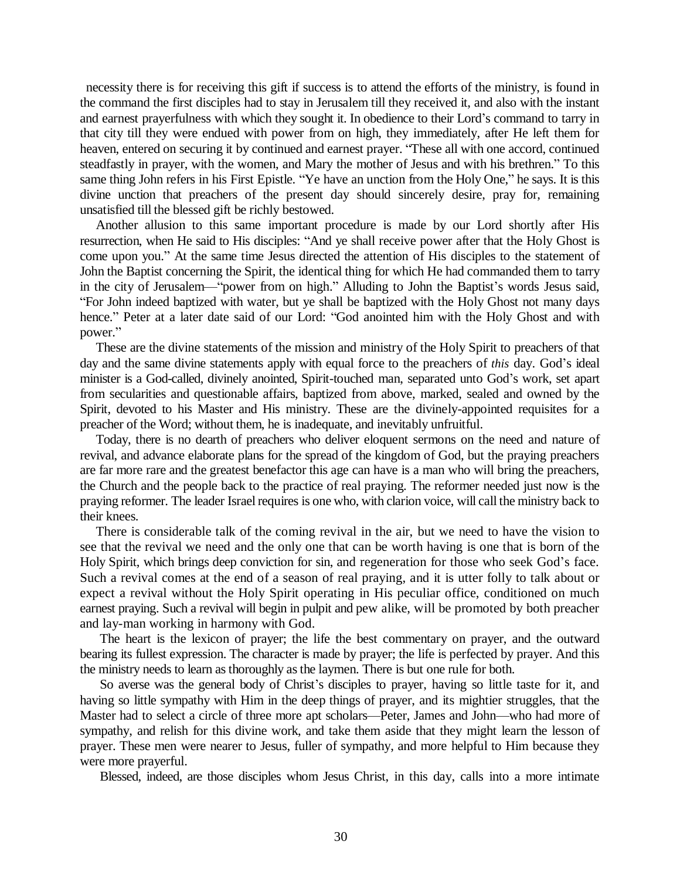necessity there is for receiving this gift if success is to attend the efforts of the ministry, is found in the command the first disciples had to stay in Jerusalem till they received it, and also with the instant and earnest prayerfulness with which they sought it. In obedience to their Lord's command to tarry in that city till they were endued with power from on high, they immediately, after He left them for heaven, entered on securing it by continued and earnest prayer. "These all with one accord, continued steadfastly in prayer, with the women, and Mary the mother of Jesus and with his brethren." To this same thing John refers in his First Epistle. "Ye have an unction from the Holy One," he says. It is this divine unction that preachers of the present day should sincerely desire, pray for, remaining unsatisfied till the blessed gift be richly bestowed.

Another allusion to this same important procedure is made by our Lord shortly after His resurrection, when He said to His disciples: "And ye shall receive power after that the Holy Ghost is come upon you." At the same time Jesus directed the attention of His disciples to the statement of John the Baptist concerning the Spirit, the identical thing for which He had commanded them to tarry in the city of Jerusalem—"power from on high." Alluding to John the Baptist's words Jesus said, "For John indeed baptized with water, but ye shall be baptized with the Holy Ghost not many days hence." Peter at a later date said of our Lord: "God anointed him with the Holy Ghost and with power."

These are the divine statements of the mission and ministry of the Holy Spirit to preachers of that day and the same divine statements apply with equal force to the preachers of *this* day. God's ideal minister is a God-called, divinely anointed, Spirit-touched man, separated unto God's work, set apart from secularities and questionable affairs, baptized from above, marked, sealed and owned by the Spirit, devoted to his Master and His ministry. These are the divinely-appointed requisites for a preacher of the Word; without them, he is inadequate, and inevitably unfruitful.

Today, there is no dearth of preachers who deliver eloquent sermons on the need and nature of revival, and advance elaborate plans for the spread of the kingdom of God, but the praying preachers are far more rare and the greatest benefactor this age can have is a man who will bring the preachers, the Church and the people back to the practice of real praying. The reformer needed just now is the praying reformer. The leader Israel requires is one who, with clarion voice, will call the ministry back to their knees.

There is considerable talk of the coming revival in the air, but we need to have the vision to see that the revival we need and the only one that can be worth having is one that is born of the Holy Spirit, which brings deep conviction for sin, and regeneration for those who seek God's face. Such a revival comes at the end of a season of real praying, and it is utter folly to talk about or expect a revival without the Holy Spirit operating in His peculiar office, conditioned on much earnest praying. Such a revival will begin in pulpit and pew alike, will be promoted by both preacher and lay-man working in harmony with God.

The heart is the lexicon of prayer; the life the best commentary on prayer, and the outward bearing its fullest expression. The character is made by prayer; the life is perfected by prayer. And this the ministry needs to learn as thoroughly as the laymen. There is but one rule for both.

So averse was the general body of Christ's disciples to prayer, having so little taste for it, and having so little sympathy with Him in the deep things of prayer, and its mightier struggles, that the Master had to select a circle of three more apt scholars—Peter, James and John—who had more of sympathy, and relish for this divine work, and take them aside that they might learn the lesson of prayer. These men were nearer to Jesus, fuller of sympathy, and more helpful to Him because they were more prayerful.

Blessed, indeed, are those disciples whom Jesus Christ, in this day, calls into a more intimate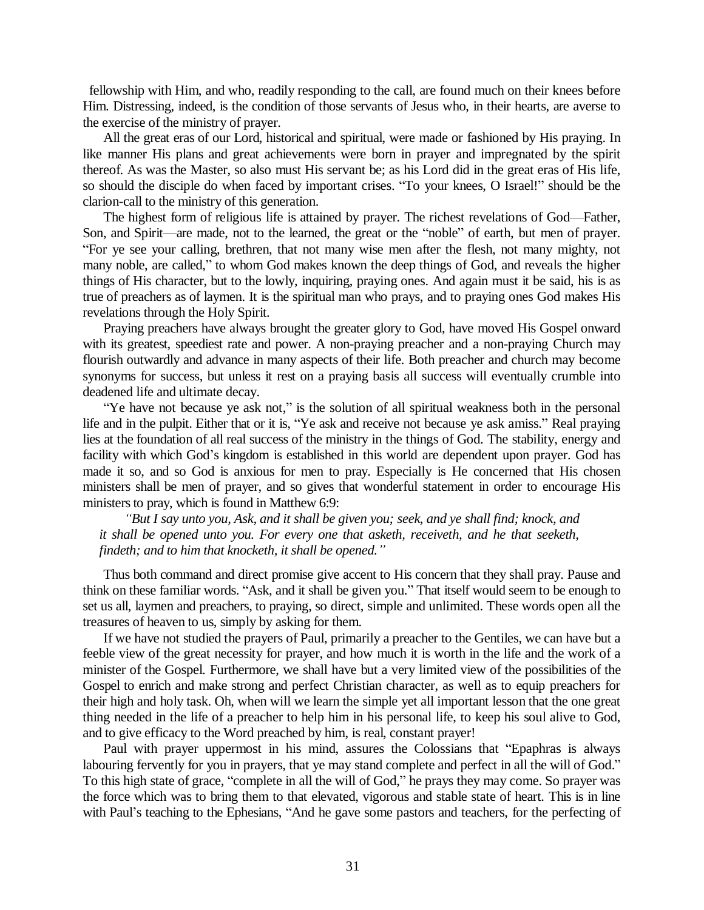fellowship with Him, and who, readily responding to the call, are found much on their knees before Him. Distressing, indeed, is the condition of those servants of Jesus who, in their hearts, are averse to the exercise of the ministry of prayer.

All the great eras of our Lord, historical and spiritual, were made or fashioned by His praying. In like manner His plans and great achievements were born in prayer and impregnated by the spirit thereof. As was the Master, so also must His servant be; as his Lord did in the great eras of His life, so should the disciple do when faced by important crises. "To your knees, O Israel!" should be the clarion-call to the ministry of this generation.

The highest form of religious life is attained by prayer. The richest revelations of God—Father, Son, and Spirit—are made, not to the learned, the great or the "noble" of earth, but men of prayer. "For ye see your calling, brethren, that not many wise men after the flesh, not many mighty, not many noble, are called," to whom God makes known the deep things of God, and reveals the higher things of His character, but to the lowly, inquiring, praying ones. And again must it be said, his is as true of preachers as of laymen. It is the spiritual man who prays, and to praying ones God makes His revelations through the Holy Spirit.

Praying preachers have always brought the greater glory to God, have moved His Gospel onward with its greatest, speediest rate and power. A non-praying preacher and a non-praying Church may flourish outwardly and advance in many aspects of their life. Both preacher and church may become synonyms for success, but unless it rest on a praying basis all success will eventually crumble into deadened life and ultimate decay.

"Ye have not because ye ask not," is the solution of all spiritual weakness both in the personal life and in the pulpit. Either that or it is, "Ye ask and receive not because ye ask amiss." Real praying lies at the foundation of all real success of the ministry in the things of God. The stability, energy and facility with which God's kingdom is established in this world are dependent upon prayer. God has made it so, and so God is anxious for men to pray. Especially is He concerned that His chosen ministers shall be men of prayer, and so gives that wonderful statement in order to encourage His ministers to pray, which is found in Matthew 6:9:

> *"But I say unto you, Ask, and it shall be given you; seek, and ye shall find; knock, and it shall be opened unto you. For every one that asketh, receiveth, and he that seeketh, findeth; and to him that knocketh, it shall be opened."*

Thus both command and direct promise give accent to His concern that they shall pray. Pause and think on these familiar words. "Ask, and it shall be given you." That itself would seem to be enough to set us all, laymen and preachers, to praying, so direct, simple and unlimited. These words open all the treasures of heaven to us, simply by asking for them.

If we have not studied the prayers of Paul, primarily a preacher to the Gentiles, we can have but a feeble view of the great necessity for prayer, and how much it is worth in the life and the work of a minister of the Gospel. Furthermore, we shall have but a very limited view of the possibilities of the Gospel to enrich and make strong and perfect Christian character, as well as to equip preachers for their high and holy task. Oh, when will we learn the simple yet all important lesson that the one great thing needed in the life of a preacher to help him in his personal life, to keep his soul alive to God, and to give efficacy to the Word preached by him, is real, constant prayer!

Paul with prayer uppermost in his mind, assures the Colossians that "Epaphras is always labouring fervently for you in prayers, that ye may stand complete and perfect in all the will of God." To this high state of grace, "complete in all the will of God," he prays they may come. So prayer was the force which was to bring them to that elevated, vigorous and stable state of heart. This is in line with Paul's teaching to the Ephesians, "And he gave some pastors and teachers, for the perfecting of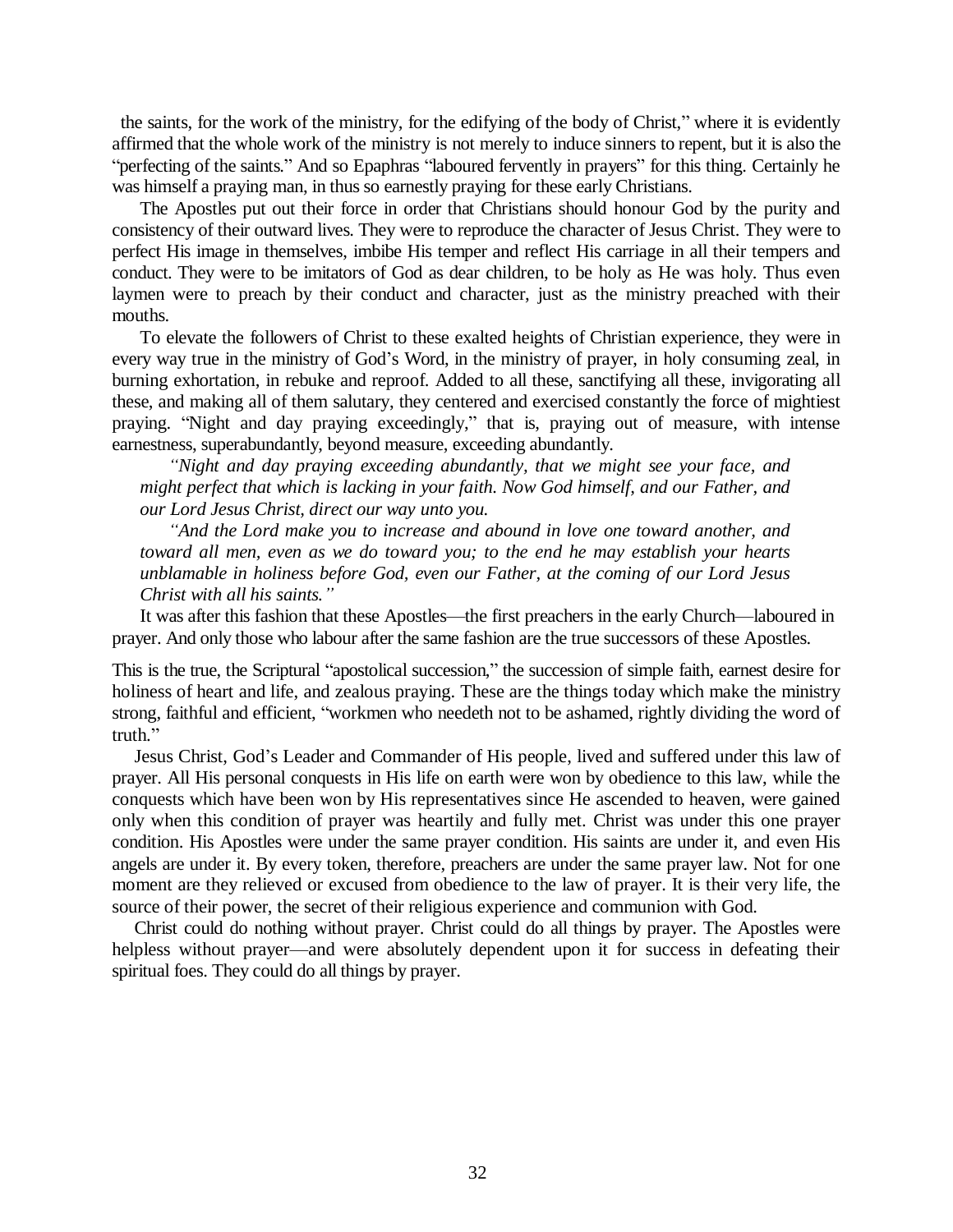the saints, for the work of the ministry, for the edifying of the body of Christ," where it is evidently affirmed that the whole work of the ministry is not merely to induce sinners to repent, but it is also the "perfecting of the saints." And so Epaphras "laboured fervently in prayers" for this thing. Certainly he was himself a praying man, in thus so earnestly praying for these early Christians.

The Apostles put out their force in order that Christians should honour God by the purity and consistency of their outward lives. They were to reproduce the character of Jesus Christ. They were to perfect His image in themselves, imbibe His temper and reflect His carriage in all their tempers and conduct. They were to be imitators of God as dear children, to be holy as He was holy. Thus even laymen were to preach by their conduct and character, just as the ministry preached with their mouths.

To elevate the followers of Christ to these exalted heights of Christian experience, they were in every way true in the ministry of God's Word, in the ministry of prayer, in holy consuming zeal, in burning exhortation, in rebuke and reproof. Added to all these, sanctifying all these, invigorating all these, and making all of them salutary, they centered and exercised constantly the force of mightiest praying. "Night and day praying exceedingly," that is, praying out of measure, with intense earnestness, superabundantly, beyond measure, exceeding abundantly.

> *"Night and day praying exceeding abundantly, that we might see your face, and might perfect that which is lacking in your faith. Now God himself, and our Father, and our Lord Jesus Christ, direct our way unto you.*
>
> *"And the Lord make you to increase and abound in love one toward another, and toward all men, even as we do toward you; to the end he may establish your hearts unblamable in holiness before God, even our Father, at the coming of our Lord Jesus Christ with all his saints."*

It was after this fashion that these Apostles—the first preachers in the early Church—laboured in prayer. And only those who labour after the same fashion are the true successors of these Apostles.

This is the true, the Scriptural "apostolical succession," the succession of simple faith, earnest desire for holiness of heart and life, and zealous praying. These are the things today which make the ministry strong, faithful and efficient, "workmen who needeth not to be ashamed, rightly dividing the word of truth."

Jesus Christ, God's Leader and Commander of His people, lived and suffered under this law of prayer. All His personal conquests in His life on earth were won by obedience to this law, while the conquests which have been won by His representatives since He ascended to heaven, were gained only when this condition of prayer was heartily and fully met. Christ was under this one prayer condition. His Apostles were under the same prayer condition. His saints are under it, and even His angels are under it. By every token, therefore, preachers are under the same prayer law. Not for one moment are they relieved or excused from obedience to the law of prayer. It is their very life, the source of their power, the secret of their religious experience and communion with God.

Christ could do nothing without prayer. Christ could do all things by prayer. The Apostles were helpless without prayer—and were absolutely dependent upon it for success in defeating their spiritual foes. They could do all things by prayer.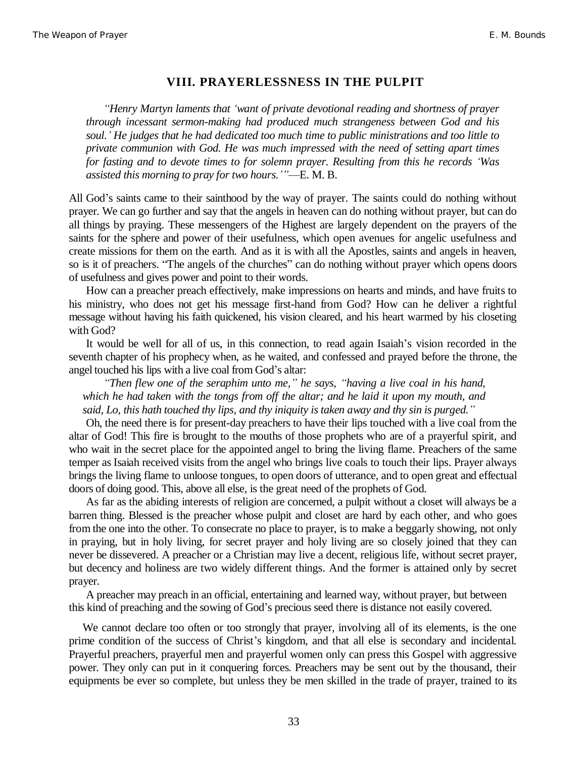## VIII. PRAYERLESSNESS IN THE PULPIT

> *"Henry Martyn laments that 'want of private devotional reading and shortness of prayer through incessant sermon-making had produced much strangeness between God and his soul.' He judges that he had dedicated too much time to public ministrations and too little to private communion with God. He was much impressed with the need of setting apart times for fasting and to devote times to for solemn prayer. Resulting from this he records 'Was assisted this morning to pray for two hours.'"*—E. M. B.

All God's saints came to their sainthood by the way of prayer. The saints could do nothing without prayer. We can go further and say that the angels in heaven can do nothing without prayer, but can do all things by praying. These messengers of the Highest are largely dependent on the prayers of the saints for the sphere and power of their usefulness, which open avenues for angelic usefulness and create missions for them on the earth. And as it is with all the Apostles, saints and angels in heaven, so is it of preachers. "The angels of the churches" can do nothing without prayer which opens doors of usefulness and gives power and point to their words.

How can a preacher preach effectively, make impressions on hearts and minds, and have fruits to his ministry, who does not get his message first-hand from God? How can he deliver a rightful message without having his faith quickened, his vision cleared, and his heart warmed by his closeting with God?

It would be well for all of us, in this connection, to read again Isaiah's vision recorded in the seventh chapter of his prophecy when, as he waited, and confessed and prayed before the throne, the angel touched his lips with a live coal from God's altar:

> *"Then flew one of the seraphim unto me," he says, "having a live coal in his hand, which he had taken with the tongs from off the altar; and he laid it upon my mouth, and said, Lo, this hath touched thy lips, and thy iniquity is taken away and thy sin is purged."*

Oh, the need there is for present-day preachers to have their lips touched with a live coal from the altar of God! This fire is brought to the mouths of those prophets who are of a prayerful spirit, and who wait in the secret place for the appointed angel to bring the living flame. Preachers of the same temper as Isaiah received visits from the angel who brings live coals to touch their lips. Prayer always brings the living flame to unloose tongues, to open doors of utterance, and to open great and effectual doors of doing good. This, above all else, is the great need of the prophets of God.

As far as the abiding interests of religion are concerned, a pulpit without a closet will always be a barren thing. Blessed is the preacher whose pulpit and closet are hard by each other, and who goes from the one into the other. To consecrate no place to prayer, is to make a beggarly showing, not only in praying, but in holy living, for secret prayer and holy living are so closely joined that they can never be dissevered. A preacher or a Christian may live a decent, religious life, without secret prayer, but decency and holiness are two widely different things. And the former is attained only by secret prayer.

A preacher may preach in an official, entertaining and learned way, without prayer, but between this kind of preaching and the sowing of God's precious seed there is distance not easily covered.

We cannot declare too often or too strongly that prayer, involving all of its elements, is the one prime condition of the success of Christ's kingdom, and that all else is secondary and incidental. Prayerful preachers, prayerful men and prayerful women only can press this Gospel with aggressive power. They only can put in it conquering forces. Preachers may be sent out by the thousand, their equipments be ever so complete, but unless they be men skilled in the trade of prayer, trained to its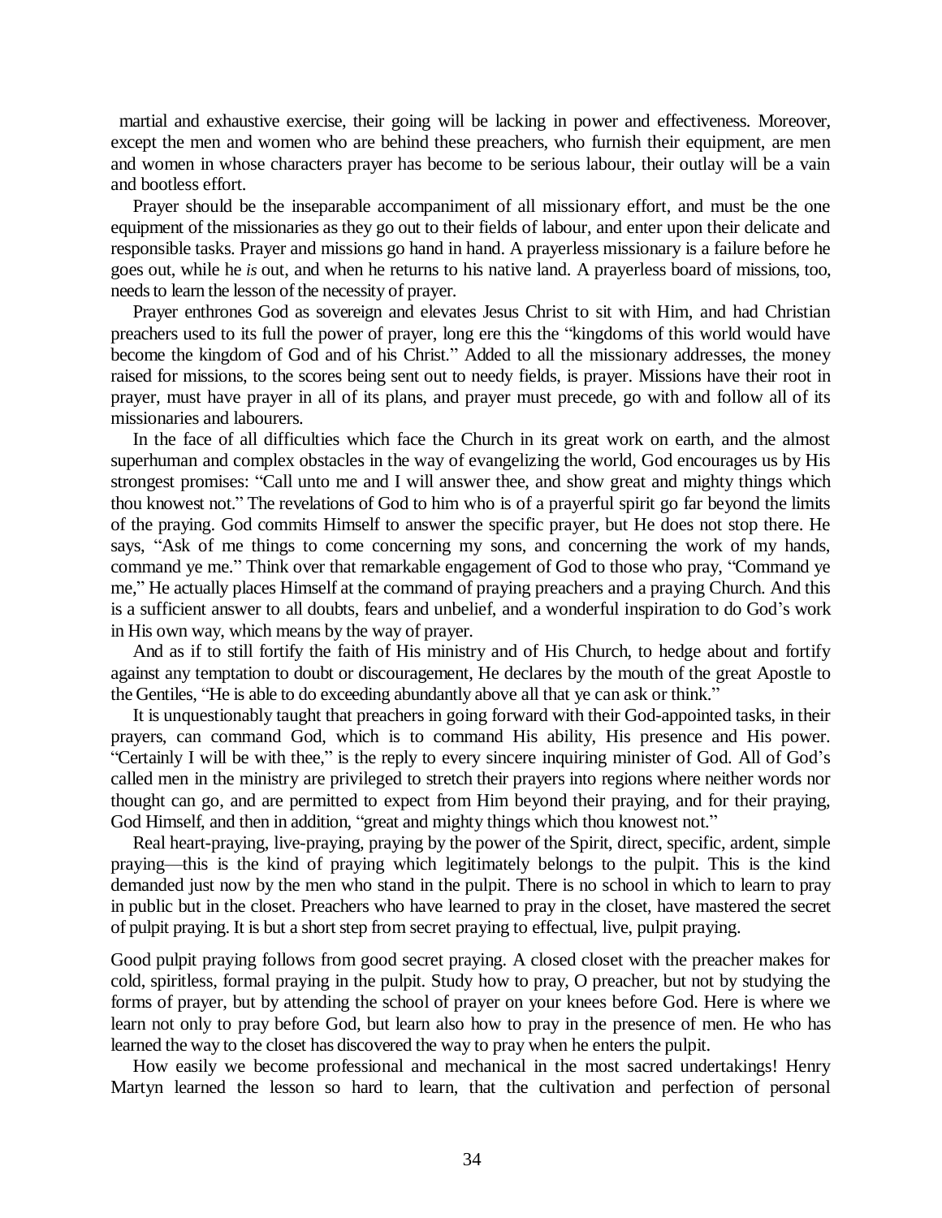martial and exhaustive exercise, their going will be lacking in power and effectiveness. Moreover, except the men and women who are behind these preachers, who furnish their equipment, are men and women in whose characters prayer has become to be serious labour, their outlay will be a vain and bootless effort.

Prayer should be the inseparable accompaniment of all missionary effort, and must be the one equipment of the missionaries as they go out to their fields of labour, and enter upon their delicate and responsible tasks. Prayer and missions go hand in hand. A prayerless missionary is a failure before he goes out, while he *is* out, and when he returns to his native land. A prayerless board of missions, too, needs to learn the lesson of the necessity of prayer.

Prayer enthrones God as sovereign and elevates Jesus Christ to sit with Him, and had Christian preachers used to its full the power of prayer, long ere this the "kingdoms of this world would have become the kingdom of God and of his Christ." Added to all the missionary addresses, the money raised for missions, to the scores being sent out to needy fields, is prayer. Missions have their root in prayer, must have prayer in all of its plans, and prayer must precede, go with and follow all of its missionaries and labourers.

In the face of all difficulties which face the Church in its great work on earth, and the almost superhuman and complex obstacles in the way of evangelizing the world, God encourages us by His strongest promises: "Call unto me and I will answer thee, and show great and mighty things which thou knowest not." The revelations of God to him who is of a prayerful spirit go far beyond the limits of the praying. God commits Himself to answer the specific prayer, but He does not stop there. He says, "Ask of me things to come concerning my sons, and concerning the work of my hands, command ye me." Think over that remarkable engagement of God to those who pray, "Command ye me," He actually places Himself at the command of praying preachers and a praying Church. And this is a sufficient answer to all doubts, fears and unbelief, and a wonderful inspiration to do God's work in His own way, which means by the way of prayer.

And as if to still fortify the faith of His ministry and of His Church, to hedge about and fortify against any temptation to doubt or discouragement, He declares by the mouth of the great Apostle to the Gentiles, "He is able to do exceeding abundantly above all that ye can ask or think."

It is unquestionably taught that preachers in going forward with their God-appointed tasks, in their prayers, can command God, which is to command His ability, His presence and His power. "Certainly I will be with thee," is the reply to every sincere inquiring minister of God. All of God's called men in the ministry are privileged to stretch their prayers into regions where neither words nor thought can go, and are permitted to expect from Him beyond their praying, and for their praying, God Himself, and then in addition, "great and mighty things which thou knowest not."

Real heart-praying, live-praying, praying by the power of the Spirit, direct, specific, ardent, simple praying—this is the kind of praying which legitimately belongs to the pulpit. This is the kind demanded just now by the men who stand in the pulpit. There is no school in which to learn to pray in public but in the closet. Preachers who have learned to pray in the closet, have mastered the secret of pulpit praying. It is but a short step from secret praying to effectual, live, pulpit praying.

Good pulpit praying follows from good secret praying. A closed closet with the preacher makes for cold, spiritless, formal praying in the pulpit. Study how to pray, O preacher, but not by studying the forms of prayer, but by attending the school of prayer on your knees before God. Here is where we learn not only to pray before God, but learn also how to pray in the presence of men. He who has learned the way to the closet has discovered the way to pray when he enters the pulpit.

How easily we become professional and mechanical in the most sacred undertakings! Henry Martyn learned the lesson so hard to learn, that the cultivation and perfection of personal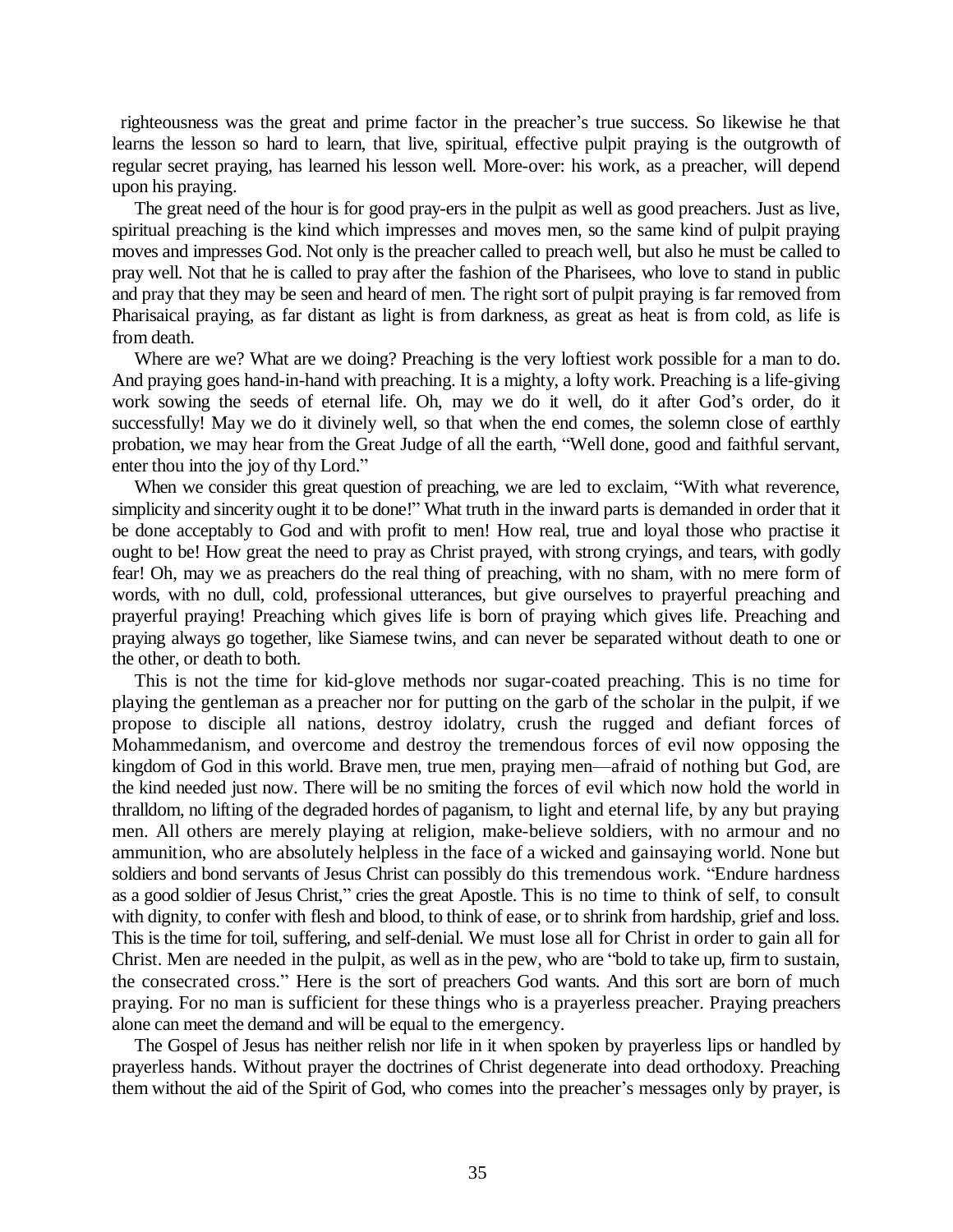righteousness was the great and prime factor in the preacher's true success. So likewise he that learns the lesson so hard to learn, that live, spiritual, effective pulpit praying is the outgrowth of regular secret praying, has learned his lesson well. More-over: his work, as a preacher, will depend upon his praying.

The great need of the hour is for good pray-ers in the pulpit as well as good preachers. Just as live, spiritual preaching is the kind which impresses and moves men, so the same kind of pulpit praying moves and impresses God. Not only is the preacher called to preach well, but also he must be called to pray well. Not that he is called to pray after the fashion of the Pharisees, who love to stand in public and pray that they may be seen and heard of men. The right sort of pulpit praying is far removed from Pharisaical praying, as far distant as light is from darkness, as great as heat is from cold, as life is from death.

Where are we? What are we doing? Preaching is the very loftiest work possible for a man to do. And praying goes hand-in-hand with preaching. It is a mighty, a lofty work. Preaching is a life-giving work sowing the seeds of eternal life. Oh, may we do it well, do it after God's order, do it successfully! May we do it divinely well, so that when the end comes, the solemn close of earthly probation, we may hear from the Great Judge of all the earth, "Well done, good and faithful servant, enter thou into the joy of thy Lord."

When we consider this great question of preaching, we are led to exclaim, "With what reverence, simplicity and sincerity ought it to be done!" What truth in the inward parts is demanded in order that it be done acceptably to God and with profit to men! How real, true and loyal those who practise it ought to be! How great the need to pray as Christ prayed, with strong cryings, and tears, with godly fear! Oh, may we as preachers do the real thing of preaching, with no sham, with no mere form of words, with no dull, cold, professional utterances, but give ourselves to prayerful preaching and prayerful praying! Preaching which gives life is born of praying which gives life. Preaching and praying always go together, like Siamese twins, and can never be separated without death to one or the other, or death to both.

This is not the time for kid-glove methods nor sugar-coated preaching. This is no time for playing the gentleman as a preacher nor for putting on the garb of the scholar in the pulpit, if we propose to disciple all nations, destroy idolatry, crush the rugged and defiant forces of Mohammedanism, and overcome and destroy the tremendous forces of evil now opposing the kingdom of God in this world. Brave men, true men, praying men—afraid of nothing but God, are the kind needed just now. There will be no smiting the forces of evil which now hold the world in thralldom, no lifting of the degraded hordes of paganism, to light and eternal life, by any but praying men. All others are merely playing at religion, make-believe soldiers, with no armour and no ammunition, who are absolutely helpless in the face of a wicked and gainsaying world. None but soldiers and bond servants of Jesus Christ can possibly do this tremendous work. "Endure hardness as a good soldier of Jesus Christ," cries the great Apostle. This is no time to think of self, to consult with dignity, to confer with flesh and blood, to think of ease, or to shrink from hardship, grief and loss. This is the time for toil, suffering, and self-denial. We must lose all for Christ in order to gain all for Christ. Men are needed in the pulpit, as well as in the pew, who are "bold to take up, firm to sustain, the consecrated cross." Here is the sort of preachers God wants. And this sort are born of much praying. For no man is sufficient for these things who is a prayerless preacher. Praying preachers alone can meet the demand and will be equal to the emergency.

The Gospel of Jesus has neither relish nor life in it when spoken by prayerless lips or handled by prayerless hands. Without prayer the doctrines of Christ degenerate into dead orthodoxy. Preaching them without the aid of the Spirit of God, who comes into the preacher's messages only by prayer, is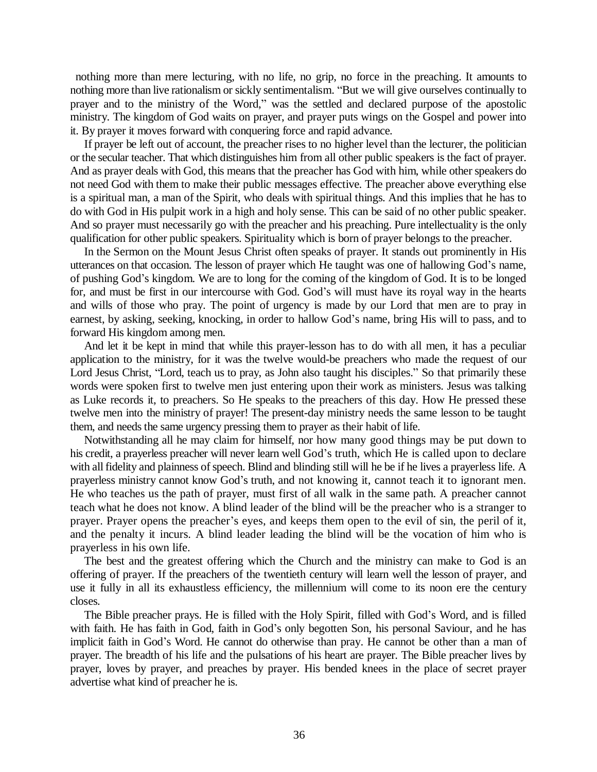nothing more than mere lecturing, with no life, no grip, no force in the preaching. It amounts to nothing more than live rationalism or sickly sentimentalism. "But we will give ourselves continually to prayer and to the ministry of the Word," was the settled and declared purpose of the apostolic ministry. The kingdom of God waits on prayer, and prayer puts wings on the Gospel and power into it. By prayer it moves forward with conquering force and rapid advance.

If prayer be left out of account, the preacher rises to no higher level than the lecturer, the politician or the secular teacher. That which distinguishes him from all other public speakers is the fact of prayer. And as prayer deals with God, this means that the preacher has God with him, while other speakers do not need God with them to make their public messages effective. The preacher above everything else is a spiritual man, a man of the Spirit, who deals with spiritual things. And this implies that he has to do with God in His pulpit work in a high and holy sense. This can be said of no other public speaker. And so prayer must necessarily go with the preacher and his preaching. Pure intellectuality is the only qualification for other public speakers. Spirituality which is born of prayer belongs to the preacher.

In the Sermon on the Mount Jesus Christ often speaks of prayer. It stands out prominently in His utterances on that occasion. The lesson of prayer which He taught was one of hallowing God's name, of pushing God's kingdom. We are to long for the coming of the kingdom of God. It is to be longed for, and must be first in our intercourse with God. God's will must have its royal way in the hearts and wills of those who pray. The point of urgency is made by our Lord that men are to pray in earnest, by asking, seeking, knocking, in order to hallow God's name, bring His will to pass, and to forward His kingdom among men.

And let it be kept in mind that while this prayer-lesson has to do with all men, it has a peculiar application to the ministry, for it was the twelve would-be preachers who made the request of our Lord Jesus Christ, "Lord, teach us to pray, as John also taught his disciples." So that primarily these words were spoken first to twelve men just entering upon their work as ministers. Jesus was talking as Luke records it, to preachers. So He speaks to the preachers of this day. How He pressed these twelve men into the ministry of prayer! The present-day ministry needs the same lesson to be taught them, and needs the same urgency pressing them to prayer as their habit of life.

Notwithstanding all he may claim for himself, nor how many good things may be put down to his credit, a prayerless preacher will never learn well God's truth, which He is called upon to declare with all fidelity and plainness of speech. Blind and blinding still will he be if he lives a prayerless life. A prayerless ministry cannot know God's truth, and not knowing it, cannot teach it to ignorant men. He who teaches us the path of prayer, must first of all walk in the same path. A preacher cannot teach what he does not know. A blind leader of the blind will be the preacher who is a stranger to prayer. Prayer opens the preacher's eyes, and keeps them open to the evil of sin, the peril of it, and the penalty it incurs. A blind leader leading the blind will be the vocation of him who is prayerless in his own life.

The best and the greatest offering which the Church and the ministry can make to God is an offering of prayer. If the preachers of the twentieth century will learn well the lesson of prayer, and use it fully in all its exhaustless efficiency, the millennium will come to its noon ere the century closes.

The Bible preacher prays. He is filled with the Holy Spirit, filled with God's Word, and is filled with faith. He has faith in God, faith in God's only begotten Son, his personal Saviour, and he has implicit faith in God's Word. He cannot do otherwise than pray. He cannot be other than a man of prayer. The breadth of his life and the pulsations of his heart are prayer. The Bible preacher lives by prayer, loves by prayer, and preaches by prayer. His bended knees in the place of secret prayer advertise what kind of preacher he is.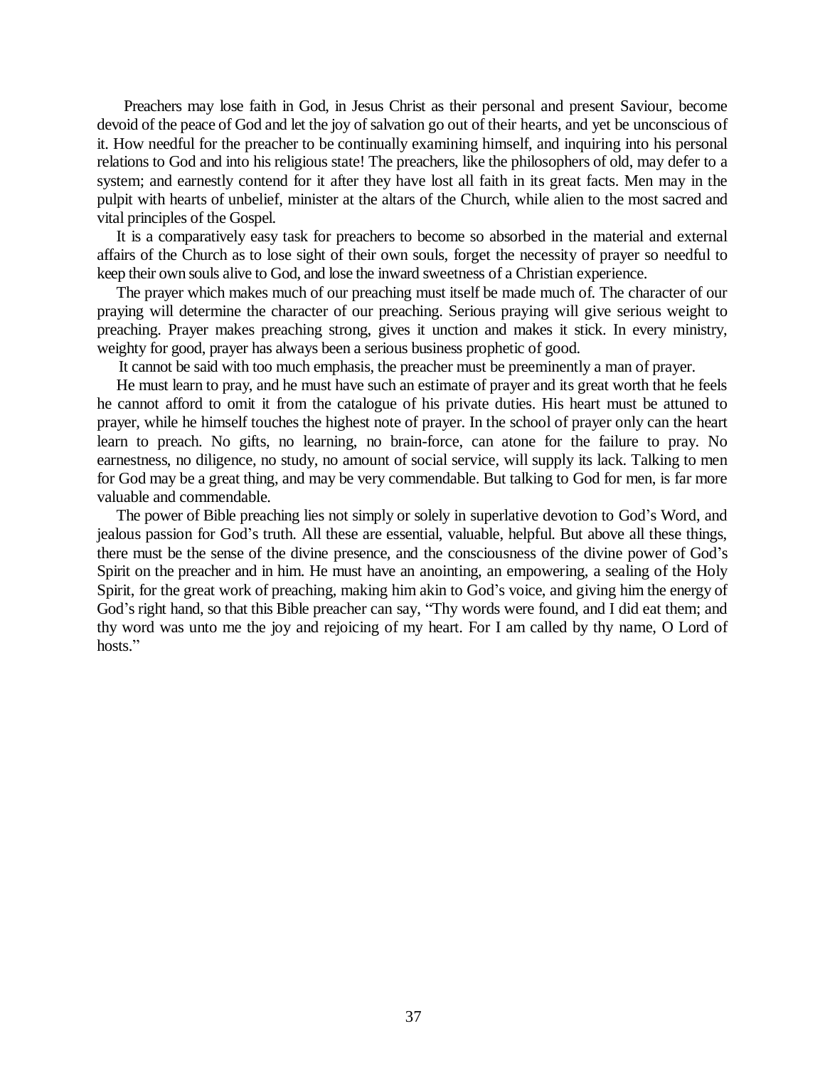Preachers may lose faith in God, in Jesus Christ as their personal and present Saviour, become devoid of the peace of God and let the joy of salvation go out of their hearts, and yet be unconscious of it. How needful for the preacher to be continually examining himself, and inquiring into his personal relations to God and into his religious state! The preachers, like the philosophers of old, may defer to a system; and earnestly contend for it after they have lost all faith in its great facts. Men may in the pulpit with hearts of unbelief, minister at the altars of the Church, while alien to the most sacred and vital principles of the Gospel.

It is a comparatively easy task for preachers to become so absorbed in the material and external affairs of the Church as to lose sight of their own souls, forget the necessity of prayer so needful to keep their own souls alive to God, and lose the inward sweetness of a Christian experience.

The prayer which makes much of our preaching must itself be made much of. The character of our praying will determine the character of our preaching. Serious praying will give serious weight to preaching. Prayer makes preaching strong, gives it unction and makes it stick. In every ministry, weighty for good, prayer has always been a serious business prophetic of good.

It cannot be said with too much emphasis, the preacher must be preeminently a man of prayer.

He must learn to pray, and he must have such an estimate of prayer and its great worth that he feels he cannot afford to omit it from the catalogue of his private duties. His heart must be attuned to prayer, while he himself touches the highest note of prayer. In the school of prayer only can the heart learn to preach. No gifts, no learning, no brain-force, can atone for the failure to pray. No earnestness, no diligence, no study, no amount of social service, will supply its lack. Talking to men for God may be a great thing, and may be very commendable. But talking to God for men, is far more valuable and commendable.

The power of Bible preaching lies not simply or solely in superlative devotion to God's Word, and jealous passion for God's truth. All these are essential, valuable, helpful. But above all these things, there must be the sense of the divine presence, and the consciousness of the divine power of God's Spirit on the preacher and in him. He must have an anointing, an empowering, a sealing of the Holy Spirit, for the great work of preaching, making him akin to God's voice, and giving him the energy of God's right hand, so that this Bible preacher can say, "Thy words were found, and I did eat them; and thy word was unto me the joy and rejoicing of my heart. For I am called by thy name, O Lord of hosts."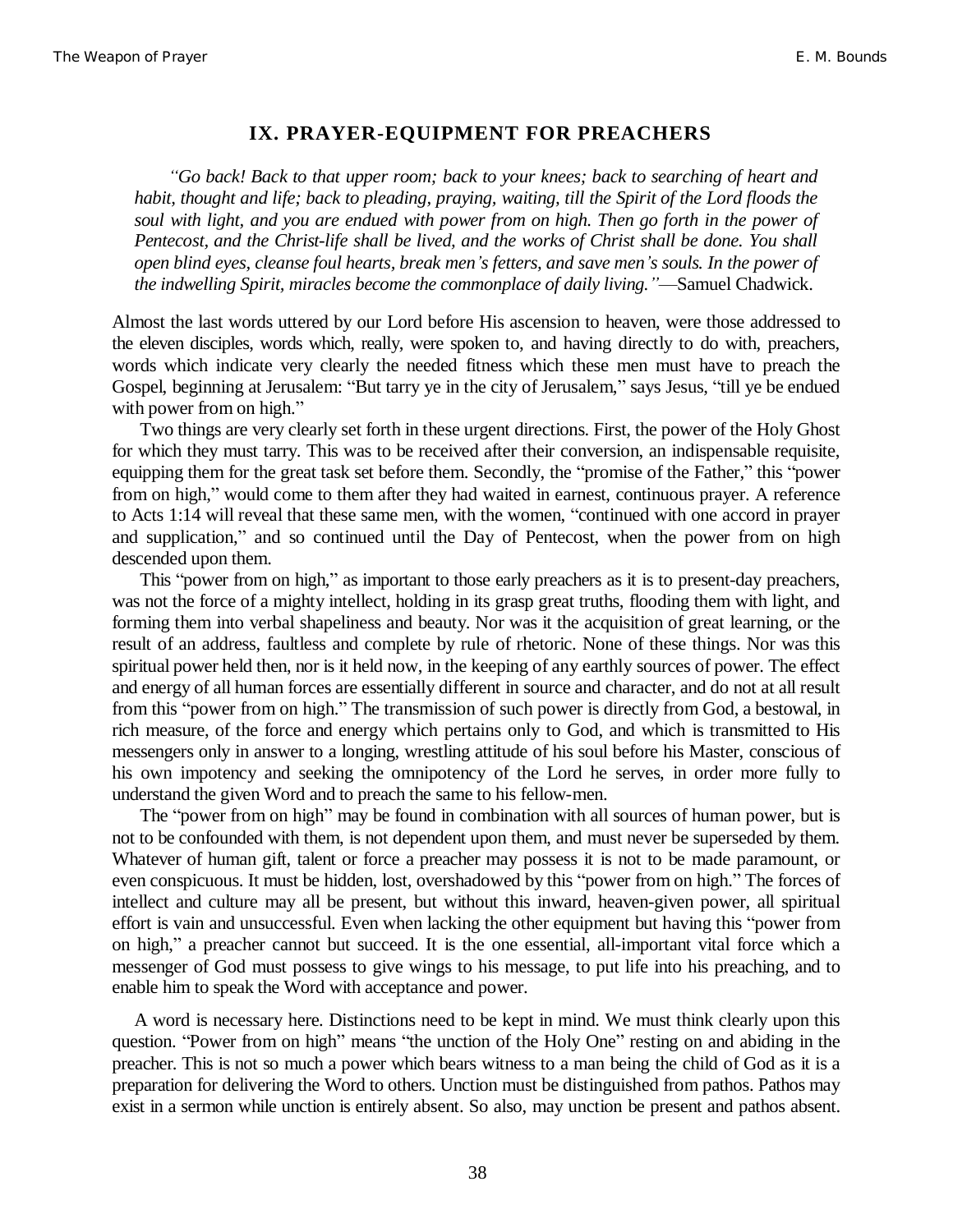## IX. PRAYER-EQUIPMENT FOR PREACHERS

> *"Go back! Back to that upper room; back to your knees; back to searching of heart and habit, thought and life; back to pleading, praying, waiting, till the Spirit of the Lord floods the soul with light, and you are endued with power from on high. Then go forth in the power of Pentecost, and the Christ-life shall be lived, and the works of Christ shall be done. You shall open blind eyes, cleanse foul hearts, break men's fetters, and save men's souls. In the power of the indwelling Spirit, miracles become the commonplace of daily living."*—Samuel Chadwick.

Almost the last words uttered by our Lord before His ascension to heaven, were those addressed to the eleven disciples, words which, really, were spoken to, and having directly to do with, preachers, words which indicate very clearly the needed fitness which these men must have to preach the Gospel, beginning at Jerusalem: "But tarry ye in the city of Jerusalem," says Jesus, "till ye be endued with power from on high."

Two things are very clearly set forth in these urgent directions. First, the power of the Holy Ghost for which they must tarry. This was to be received after their conversion, an indispensable requisite, equipping them for the great task set before them. Secondly, the "promise of the Father," this "power from on high," would come to them after they had waited in earnest, continuous prayer. A reference to Acts 1:14 will reveal that these same men, with the women, "continued with one accord in prayer and supplication," and so continued until the Day of Pentecost, when the power from on high descended upon them.

This "power from on high," as important to those early preachers as it is to present-day preachers, was not the force of a mighty intellect, holding in its grasp great truths, flooding them with light, and forming them into verbal shapeliness and beauty. Nor was it the acquisition of great learning, or the result of an address, faultless and complete by rule of rhetoric. None of these things. Nor was this spiritual power held then, nor is it held now, in the keeping of any earthly sources of power. The effect and energy of all human forces are essentially different in source and character, and do not at all result from this "power from on high." The transmission of such power is directly from God, a bestowal, in rich measure, of the force and energy which pertains only to God, and which is transmitted to His messengers only in answer to a longing, wrestling attitude of his soul before his Master, conscious of his own impotency and seeking the omnipotency of the Lord he serves, in order more fully to understand the given Word and to preach the same to his fellow-men.

The "power from on high" may be found in combination with all sources of human power, but is not to be confounded with them, is not dependent upon them, and must never be superseded by them. Whatever of human gift, talent or force a preacher may possess it is not to be made paramount, or even conspicuous. It must be hidden, lost, overshadowed by this "power from on high." The forces of intellect and culture may all be present, but without this inward, heaven-given power, all spiritual effort is vain and unsuccessful. Even when lacking the other equipment but having this "power from on high," a preacher cannot but succeed. It is the one essential, all-important vital force which a messenger of God must possess to give wings to his message, to put life into his preaching, and to enable him to speak the Word with acceptance and power.

A word is necessary here. Distinctions need to be kept in mind. We must think clearly upon this question. "Power from on high" means "the unction of the Holy One" resting on and abiding in the preacher. This is not so much a power which bears witness to a man being the child of God as it is a preparation for delivering the Word to others. Unction must be distinguished from pathos. Pathos may exist in a sermon while unction is entirely absent. So also, may unction be present and pathos absent.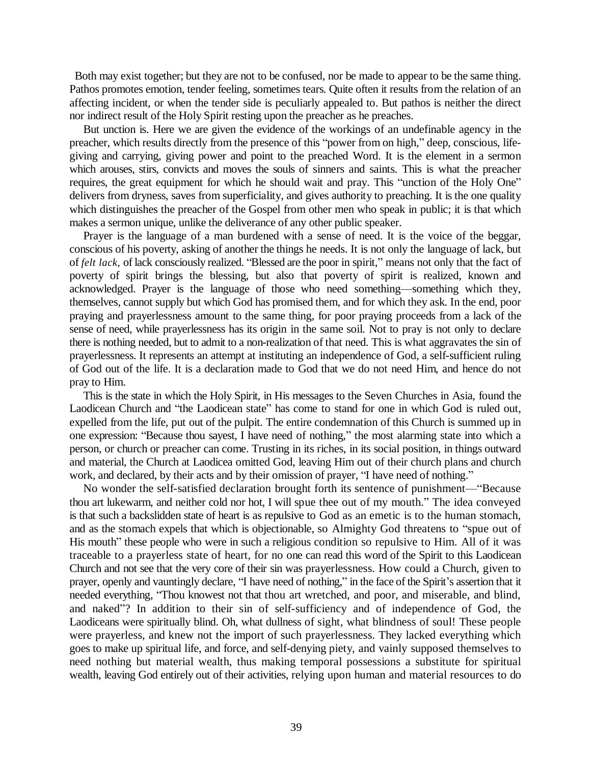Both may exist together; but they are not to be confused, nor be made to appear to be the same thing. Pathos promotes emotion, tender feeling, sometimes tears. Quite often it results from the relation of an affecting incident, or when the tender side is peculiarly appealed to. But pathos is neither the direct nor indirect result of the Holy Spirit resting upon the preacher as he preaches.

But unction is. Here we are given the evidence of the workings of an undefinable agency in the preacher, which results directly from the presence of this "power from on high," deep, conscious, life-giving and carrying, giving power and point to the preached Word. It is the element in a sermon which arouses, stirs, convicts and moves the souls of sinners and saints. This is what the preacher requires, the great equipment for which he should wait and pray. This "unction of the Holy One" delivers from dryness, saves from superficiality, and gives authority to preaching. It is the one quality which distinguishes the preacher of the Gospel from other men who speak in public; it is that which makes a sermon unique, unlike the deliverance of any other public speaker.

Prayer is the language of a man burdened with a sense of need. It is the voice of the beggar, conscious of his poverty, asking of another the things he needs. It is not only the language of lack, but of *felt lack,* of lack consciously realized. "Blessed are the poor in spirit," means not only that the fact of poverty of spirit brings the blessing, but also that poverty of spirit is realized, known and acknowledged. Prayer is the language of those who need something—something which they, themselves, cannot supply but which God has promised them, and for which they ask. In the end, poor praying and prayerlessness amount to the same thing, for poor praying proceeds from a lack of the sense of need, while prayerlessness has its origin in the same soil. Not to pray is not only to declare there is nothing needed, but to admit to a non-realization of that need. This is what aggravates the sin of prayerlessness. It represents an attempt at instituting an independence of God, a self-sufficient ruling of God out of the life. It is a declaration made to God that we do not need Him, and hence do not pray to Him.

This is the state in which the Holy Spirit, in His messages to the Seven Churches in Asia, found the Laodicean Church and "the Laodicean state" has come to stand for one in which God is ruled out, expelled from the life, put out of the pulpit. The entire condemnation of this Church is summed up in one expression: "Because thou sayest, I have need of nothing," the most alarming state into which a person, or church or preacher can come. Trusting in its riches, in its social position, in things outward and material, the Church at Laodicea omitted God, leaving Him out of their church plans and church work, and declared, by their acts and by their omission of prayer, "I have need of nothing."

No wonder the self-satisfied declaration brought forth its sentence of punishment—"Because thou art lukewarm, and neither cold nor hot, I will spue thee out of my mouth." The idea conveyed is that such a backslidden state of heart is as repulsive to God as an emetic is to the human stomach, and as the stomach expels that which is objectionable, so Almighty God threatens to "spue out of His mouth" these people who were in such a religious condition so repulsive to Him. All of it was traceable to a prayerless state of heart, for no one can read this word of the Spirit to this Laodicean Church and not see that the very core of their sin was prayerlessness. How could a Church, given to prayer, openly and vauntingly declare, "I have need of nothing," in the face of the Spirit's assertion that it needed everything, "Thou knowest not that thou art wretched, and poor, and miserable, and blind, and naked"? In addition to their sin of self-sufficiency and of independence of God, the Laodiceans were spiritually blind. Oh, what dullness of sight, what blindness of soul! These people were prayerless, and knew not the import of such prayerlessness. They lacked everything which goes to make up spiritual life, and force, and self-denying piety, and vainly supposed themselves to need nothing but material wealth, thus making temporal possessions a substitute for spiritual wealth, leaving God entirely out of their activities, relying upon human and material resources to do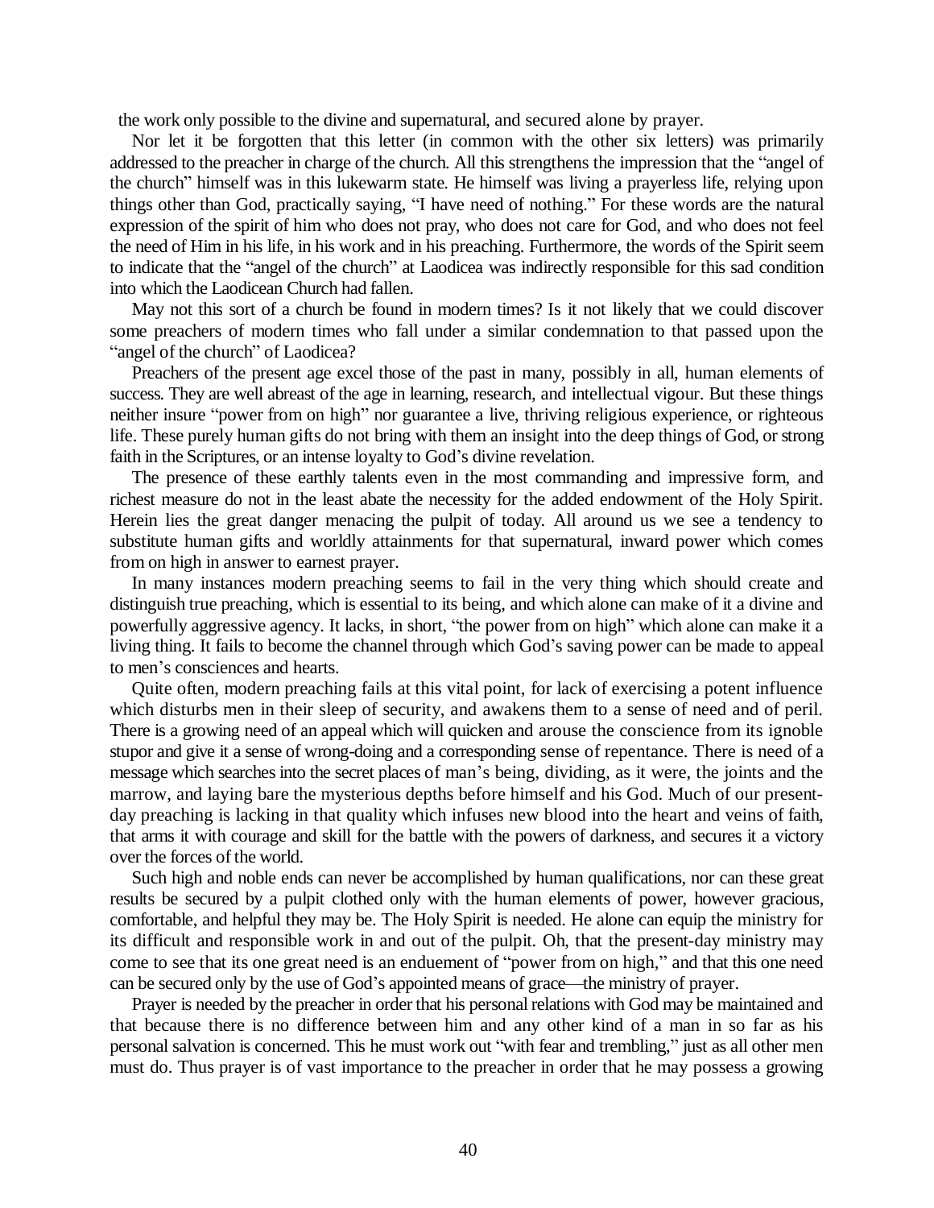the work only possible to the divine and supernatural, and secured alone by prayer.

Nor let it be forgotten that this letter (in common with the other six letters) was primarily addressed to the preacher in charge of the church. All this strengthens the impression that the "angel of the church" himself was in this lukewarm state. He himself was living a prayerless life, relying upon things other than God, practically saying, "I have need of nothing." For these words are the natural expression of the spirit of him who does not pray, who does not care for God, and who does not feel the need of Him in his life, in his work and in his preaching. Furthermore, the words of the Spirit seem to indicate that the "angel of the church" at Laodicea was indirectly responsible for this sad condition into which the Laodicean Church had fallen.

May not this sort of a church be found in modern times? Is it not likely that we could discover some preachers of modern times who fall under a similar condemnation to that passed upon the "angel of the church" of Laodicea?

Preachers of the present age excel those of the past in many, possibly in all, human elements of success. They are well abreast of the age in learning, research, and intellectual vigour. But these things neither insure "power from on high" nor guarantee a live, thriving religious experience, or righteous life. These purely human gifts do not bring with them an insight into the deep things of God, or strong faith in the Scriptures, or an intense loyalty to God's divine revelation.

The presence of these earthly talents even in the most commanding and impressive form, and richest measure do not in the least abate the necessity for the added endowment of the Holy Spirit. Herein lies the great danger menacing the pulpit of today. All around us we see a tendency to substitute human gifts and worldly attainments for that supernatural, inward power which comes from on high in answer to earnest prayer.

In many instances modern preaching seems to fail in the very thing which should create and distinguish true preaching, which is essential to its being, and which alone can make of it a divine and powerfully aggressive agency. It lacks, in short, "the power from on high" which alone can make it a living thing. It fails to become the channel through which God's saving power can be made to appeal to men's consciences and hearts.

Quite often, modern preaching fails at this vital point, for lack of exercising a potent influence which disturbs men in their sleep of security, and awakens them to a sense of need and of peril. There is a growing need of an appeal which will quicken and arouse the conscience from its ignoble stupor and give it a sense of wrong-doing and a corresponding sense of repentance. There is need of a message which searches into the secret places of man's being, dividing, as it were, the joints and the marrow, and laying bare the mysterious depths before himself and his God. Much of our present-day preaching is lacking in that quality which infuses new blood into the heart and veins of faith, that arms it with courage and skill for the battle with the powers of darkness, and secures it a victory over the forces of the world.

Such high and noble ends can never be accomplished by human qualifications, nor can these great results be secured by a pulpit clothed only with the human elements of power, however gracious, comfortable, and helpful they may be. The Holy Spirit is needed. He alone can equip the ministry for its difficult and responsible work in and out of the pulpit. Oh, that the present-day ministry may come to see that its one great need is an enduement of "power from on high," and that this one need can be secured only by the use of God's appointed means of grace—the ministry of prayer.

Prayer is needed by the preacher in order that his personal relations with God may be maintained and that because there is no difference between him and any other kind of a man in so far as his personal salvation is concerned. This he must work out "with fear and trembling," just as all other men must do. Thus prayer is of vast importance to the preacher in order that he may possess a growing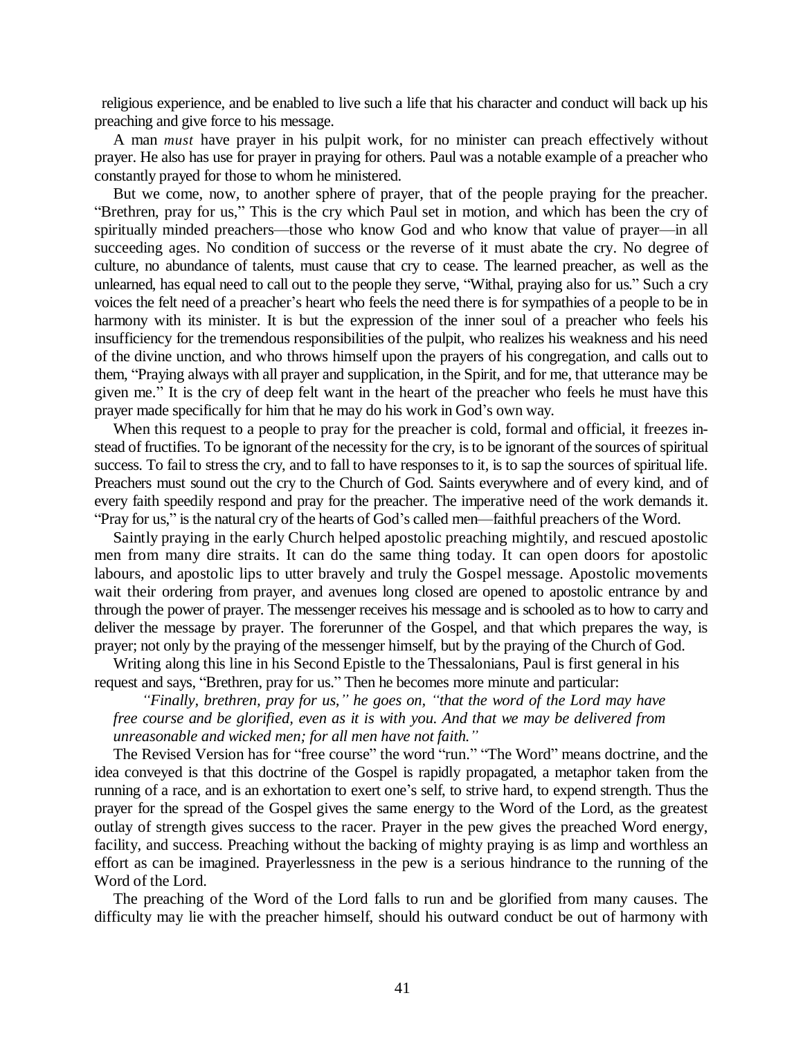religious experience, and be enabled to live such a life that his character and conduct will back up his preaching and give force to his message.

A man *must* have prayer in his pulpit work, for no minister can preach effectively without prayer. He also has use for prayer in praying for others. Paul was a notable example of a preacher who constantly prayed for those to whom he ministered.

But we come, now, to another sphere of prayer, that of the people praying for the preacher. "Brethren, pray for us," This is the cry which Paul set in motion, and which has been the cry of spiritually minded preachers—those who know God and who know that value of prayer—in all succeeding ages. No condition of success or the reverse of it must abate the cry. No degree of culture, no abundance of talents, must cause that cry to cease. The learned preacher, as well as the unlearned, has equal need to call out to the people they serve, "Withal, praying also for us." Such a cry voices the felt need of a preacher's heart who feels the need there is for sympathies of a people to be in harmony with its minister. It is but the expression of the inner soul of a preacher who feels his insufficiency for the tremendous responsibilities of the pulpit, who realizes his weakness and his need of the divine unction, and who throws himself upon the prayers of his congregation, and calls out to them, "Praying always with all prayer and supplication, in the Spirit, and for me, that utterance may be given me." It is the cry of deep felt want in the heart of the preacher who feels he must have this prayer made specifically for him that he may do his work in God's own way.

When this request to a people to pray for the preacher is cold, formal and official, it freezes instead of fructifies. To be ignorant of the necessity for the cry, is to be ignorant of the sources of spiritual success. To fail to stress the cry, and to fall to have responses to it, is to sap the sources of spiritual life. Preachers must sound out the cry to the Church of God. Saints everywhere and of every kind, and of every faith speedily respond and pray for the preacher. The imperative need of the work demands it. "Pray for us," is the natural cry of the hearts of God's called men—faithful preachers of the Word.

Saintly praying in the early Church helped apostolic preaching mightily, and rescued apostolic men from many dire straits. It can do the same thing today. It can open doors for apostolic labours, and apostolic lips to utter bravely and truly the Gospel message. Apostolic movements wait their ordering from prayer, and avenues long closed are opened to apostolic entrance by and through the power of prayer. The messenger receives his message and is schooled as to how to carry and deliver the message by prayer. The forerunner of the Gospel, and that which prepares the way, is prayer; not only by the praying of the messenger himself, but by the praying of the Church of God.

Writing along this line in his Second Epistle to the Thessalonians, Paul is first general in his request and says, "Brethren, pray for us." Then he becomes more minute and particular:

> *"Finally, brethren, pray for us," he goes on, "that the word of the Lord may have free course and be glorified, even as it is with you. And that we may be delivered from unreasonable and wicked men; for all men have not faith."*

The Revised Version has for "free course" the word "run." "The Word" means doctrine, and the idea conveyed is that this doctrine of the Gospel is rapidly propagated, a metaphor taken from the running of a race, and is an exhortation to exert one's self, to strive hard, to expend strength. Thus the prayer for the spread of the Gospel gives the same energy to the Word of the Lord, as the greatest outlay of strength gives success to the racer. Prayer in the pew gives the preached Word energy, facility, and success. Preaching without the backing of mighty praying is as limp and worthless an effort as can be imagined. Prayerlessness in the pew is a serious hindrance to the running of the Word of the Lord.

The preaching of the Word of the Lord falls to run and be glorified from many causes. The difficulty may lie with the preacher himself, should his outward conduct be out of harmony with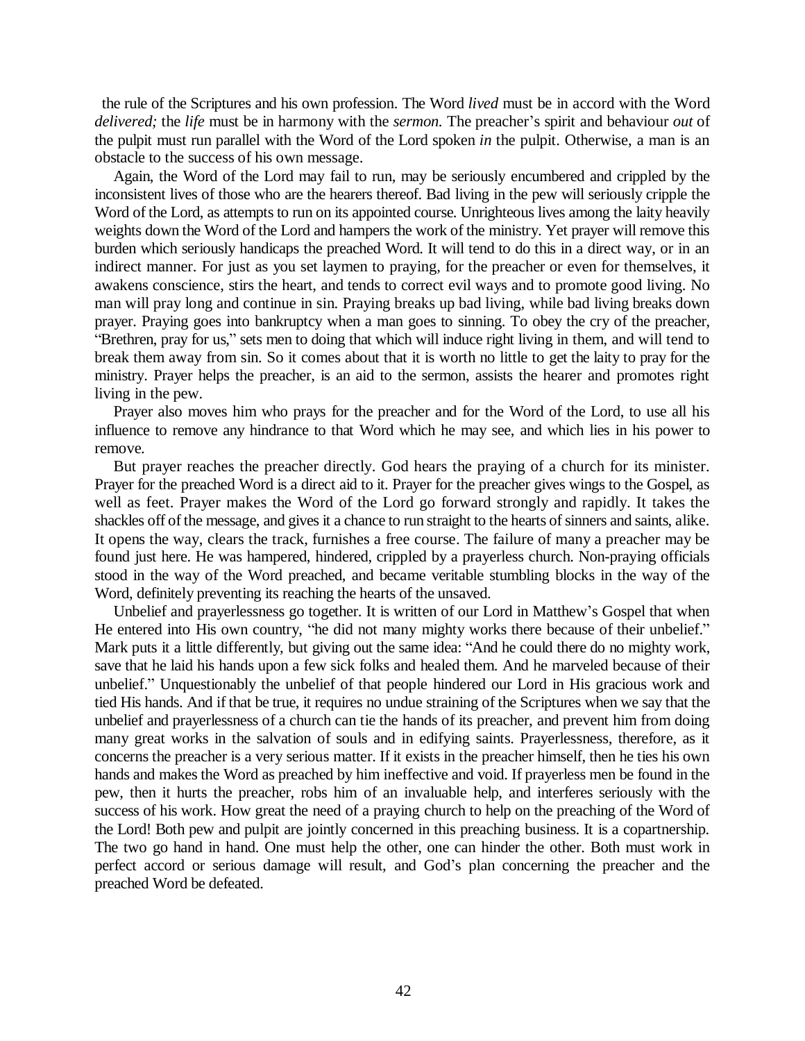the rule of the Scriptures and his own profession. The Word *lived* must be in accord with the Word *delivered;* the *life* must be in harmony with the *sermon.* The preacher's spirit and behaviour *out* of the pulpit must run parallel with the Word of the Lord spoken *in* the pulpit. Otherwise, a man is an obstacle to the success of his own message.

Again, the Word of the Lord may fail to run, may be seriously encumbered and crippled by the inconsistent lives of those who are the hearers thereof. Bad living in the pew will seriously cripple the Word of the Lord, as attempts to run on its appointed course. Unrighteous lives among the laity heavily weights down the Word of the Lord and hampers the work of the ministry. Yet prayer will remove this burden which seriously handicaps the preached Word. It will tend to do this in a direct way, or in an indirect manner. For just as you set laymen to praying, for the preacher or even for themselves, it awakens conscience, stirs the heart, and tends to correct evil ways and to promote good living. No man will pray long and continue in sin. Praying breaks up bad living, while bad living breaks down prayer. Praying goes into bankruptcy when a man goes to sinning. To obey the cry of the preacher, "Brethren, pray for us," sets men to doing that which will induce right living in them, and will tend to break them away from sin. So it comes about that it is worth no little to get the laity to pray for the ministry. Prayer helps the preacher, is an aid to the sermon, assists the hearer and promotes right living in the pew.

Prayer also moves him who prays for the preacher and for the Word of the Lord, to use all his influence to remove any hindrance to that Word which he may see, and which lies in his power to remove.

But prayer reaches the preacher directly. God hears the praying of a church for its minister. Prayer for the preached Word is a direct aid to it. Prayer for the preacher gives wings to the Gospel, as well as feet. Prayer makes the Word of the Lord go forward strongly and rapidly. It takes the shackles off of the message, and gives it a chance to run straight to the hearts of sinners and saints, alike. It opens the way, clears the track, furnishes a free course. The failure of many a preacher may be found just here. He was hampered, hindered, crippled by a prayerless church. Non-praying officials stood in the way of the Word preached, and became veritable stumbling blocks in the way of the Word, definitely preventing its reaching the hearts of the unsaved.

Unbelief and prayerlessness go together. It is written of our Lord in Matthew's Gospel that when He entered into His own country, "he did not many mighty works there because of their unbelief." Mark puts it a little differently, but giving out the same idea: "And he could there do no mighty work, save that he laid his hands upon a few sick folks and healed them. And he marveled because of their unbelief." Unquestionably the unbelief of that people hindered our Lord in His gracious work and tied His hands. And if that be true, it requires no undue straining of the Scriptures when we say that the unbelief and prayerlessness of a church can tie the hands of its preacher, and prevent him from doing many great works in the salvation of souls and in edifying saints. Prayerlessness, therefore, as it concerns the preacher is a very serious matter. If it exists in the preacher himself, then he ties his own hands and makes the Word as preached by him ineffective and void. If prayerless men be found in the pew, then it hurts the preacher, robs him of an invaluable help, and interferes seriously with the success of his work. How great the need of a praying church to help on the preaching of the Word of the Lord! Both pew and pulpit are jointly concerned in this preaching business. It is a copartnership. The two go hand in hand. One must help the other, one can hinder the other. Both must work in perfect accord or serious damage will result, and God's plan concerning the preacher and the preached Word be defeated.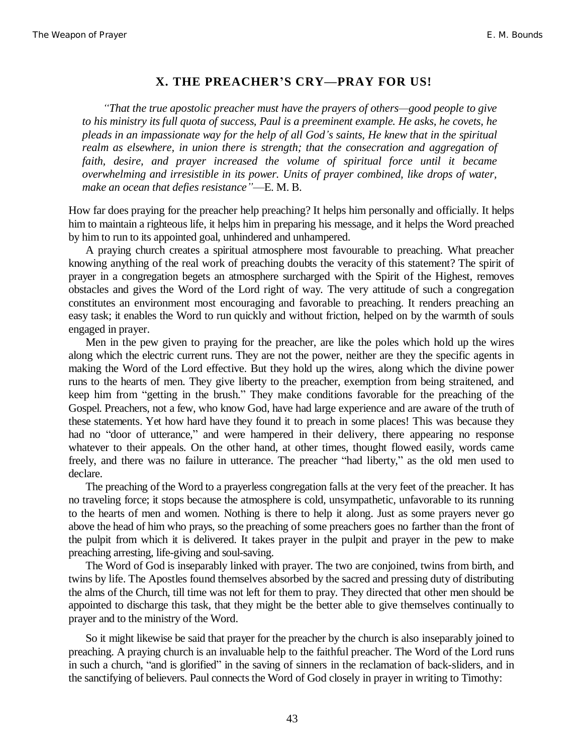## X. THE PREACHER'S CRY—PRAY FOR US!

*"That the true apostolic preacher must have the prayers of others—good people to give to his ministry its full quota of success, Paul is a preeminent example. He asks, he covets, he pleads in an impassionate way for the help of all God's saints, He knew that in the spiritual realm as elsewhere, in union there is strength; that the consecration and aggregation of faith, desire, and prayer increased the volume of spiritual force until it became overwhelming and irresistible in its power. Units of prayer combined, like drops of water, make an ocean that defies resistance"*—E. M. B.

How far does praying for the preacher help preaching? It helps him personally and officially. It helps him to maintain a righteous life, it helps him in preparing his message, and it helps the Word preached by him to run to its appointed goal, unhindered and unhampered.

A praying church creates a spiritual atmosphere most favourable to preaching. What preacher knowing anything of the real work of preaching doubts the veracity of this statement? The spirit of prayer in a congregation begets an atmosphere surcharged with the Spirit of the Highest, removes obstacles and gives the Word of the Lord right of way. The very attitude of such a congregation constitutes an environment most encouraging and favorable to preaching. It renders preaching an easy task; it enables the Word to run quickly and without friction, helped on by the warmth of souls engaged in prayer.

Men in the pew given to praying for the preacher, are like the poles which hold up the wires along which the electric current runs. They are not the power, neither are they the specific agents in making the Word of the Lord effective. But they hold up the wires, along which the divine power runs to the hearts of men. They give liberty to the preacher, exemption from being straitened, and keep him from "getting in the brush." They make conditions favorable for the preaching of the Gospel. Preachers, not a few, who know God, have had large experience and are aware of the truth of these statements. Yet how hard have they found it to preach in some places! This was because they had no "door of utterance," and were hampered in their delivery, there appearing no response whatever to their appeals. On the other hand, at other times, thought flowed easily, words came freely, and there was no failure in utterance. The preacher "had liberty," as the old men used to declare.

The preaching of the Word to a prayerless congregation falls at the very feet of the preacher. It has no traveling force; it stops because the atmosphere is cold, unsympathetic, unfavorable to its running to the hearts of men and women. Nothing is there to help it along. Just as some prayers never go above the head of him who prays, so the preaching of some preachers goes no farther than the front of the pulpit from which it is delivered. It takes prayer in the pulpit and prayer in the pew to make preaching arresting, life-giving and soul-saving.

The Word of God is inseparably linked with prayer. The two are conjoined, twins from birth, and twins by life. The Apostles found themselves absorbed by the sacred and pressing duty of distributing the alms of the Church, till time was not left for them to pray. They directed that other men should be appointed to discharge this task, that they might be the better able to give themselves continually to prayer and to the ministry of the Word.

So it might likewise be said that prayer for the preacher by the church is also inseparably joined to preaching. A praying church is an invaluable help to the faithful preacher. The Word of the Lord runs in such a church, "and is glorified" in the saving of sinners in the reclamation of back-sliders, and in the sanctifying of believers. Paul connects the Word of God closely in prayer in writing to Timothy: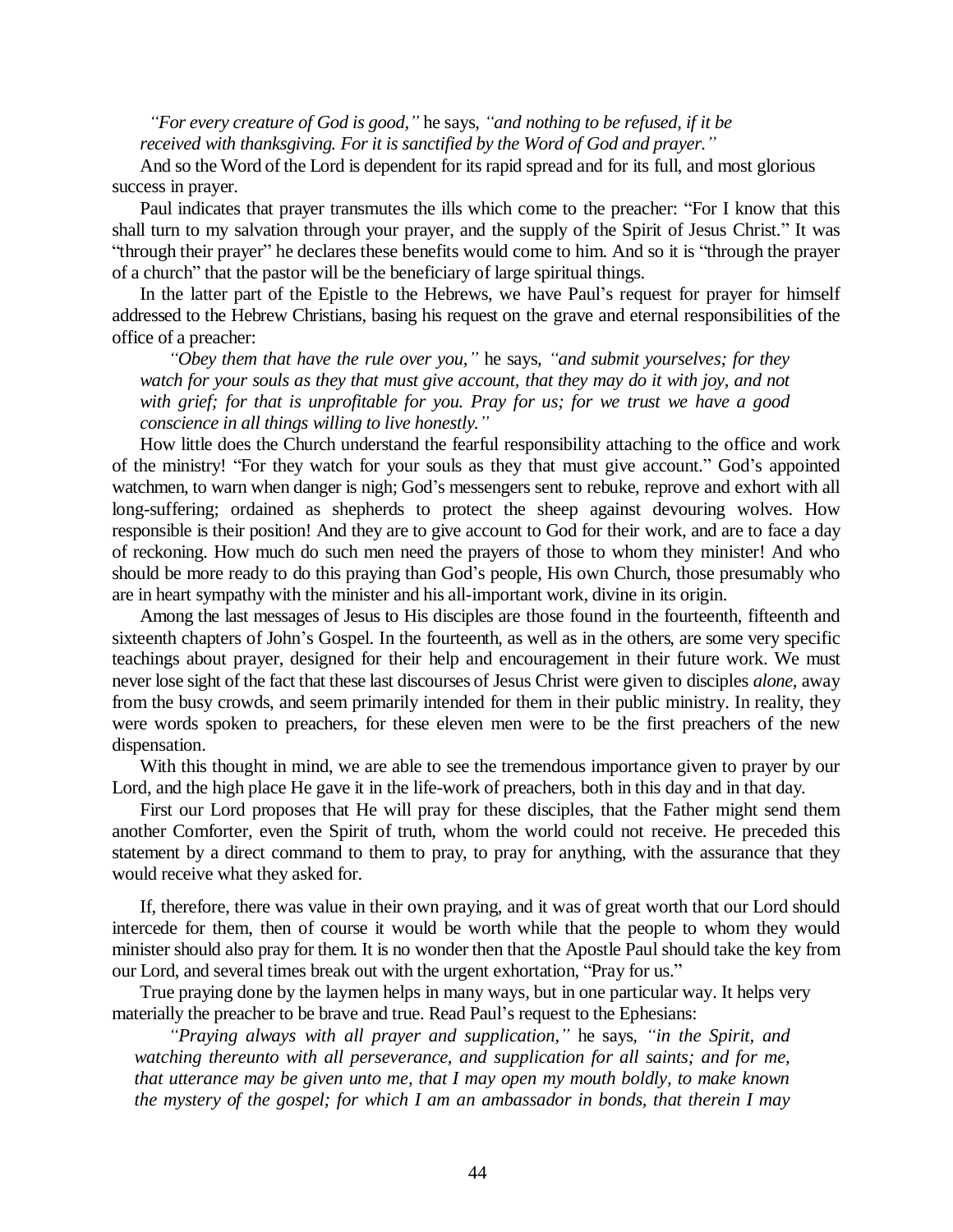*"For every creature of God is good,"* he says, *"and nothing to be refused, if it be received with thanksgiving. For it is sanctified by the Word of God and prayer."*

And so the Word of the Lord is dependent for its rapid spread and for its full, and most glorious success in prayer.

Paul indicates that prayer transmutes the ills which come to the preacher: "For I know that this shall turn to my salvation through your prayer, and the supply of the Spirit of Jesus Christ." It was "through their prayer" he declares these benefits would come to him. And so it is "through the prayer of a church" that the pastor will be the beneficiary of large spiritual things.

In the latter part of the Epistle to the Hebrews, we have Paul's request for prayer for himself addressed to the Hebrew Christians, basing his request on the grave and eternal responsibilities of the office of a preacher:

> *"Obey them that have the rule over you,"* he says, *"and submit yourselves; for they watch for your souls as they that must give account, that they may do it with joy, and not with grief; for that is unprofitable for you. Pray for us; for we trust we have a good conscience in all things willing to live honestly."*

How little does the Church understand the fearful responsibility attaching to the office and work of the ministry! "For they watch for your souls as they that must give account." God's appointed watchmen, to warn when danger is nigh; God's messengers sent to rebuke, reprove and exhort with all long-suffering; ordained as shepherds to protect the sheep against devouring wolves. How responsible is their position! And they are to give account to God for their work, and are to face a day of reckoning. How much do such men need the prayers of those to whom they minister! And who should be more ready to do this praying than God's people, His own Church, those presumably who are in heart sympathy with the minister and his all-important work, divine in its origin.

Among the last messages of Jesus to His disciples are those found in the fourteenth, fifteenth and sixteenth chapters of John's Gospel. In the fourteenth, as well as in the others, are some very specific teachings about prayer, designed for their help and encouragement in their future work. We must never lose sight of the fact that these last discourses of Jesus Christ were given to disciples *alone*, away from the busy crowds, and seem primarily intended for them in their public ministry. In reality, they were words spoken to preachers, for these eleven men were to be the first preachers of the new dispensation.

With this thought in mind, we are able to see the tremendous importance given to prayer by our Lord, and the high place He gave it in the life-work of preachers, both in this day and in that day.

First our Lord proposes that He will pray for these disciples, that the Father might send them another Comforter, even the Spirit of truth, whom the world could not receive. He preceded this statement by a direct command to them to pray, to pray for anything, with the assurance that they would receive what they asked for.

If, therefore, there was value in their own praying, and it was of great worth that our Lord should intercede for them, then of course it would be worth while that the people to whom they would minister should also pray for them. It is no wonder then that the Apostle Paul should take the key from our Lord, and several times break out with the urgent exhortation, "Pray for us."

True praying done by the laymen helps in many ways, but in one particular way. It helps very materially the preacher to be brave and true. Read Paul's request to the Ephesians:

> *"Praying always with all prayer and supplication,"* he says, *"in the Spirit, and watching thereunto with all perseverance, and supplication for all saints; and for me, that utterance may be given unto me, that I may open my mouth boldly, to make known the mystery of the gospel; for which I am an ambassador in bonds, that therein I may*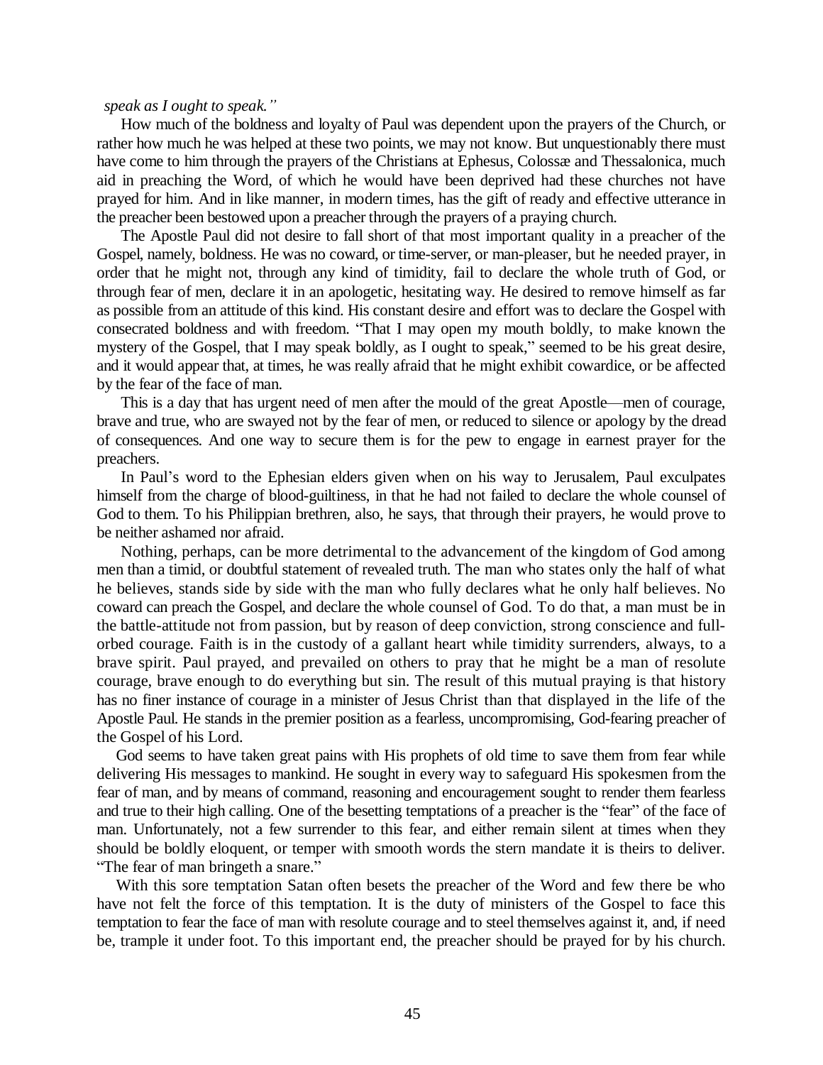*speak as I ought to speak."*

How much of the boldness and loyalty of Paul was dependent upon the prayers of the Church, or rather how much he was helped at these two points, we may not know. But unquestionably there must have come to him through the prayers of the Christians at Ephesus, Colossæ and Thessalonica, much aid in preaching the Word, of which he would have been deprived had these churches not have prayed for him. And in like manner, in modern times, has the gift of ready and effective utterance in the preacher been bestowed upon a preacher through the prayers of a praying church.

The Apostle Paul did not desire to fall short of that most important quality in a preacher of the Gospel, namely, boldness. He was no coward, or time-server, or man-pleaser, but he needed prayer, in order that he might not, through any kind of timidity, fail to declare the whole truth of God, or through fear of men, declare it in an apologetic, hesitating way. He desired to remove himself as far as possible from an attitude of this kind. His constant desire and effort was to declare the Gospel with consecrated boldness and with freedom. "That I may open my mouth boldly, to make known the mystery of the Gospel, that I may speak boldly, as I ought to speak," seemed to be his great desire, and it would appear that, at times, he was really afraid that he might exhibit cowardice, or be affected by the fear of the face of man.

This is a day that has urgent need of men after the mould of the great Apostle—men of courage, brave and true, who are swayed not by the fear of men, or reduced to silence or apology by the dread of consequences. And one way to secure them is for the pew to engage in earnest prayer for the preachers.

In Paul's word to the Ephesian elders given when on his way to Jerusalem, Paul exculpates himself from the charge of blood-guiltiness, in that he had not failed to declare the whole counsel of God to them. To his Philippian brethren, also, he says, that through their prayers, he would prove to be neither ashamed nor afraid.

Nothing, perhaps, can be more detrimental to the advancement of the kingdom of God among men than a timid, or doubtful statement of revealed truth. The man who states only the half of what he believes, stands side by side with the man who fully declares what he only half believes. No coward can preach the Gospel, and declare the whole counsel of God. To do that, a man must be in the battle-attitude not from passion, but by reason of deep conviction, strong conscience and full-orbed courage. Faith is in the custody of a gallant heart while timidity surrenders, always, to a brave spirit. Paul prayed, and prevailed on others to pray that he might be a man of resolute courage, brave enough to do everything but sin. The result of this mutual praying is that history has no finer instance of courage in a minister of Jesus Christ than that displayed in the life of the Apostle Paul. He stands in the premier position as a fearless, uncompromising, God-fearing preacher of the Gospel of his Lord.

God seems to have taken great pains with His prophets of old time to save them from fear while delivering His messages to mankind. He sought in every way to safeguard His spokesmen from the fear of man, and by means of command, reasoning and encouragement sought to render them fearless and true to their high calling. One of the besetting temptations of a preacher is the "fear" of the face of man. Unfortunately, not a few surrender to this fear, and either remain silent at times when they should be boldly eloquent, or temper with smooth words the stern mandate it is theirs to deliver. "The fear of man bringeth a snare."

With this sore temptation Satan often besets the preacher of the Word and few there be who have not felt the force of this temptation. It is the duty of ministers of the Gospel to face this temptation to fear the face of man with resolute courage and to steel themselves against it, and, if need be, trample it under foot. To this important end, the preacher should be prayed for by his church.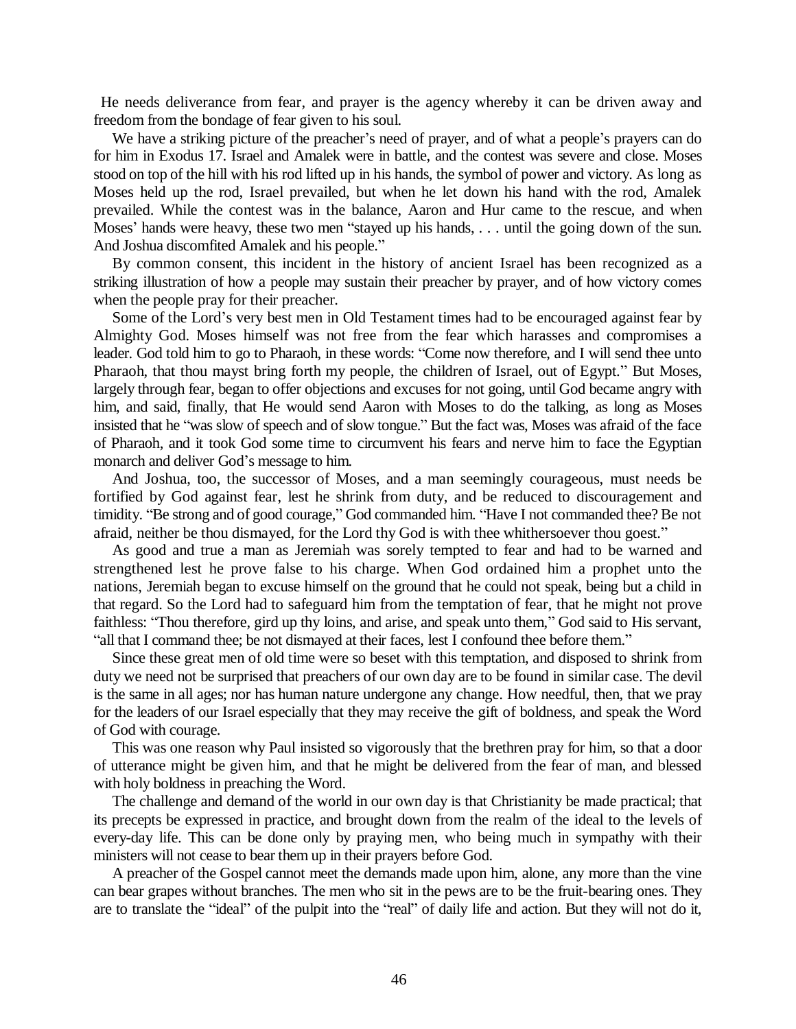He needs deliverance from fear, and prayer is the agency whereby it can be driven away and freedom from the bondage of fear given to his soul.

We have a striking picture of the preacher's need of prayer, and of what a people's prayers can do for him in Exodus 17. Israel and Amalek were in battle, and the contest was severe and close. Moses stood on top of the hill with his rod lifted up in his hands, the symbol of power and victory. As long as Moses held up the rod, Israel prevailed, but when he let down his hand with the rod, Amalek prevailed. While the contest was in the balance, Aaron and Hur came to the rescue, and when Moses' hands were heavy, these two men "stayed up his hands, . . . until the going down of the sun. And Joshua discomfited Amalek and his people."

By common consent, this incident in the history of ancient Israel has been recognized as a striking illustration of how a people may sustain their preacher by prayer, and of how victory comes when the people pray for their preacher.

Some of the Lord's very best men in Old Testament times had to be encouraged against fear by Almighty God. Moses himself was not free from the fear which harasses and compromises a leader. God told him to go to Pharaoh, in these words: "Come now therefore, and I will send thee unto Pharaoh, that thou mayst bring forth my people, the children of Israel, out of Egypt." But Moses, largely through fear, began to offer objections and excuses for not going, until God became angry with him, and said, finally, that He would send Aaron with Moses to do the talking, as long as Moses insisted that he "was slow of speech and of slow tongue." But the fact was, Moses was afraid of the face of Pharaoh, and it took God some time to circumvent his fears and nerve him to face the Egyptian monarch and deliver God's message to him.

And Joshua, too, the successor of Moses, and a man seemingly courageous, must needs be fortified by God against fear, lest he shrink from duty, and be reduced to discouragement and timidity. "Be strong and of good courage," God commanded him. "Have I not commanded thee? Be not afraid, neither be thou dismayed, for the Lord thy God is with thee whithersoever thou goest."

As good and true a man as Jeremiah was sorely tempted to fear and had to be warned and strengthened lest he prove false to his charge. When God ordained him a prophet unto the nations, Jeremiah began to excuse himself on the ground that he could not speak, being but a child in that regard. So the Lord had to safeguard him from the temptation of fear, that he might not prove faithless: "Thou therefore, gird up thy loins, and arise, and speak unto them," God said to His servant, "all that I command thee; be not dismayed at their faces, lest I confound thee before them."

Since these great men of old time were so beset with this temptation, and disposed to shrink from duty we need not be surprised that preachers of our own day are to be found in similar case. The devil is the same in all ages; nor has human nature undergone any change. How needful, then, that we pray for the leaders of our Israel especially that they may receive the gift of boldness, and speak the Word of God with courage.

This was one reason why Paul insisted so vigorously that the brethren pray for him, so that a door of utterance might be given him, and that he might be delivered from the fear of man, and blessed with holy boldness in preaching the Word.

The challenge and demand of the world in our own day is that Christianity be made practical; that its precepts be expressed in practice, and brought down from the realm of the ideal to the levels of every-day life. This can be done only by praying men, who being much in sympathy with their ministers will not cease to bear them up in their prayers before God.

A preacher of the Gospel cannot meet the demands made upon him, alone, any more than the vine can bear grapes without branches. The men who sit in the pews are to be the fruit-bearing ones. They are to translate the "ideal" of the pulpit into the "real" of daily life and action. But they will not do it,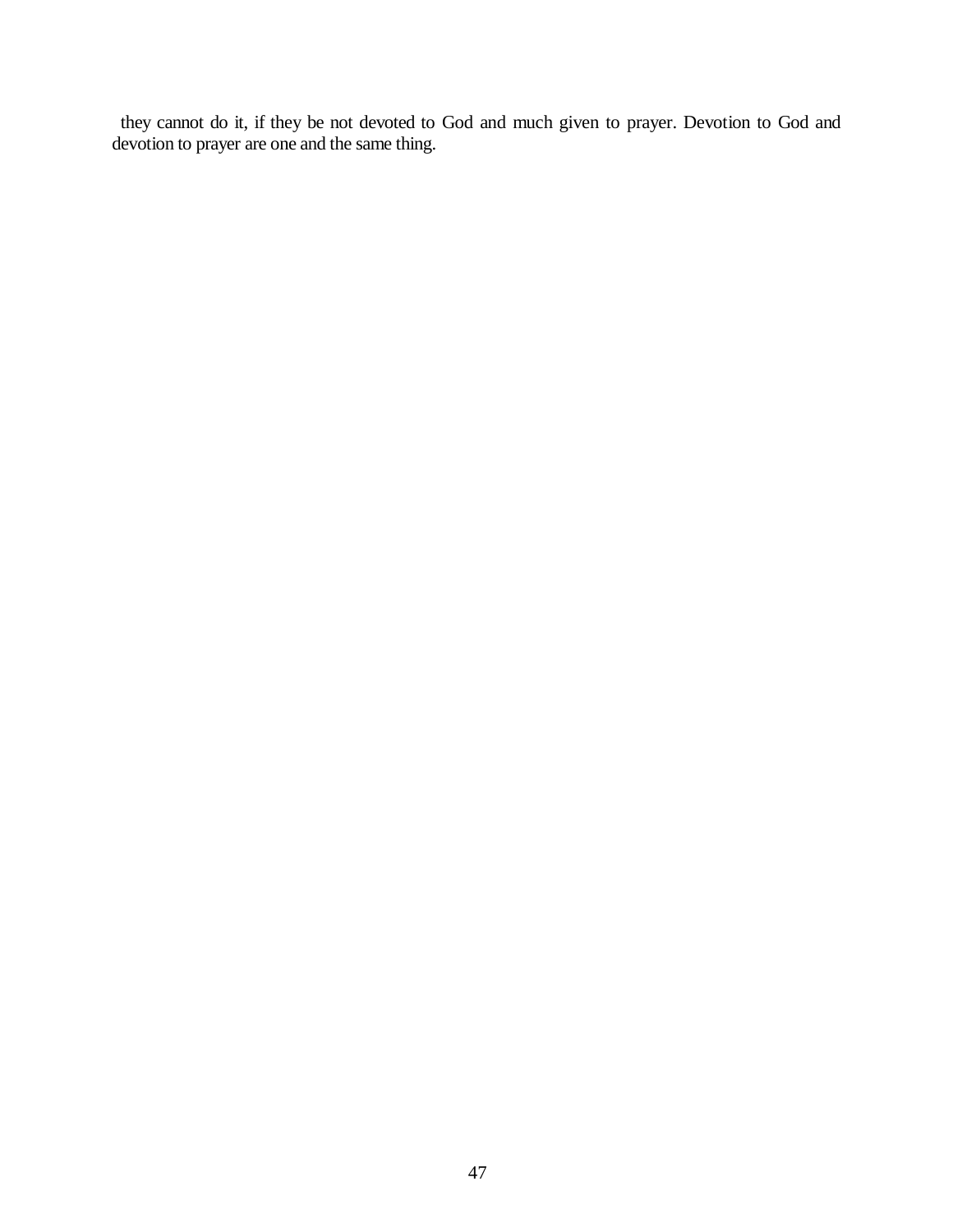they cannot do it, if they be not devoted to God and much given to prayer. Devotion to God and devotion to prayer are one and the same thing.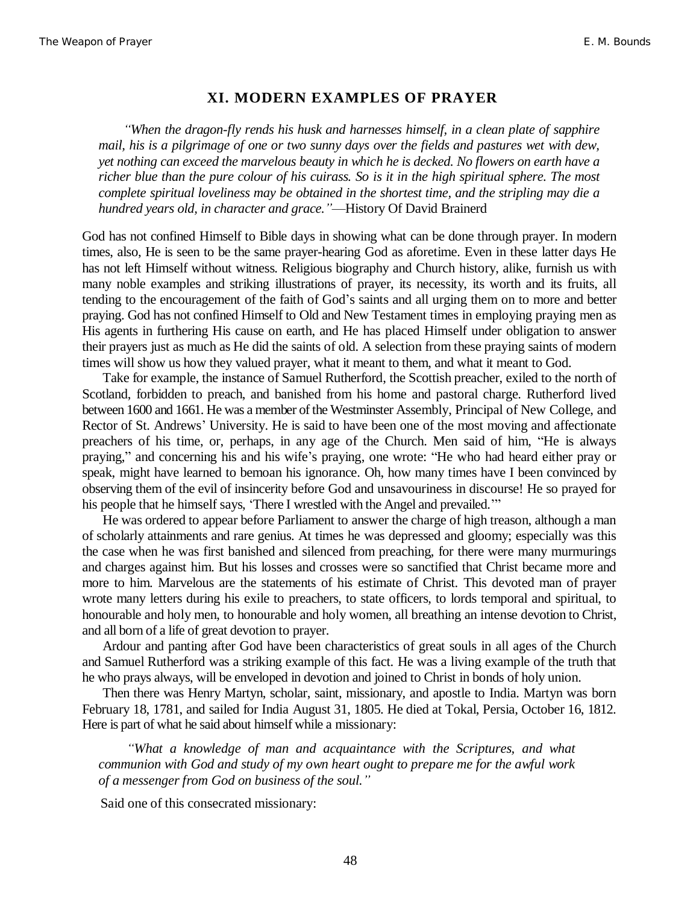## XI. MODERN EXAMPLES OF PRAYER

> *"When the dragon-fly rends his husk and harnesses himself, in a clean plate of sapphire mail, his is a pilgrimage of one or two sunny days over the fields and pastures wet with dew, yet nothing can exceed the marvelous beauty in which he is decked. No flowers on earth have a richer blue than the pure colour of his cuirass. So is it in the high spiritual sphere. The most complete spiritual loveliness may be obtained in the shortest time, and the stripling may die a hundred years old, in character and grace."*—History Of David Brainerd

God has not confined Himself to Bible days in showing what can be done through prayer. In modern times, also, He is seen to be the same prayer-hearing God as aforetime. Even in these latter days He has not left Himself without witness. Religious biography and Church history, alike, furnish us with many noble examples and striking illustrations of prayer, its necessity, its worth and its fruits, all tending to the encouragement of the faith of God's saints and all urging them on to more and better praying. God has not confined Himself to Old and New Testament times in employing praying men as His agents in furthering His cause on earth, and He has placed Himself under obligation to answer their prayers just as much as He did the saints of old. A selection from these praying saints of modern times will show us how they valued prayer, what it meant to them, and what it meant to God.

Take for example, the instance of Samuel Rutherford, the Scottish preacher, exiled to the north of Scotland, forbidden to preach, and banished from his home and pastoral charge. Rutherford lived between 1600 and 1661. He was a member of the Westminster Assembly, Principal of New College, and Rector of St. Andrews' University. He is said to have been one of the most moving and affectionate preachers of his time, or, perhaps, in any age of the Church. Men said of him, "He is always praying," and concerning his and his wife's praying, one wrote: "He who had heard either pray or speak, might have learned to bemoan his ignorance. Oh, how many times have I been convinced by observing them of the evil of insincerity before God and unsavouriness in discourse! He so prayed for his people that he himself says, 'There I wrestled with the Angel and prevailed.'"

He was ordered to appear before Parliament to answer the charge of high treason, although a man of scholarly attainments and rare genius. At times he was depressed and gloomy; especially was this the case when he was first banished and silenced from preaching, for there were many murmurings and charges against him. But his losses and crosses were so sanctified that Christ became more and more to him. Marvelous are the statements of his estimate of Christ. This devoted man of prayer wrote many letters during his exile to preachers, to state officers, to lords temporal and spiritual, to honourable and holy men, to honourable and holy women, all breathing an intense devotion to Christ, and all born of a life of great devotion to prayer.

Ardour and panting after God have been characteristics of great souls in all ages of the Church and Samuel Rutherford was a striking example of this fact. He was a living example of the truth that he who prays always, will be enveloped in devotion and joined to Christ in bonds of holy union.

Then there was Henry Martyn, scholar, saint, missionary, and apostle to India. Martyn was born February 18, 1781, and sailed for India August 31, 1805. He died at Tokal, Persia, October 16, 1812. Here is part of what he said about himself while a missionary:

> *"What a knowledge of man and acquaintance with the Scriptures, and what communion with God and study of my own heart ought to prepare me for the awful work of a messenger from God on business of the soul."*

Said one of this consecrated missionary: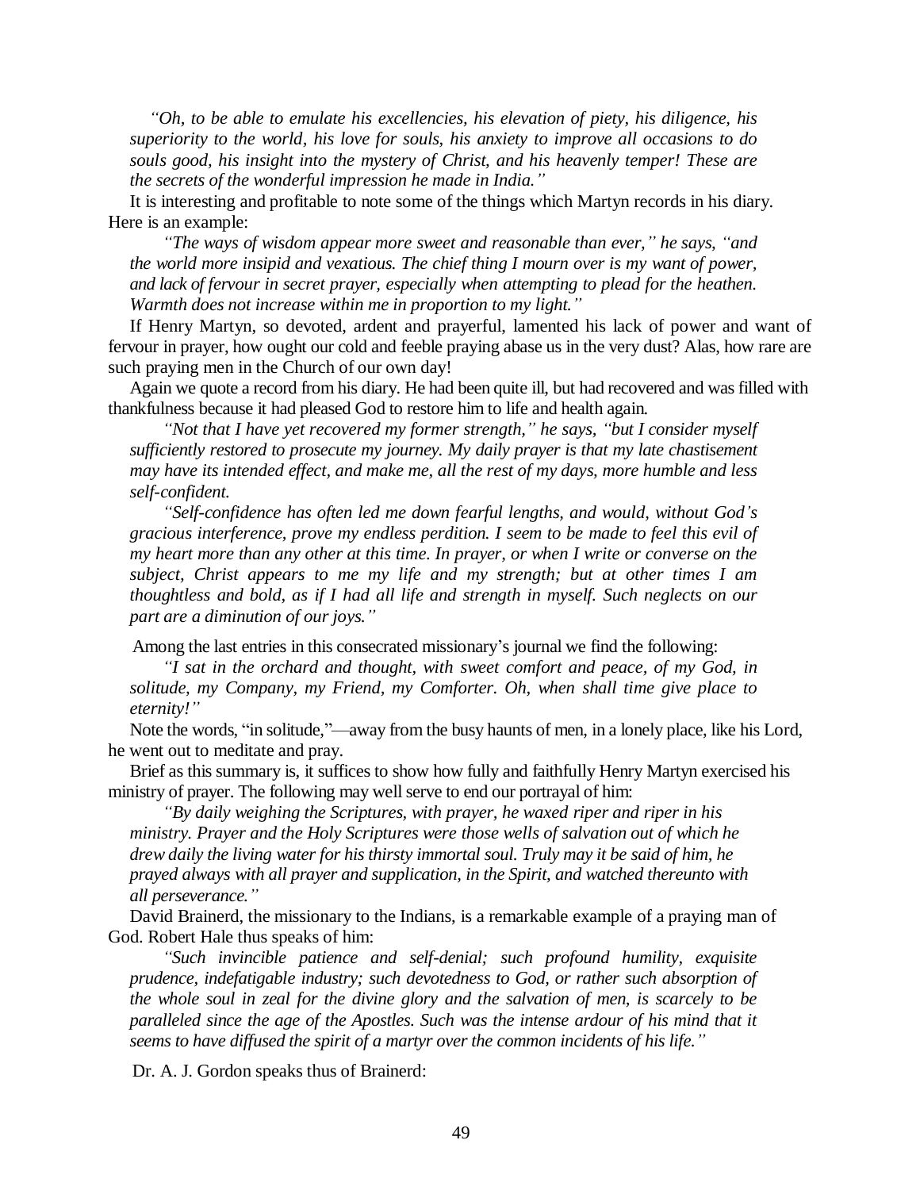*"Oh, to be able to emulate his excellencies, his elevation of piety, his diligence, his superiority to the world, his love for souls, his anxiety to improve all occasions to do souls good, his insight into the mystery of Christ, and his heavenly temper! These are the secrets of the wonderful impression he made in India."*

It is interesting and profitable to note some of the things which Martyn records in his diary. Here is an example:

*"The ways of wisdom appear more sweet and reasonable than ever," he says, "and the world more insipid and vexatious. The chief thing I mourn over is my want of power, and lack of fervour in secret prayer, especially when attempting to plead for the heathen. Warmth does not increase within me in proportion to my light."*

If Henry Martyn, so devoted, ardent and prayerful, lamented his lack of power and want of fervour in prayer, how ought our cold and feeble praying abase us in the very dust? Alas, how rare are such praying men in the Church of our own day!

Again we quote a record from his diary. He had been quite ill, but had recovered and was filled with thankfulness because it had pleased God to restore him to life and health again.

*"Not that I have yet recovered my former strength," he says, "but I consider myself sufficiently restored to prosecute my journey. My daily prayer is that my late chastisement may have its intended effect, and make me, all the rest of my days, more humble and less self-confident.*

*"Self-confidence has often led me down fearful lengths, and would, without God's gracious interference, prove my endless perdition. I seem to be made to feel this evil of my heart more than any other at this time. In prayer, or when I write or converse on the subject, Christ appears to me my life and my strength; but at other times I am thoughtless and bold, as if I had all life and strength in myself. Such neglects on our part are a diminution of our joys."*

Among the last entries in this consecrated missionary's journal we find the following:

*"I sat in the orchard and thought, with sweet comfort and peace, of my God, in solitude, my Company, my Friend, my Comforter. Oh, when shall time give place to eternity!"*

Note the words, "in solitude,"—away from the busy haunts of men, in a lonely place, like his Lord, he went out to meditate and pray.

Brief as this summary is, it suffices to show how fully and faithfully Henry Martyn exercised his ministry of prayer. The following may well serve to end our portrayal of him:

*"By daily weighing the Scriptures, with prayer, he waxed riper and riper in his ministry. Prayer and the Holy Scriptures were those wells of salvation out of which he drew daily the living water for his thirsty immortal soul. Truly may it be said of him, he prayed always with all prayer and supplication, in the Spirit, and watched thereunto with all perseverance."*

David Brainerd, the missionary to the Indians, is a remarkable example of a praying man of God. Robert Hale thus speaks of him:

*"Such invincible patience and self-denial; such profound humility, exquisite prudence, indefatigable industry; such devotedness to God, or rather such absorption of the whole soul in zeal for the divine glory and the salvation of men, is scarcely to be paralleled since the age of the Apostles. Such was the intense ardour of his mind that it seems to have diffused the spirit of a martyr over the common incidents of his life."*

Dr. A. J. Gordon speaks thus of Brainerd: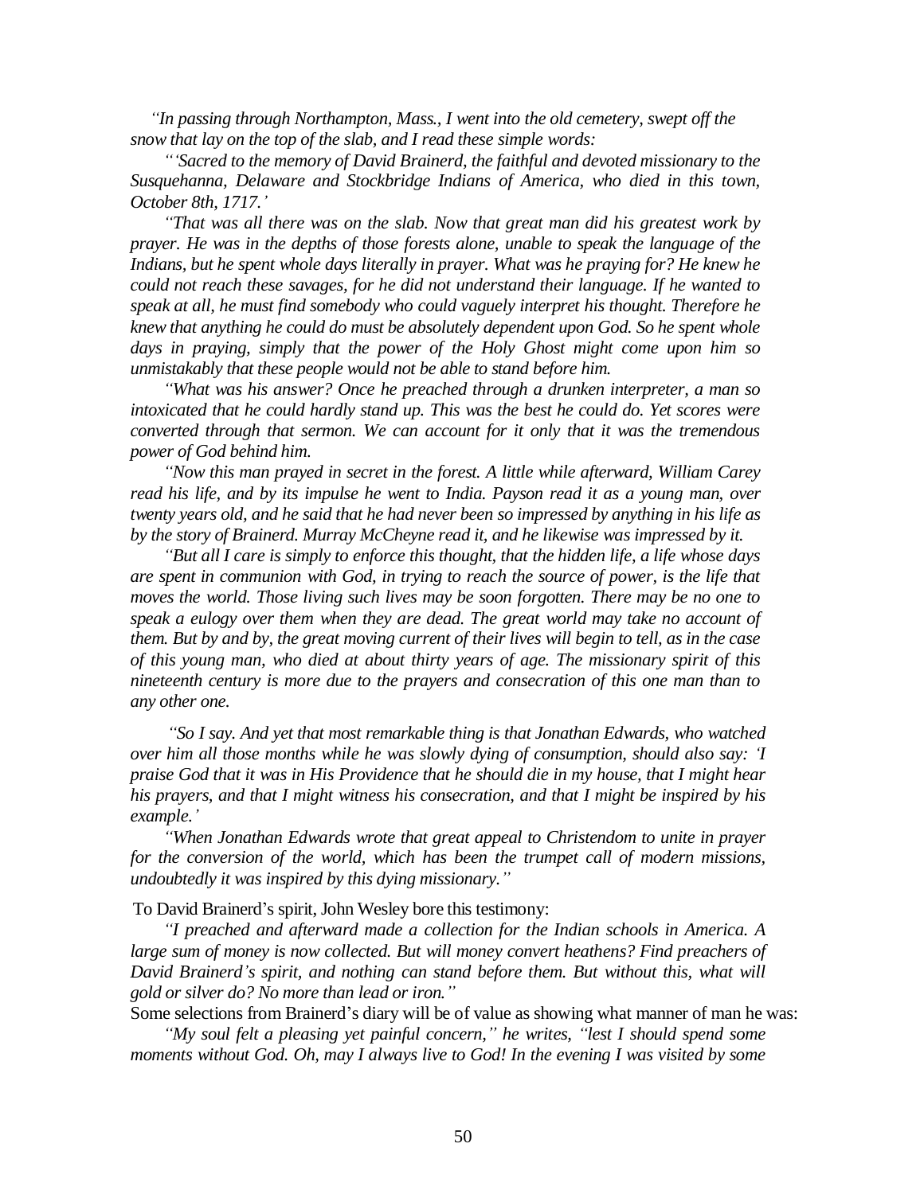*"In passing through Northampton, Mass., I went into the old cemetery, swept off the snow that lay on the top of the slab, and I read these simple words:*

*"'Sacred to the memory of David Brainerd, the faithful and devoted missionary to the Susquehanna, Delaware and Stockbridge Indians of America, who died in this town, October 8th, 1717.'*

*"That was all there was on the slab. Now that great man did his greatest work by prayer. He was in the depths of those forests alone, unable to speak the language of the Indians, but he spent whole days literally in prayer. What was he praying for? He knew he could not reach these savages, for he did not understand their language. If he wanted to speak at all, he must find somebody who could vaguely interpret his thought. Therefore he knew that anything he could do must be absolutely dependent upon God. So he spent whole days in praying, simply that the power of the Holy Ghost might come upon him so unmistakably that these people would not be able to stand before him.*

*"What was his answer? Once he preached through a drunken interpreter, a man so intoxicated that he could hardly stand up. This was the best he could do. Yet scores were converted through that sermon. We can account for it only that it was the tremendous power of God behind him.*

*"Now this man prayed in secret in the forest. A little while afterward, William Carey read his life, and by its impulse he went to India. Payson read it as a young man, over twenty years old, and he said that he had never been so impressed by anything in his life as by the story of Brainerd. Murray McCheyne read it, and he likewise was impressed by it.*

*"But all I care is simply to enforce this thought, that the hidden life, a life whose days are spent in communion with God, in trying to reach the source of power, is the life that moves the world. Those living such lives may be soon forgotten. There may be no one to speak a eulogy over them when they are dead. The great world may take no account of them. But by and by, the great moving current of their lives will begin to tell, as in the case of this young man, who died at about thirty years of age. The missionary spirit of this nineteenth century is more due to the prayers and consecration of this one man than to any other one.*

*"So I say. And yet that most remarkable thing is that Jonathan Edwards, who watched over him all those months while he was slowly dying of consumption, should also say: 'I praise God that it was in His Providence that he should die in my house, that I might hear his prayers, and that I might witness his consecration, and that I might be inspired by his example.'*

*"When Jonathan Edwards wrote that great appeal to Christendom to unite in prayer for the conversion of the world, which has been the trumpet call of modern missions, undoubtedly it was inspired by this dying missionary."*

To David Brainerd's spirit, John Wesley bore this testimony:

*"I preached and afterward made a collection for the Indian schools in America. A large sum of money is now collected. But will money convert heathens? Find preachers of David Brainerd's spirit, and nothing can stand before them. But without this, what will gold or silver do? No more than lead or iron."*

Some selections from Brainerd's diary will be of value as showing what manner of man he was:

*"My soul felt a pleasing yet painful concern," he writes, "lest I should spend some moments without God. Oh, may I always live to God! In the evening I was visited by some*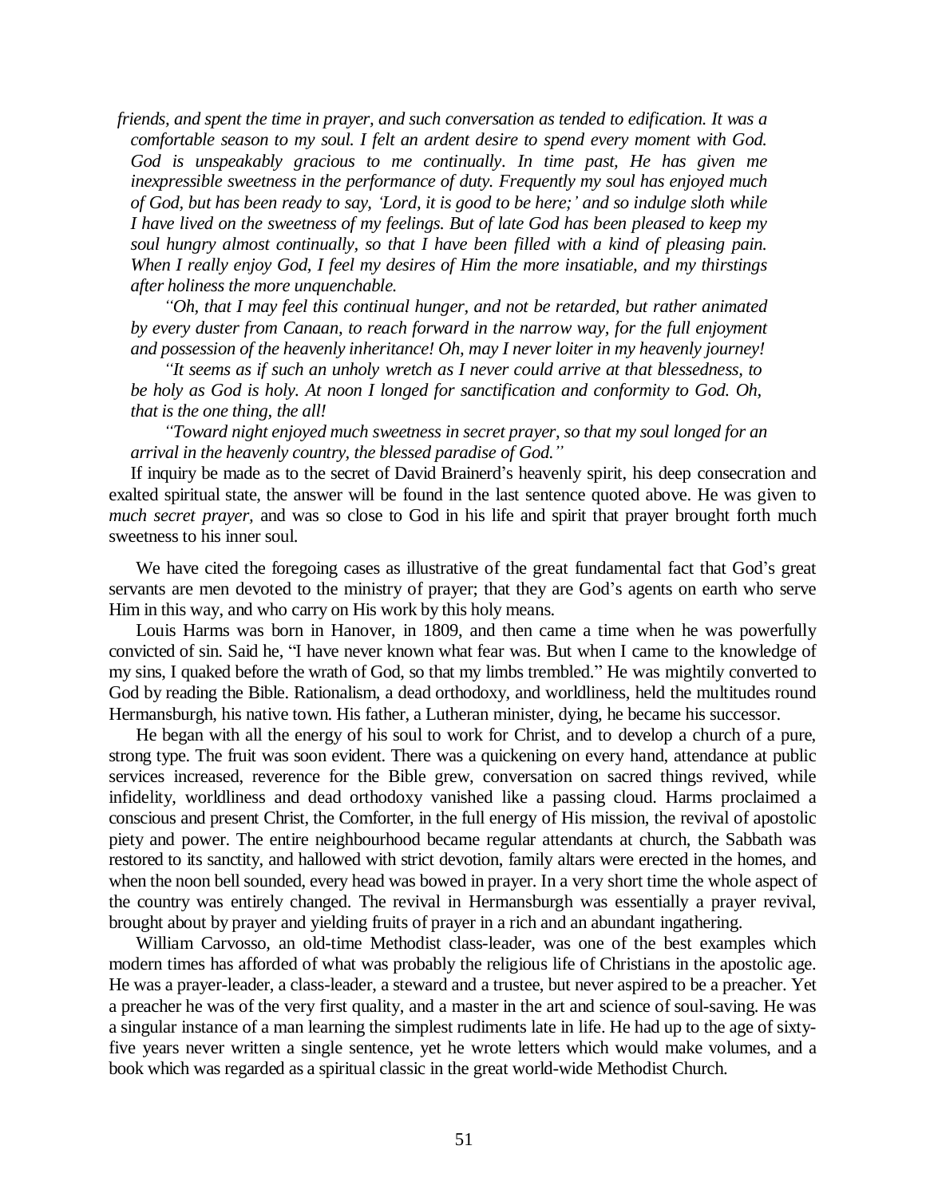*friends, and spent the time in prayer, and such conversation as tended to edification. It was a comfortable season to my soul. I felt an ardent desire to spend every moment with God. God is unspeakably gracious to me continually. In time past, He has given me inexpressible sweetness in the performance of duty. Frequently my soul has enjoyed much of God, but has been ready to say, 'Lord, it is good to be here;' and so indulge sloth while I have lived on the sweetness of my feelings. But of late God has been pleased to keep my soul hungry almost continually, so that I have been filled with a kind of pleasing pain. When I really enjoy God, I feel my desires of Him the more insatiable, and my thirstings after holiness the more unquenchable.*

*"Oh, that I may feel this continual hunger, and not be retarded, but rather animated by every duster from Canaan, to reach forward in the narrow way, for the full enjoyment and possession of the heavenly inheritance! Oh, may I never loiter in my heavenly journey!*

*"It seems as if such an unholy wretch as I never could arrive at that blessedness, to be holy as God is holy. At noon I longed for sanctification and conformity to God. Oh, that is the one thing, the all!*

*"Toward night enjoyed much sweetness in secret prayer, so that my soul longed for an arrival in the heavenly country, the blessed paradise of God."*

If inquiry be made as to the secret of David Brainerd's heavenly spirit, his deep consecration and exalted spiritual state, the answer will be found in the last sentence quoted above. He was given to *much secret prayer*, and was so close to God in his life and spirit that prayer brought forth much sweetness to his inner soul.

We have cited the foregoing cases as illustrative of the great fundamental fact that God's great servants are men devoted to the ministry of prayer; that they are God's agents on earth who serve Him in this way, and who carry on His work by this holy means.

Louis Harms was born in Hanover, in 1809, and then came a time when he was powerfully convicted of sin. Said he, "I have never known what fear was. But when I came to the knowledge of my sins, I quaked before the wrath of God, so that my limbs trembled." He was mightily converted to God by reading the Bible. Rationalism, a dead orthodoxy, and worldliness, held the multitudes round Hermansburgh, his native town. His father, a Lutheran minister, dying, he became his successor.

He began with all the energy of his soul to work for Christ, and to develop a church of a pure, strong type. The fruit was soon evident. There was a quickening on every hand, attendance at public services increased, reverence for the Bible grew, conversation on sacred things revived, while infidelity, worldliness and dead orthodoxy vanished like a passing cloud. Harms proclaimed a conscious and present Christ, the Comforter, in the full energy of His mission, the revival of apostolic piety and power. The entire neighbourhood became regular attendants at church, the Sabbath was restored to its sanctity, and hallowed with strict devotion, family altars were erected in the homes, and when the noon bell sounded, every head was bowed in prayer. In a very short time the whole aspect of the country was entirely changed. The revival in Hermansburgh was essentially a prayer revival, brought about by prayer and yielding fruits of prayer in a rich and an abundant ingathering.

William Carvosso, an old-time Methodist class-leader, was one of the best examples which modern times has afforded of what was probably the religious life of Christians in the apostolic age. He was a prayer-leader, a class-leader, a steward and a trustee, but never aspired to be a preacher. Yet a preacher he was of the very first quality, and a master in the art and science of soul-saving. He was a singular instance of a man learning the simplest rudiments late in life. He had up to the age of sixty-five years never written a single sentence, yet he wrote letters which would make volumes, and a book which was regarded as a spiritual classic in the great world-wide Methodist Church.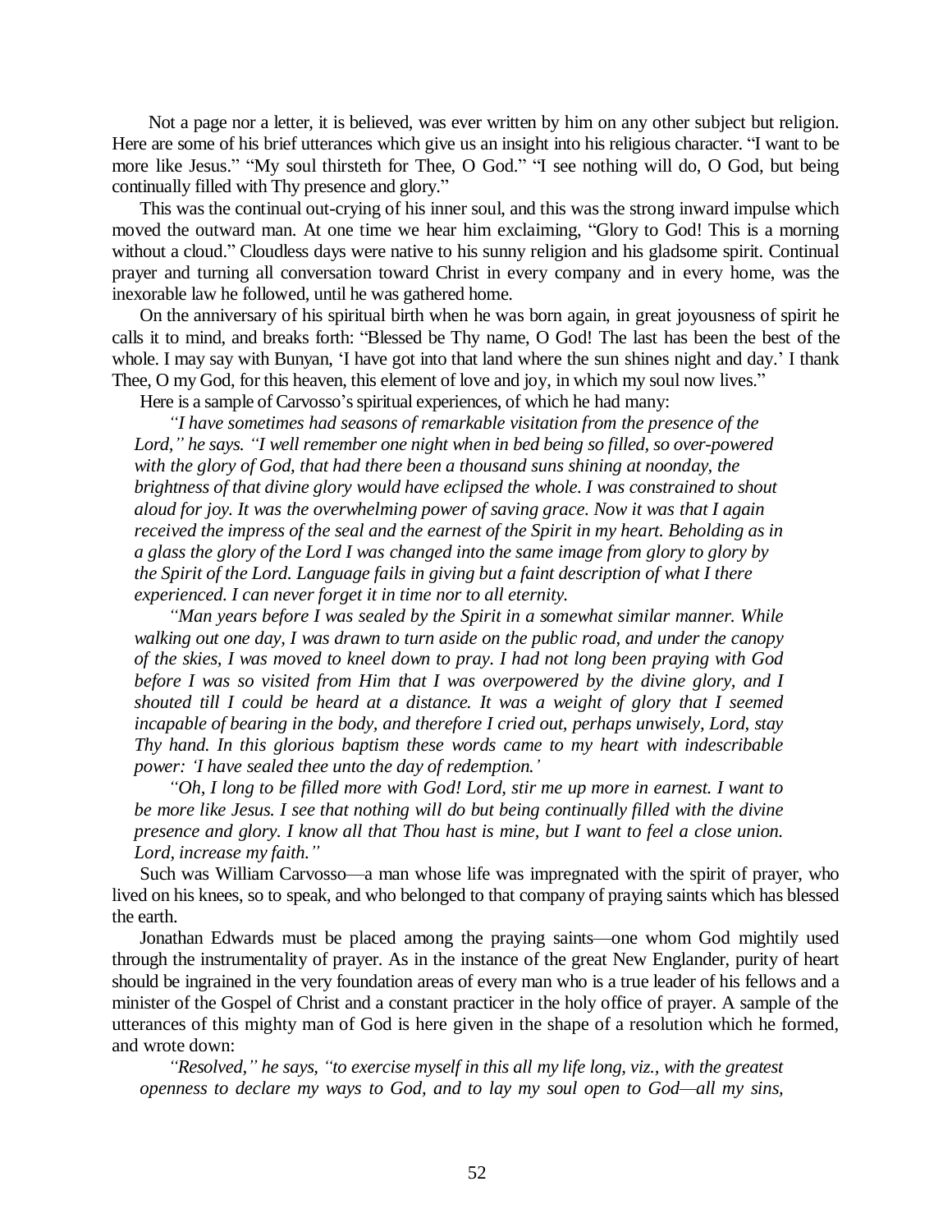Not a page nor a letter, it is believed, was ever written by him on any other subject but religion. Here are some of his brief utterances which give us an insight into his religious character. "I want to be more like Jesus." "My soul thirsteth for Thee, O God." "I see nothing will do, O God, but being continually filled with Thy presence and glory."

This was the continual out-crying of his inner soul, and this was the strong inward impulse which moved the outward man. At one time we hear him exclaiming, "Glory to God! This is a morning without a cloud." Cloudless days were native to his sunny religion and his gladsome spirit. Continual prayer and turning all conversation toward Christ in every company and in every home, was the inexorable law he followed, until he was gathered home.

On the anniversary of his spiritual birth when he was born again, in great joyousness of spirit he calls it to mind, and breaks forth: "Blessed be Thy name, O God! The last has been the best of the whole. I may say with Bunyan, 'I have got into that land where the sun shines night and day.' I thank Thee, O my God, for this heaven, this element of love and joy, in which my soul now lives."

Here is a sample of Carvosso's spiritual experiences, of which he had many:

> *"I have sometimes had seasons of remarkable visitation from the presence of the Lord," he says. "I well remember one night when in bed being so filled, so over-powered with the glory of God, that had there been a thousand suns shining at noonday, the brightness of that divine glory would have eclipsed the whole. I was constrained to shout aloud for joy. It was the overwhelming power of saving grace. Now it was that I again received the impress of the seal and the earnest of the Spirit in my heart. Beholding as in a glass the glory of the Lord I was changed into the same image from glory to glory by the Spirit of the Lord. Language fails in giving but a faint description of what I there experienced. I can never forget it in time nor to all eternity.*
>
> *"Man years before I was sealed by the Spirit in a somewhat similar manner. While walking out one day, I was drawn to turn aside on the public road, and under the canopy of the skies, I was moved to kneel down to pray. I had not long been praying with God before I was so visited from Him that I was overpowered by the divine glory, and I shouted till I could be heard at a distance. It was a weight of glory that I seemed incapable of bearing in the body, and therefore I cried out, perhaps unwisely, Lord, stay Thy hand. In this glorious baptism these words came to my heart with indescribable power: 'I have sealed thee unto the day of redemption.'*
>
> *"Oh, I long to be filled more with God! Lord, stir me up more in earnest. I want to be more like Jesus. I see that nothing will do but being continually filled with the divine presence and glory. I know all that Thou hast is mine, but I want to feel a close union. Lord, increase my faith."*

Such was William Carvosso—a man whose life was impregnated with the spirit of prayer, who lived on his knees, so to speak, and who belonged to that company of praying saints which has blessed the earth.

Jonathan Edwards must be placed among the praying saints—one whom God mightily used through the instrumentality of prayer. As in the instance of the great New Englander, purity of heart should be ingrained in the very foundation areas of every man who is a true leader of his fellows and a minister of the Gospel of Christ and a constant practicer in the holy office of prayer. A sample of the utterances of this mighty man of God is here given in the shape of a resolution which he formed, and wrote down:

> *"Resolved," he says, "to exercise myself in this all my life long, viz., with the greatest openness to declare my ways to God, and to lay my soul open to God—all my sins,*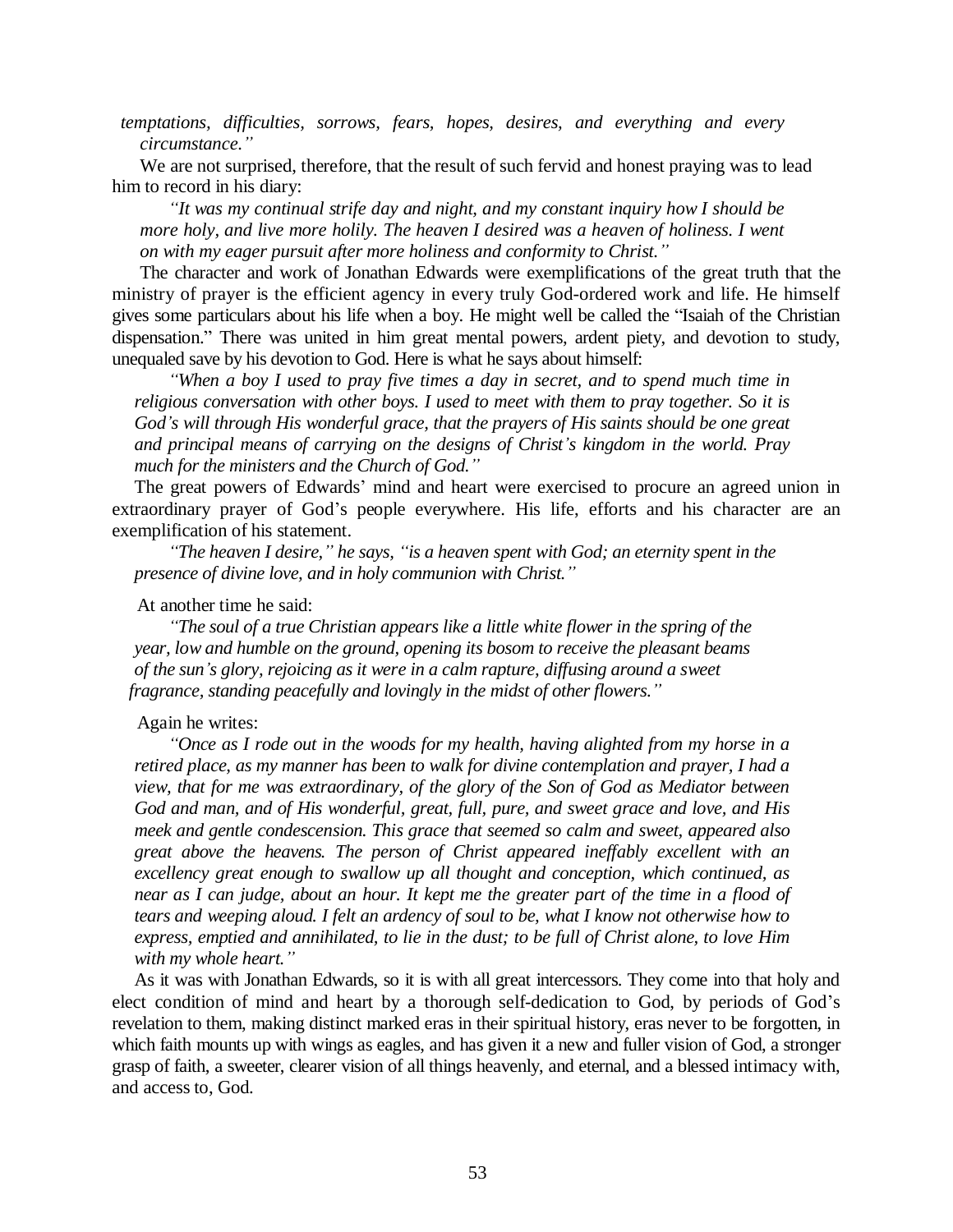*temptations, difficulties, sorrows, fears, hopes, desires, and everything and every circumstance."*

We are not surprised, therefore, that the result of such fervid and honest praying was to lead him to record in his diary:

> *"It was my continual strife day and night, and my constant inquiry how I should be more holy, and live more holily. The heaven I desired was a heaven of holiness. I went on with my eager pursuit after more holiness and conformity to Christ."*

The character and work of Jonathan Edwards were exemplifications of the great truth that the ministry of prayer is the efficient agency in every truly God-ordered work and life. He himself gives some particulars about his life when a boy. He might well be called the "Isaiah of the Christian dispensation." There was united in him great mental powers, ardent piety, and devotion to study, unequaled save by his devotion to God. Here is what he says about himself:

> *"When a boy I used to pray five times a day in secret, and to spend much time in religious conversation with other boys. I used to meet with them to pray together. So it is God's will through His wonderful grace, that the prayers of His saints should be one great and principal means of carrying on the designs of Christ's kingdom in the world. Pray much for the ministers and the Church of God."*

The great powers of Edwards' mind and heart were exercised to procure an agreed union in extraordinary prayer of God's people everywhere. His life, efforts and his character are an exemplification of his statement.

> *"The heaven I desire," he says, "is a heaven spent with God; an eternity spent in the presence of divine love, and in holy communion with Christ."*

At another time he said:

> *"The soul of a true Christian appears like a little white flower in the spring of the year, low and humble on the ground, opening its bosom to receive the pleasant beams of the sun's glory, rejoicing as it were in a calm rapture, diffusing around a sweet fragrance, standing peacefully and lovingly in the midst of other flowers."*

Again he writes:

> *"Once as I rode out in the woods for my health, having alighted from my horse in a retired place, as my manner has been to walk for divine contemplation and prayer, I had a view, that for me was extraordinary, of the glory of the Son of God as Mediator between God and man, and of His wonderful, great, full, pure, and sweet grace and love, and His meek and gentle condescension. This grace that seemed so calm and sweet, appeared also great above the heavens. The person of Christ appeared ineffably excellent with an excellency great enough to swallow up all thought and conception, which continued, as near as I can judge, about an hour. It kept me the greater part of the time in a flood of tears and weeping aloud. I felt an ardency of soul to be, what I know not otherwise how to express, emptied and annihilated, to lie in the dust; to be full of Christ alone, to love Him with my whole heart."*

As it was with Jonathan Edwards, so it is with all great intercessors. They come into that holy and elect condition of mind and heart by a thorough self-dedication to God, by periods of God's revelation to them, making distinct marked eras in their spiritual history, eras never to be forgotten, in which faith mounts up with wings as eagles, and has given it a new and fuller vision of God, a stronger grasp of faith, a sweeter, clearer vision of all things heavenly, and eternal, and a blessed intimacy with, and access to, God.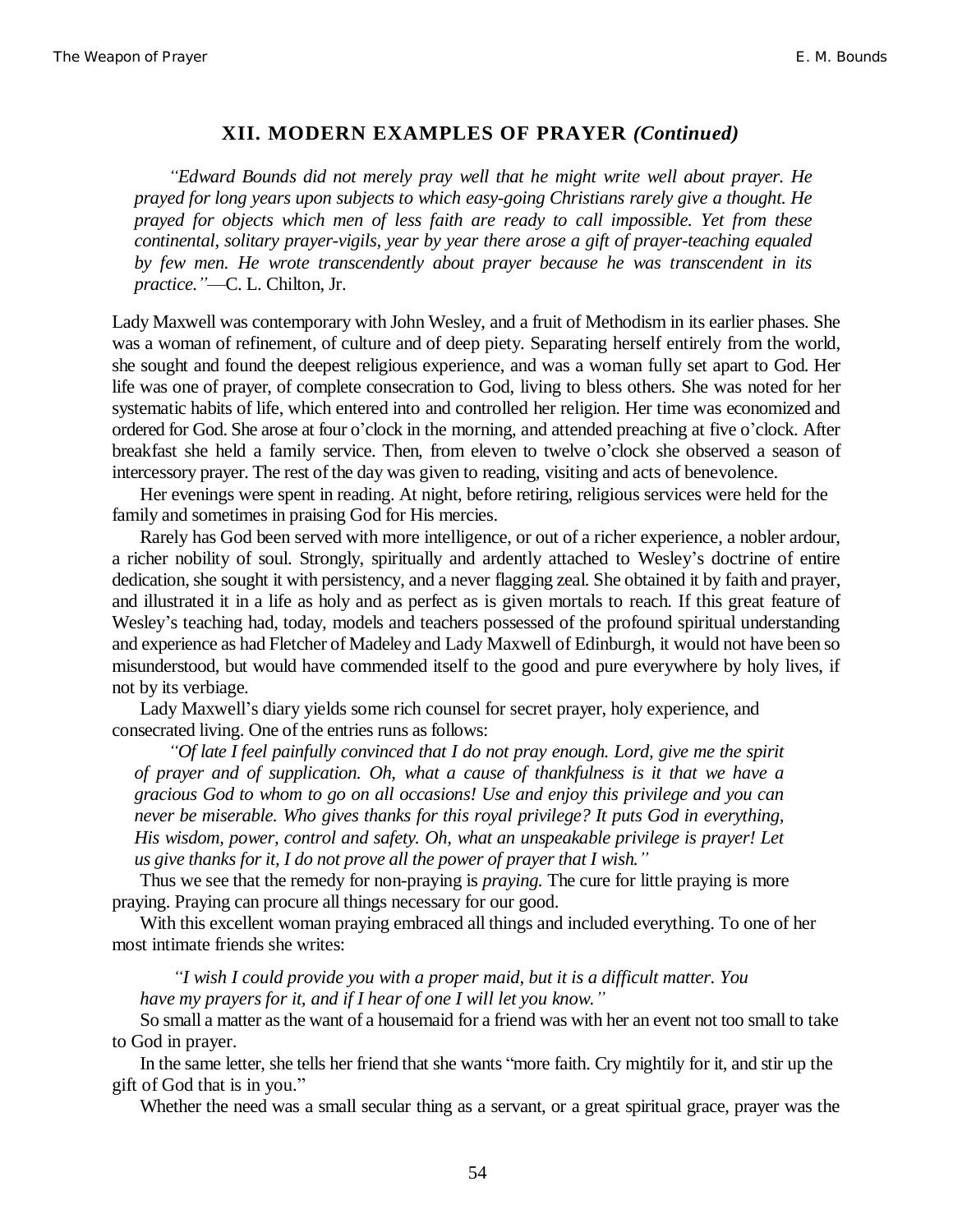## XII. MODERN EXAMPLES OF PRAYER *(Continued)*

> *"Edward Bounds did not merely pray well that he might write well about prayer. He prayed for long years upon subjects to which easy-going Christians rarely give a thought. He prayed for objects which men of less faith are ready to call impossible. Yet from these continental, solitary prayer-vigils, year by year there arose a gift of prayer-teaching equaled by few men. He wrote transcendently about prayer because he was transcendent in its practice."*—C. L. Chilton, Jr.

Lady Maxwell was contemporary with John Wesley, and a fruit of Methodism in its earlier phases. She was a woman of refinement, of culture and of deep piety. Separating herself entirely from the world, she sought and found the deepest religious experience, and was a woman fully set apart to God. Her life was one of prayer, of complete consecration to God, living to bless others. She was noted for her systematic habits of life, which entered into and controlled her religion. Her time was economized and ordered for God. She arose at four o'clock in the morning, and attended preaching at five o'clock. After breakfast she held a family service. Then, from eleven to twelve o'clock she observed a season of intercessory prayer. The rest of the day was given to reading, visiting and acts of benevolence.

Her evenings were spent in reading. At night, before retiring, religious services were held for the family and sometimes in praising God for His mercies.

Rarely has God been served with more intelligence, or out of a richer experience, a nobler ardour, a richer nobility of soul. Strongly, spiritually and ardently attached to Wesley's doctrine of entire dedication, she sought it with persistency, and a never flagging zeal. She obtained it by faith and prayer, and illustrated it in a life as holy and as perfect as is given mortals to reach. If this great feature of Wesley's teaching had, today, models and teachers possessed of the profound spiritual understanding and experience as had Fletcher of Madeley and Lady Maxwell of Edinburgh, it would not have been so misunderstood, but would have commended itself to the good and pure everywhere by holy lives, if not by its verbiage.

Lady Maxwell's diary yields some rich counsel for secret prayer, holy experience, and consecrated living. One of the entries runs as follows:

> *"Of late I feel painfully convinced that I do not pray enough. Lord, give me the spirit of prayer and of supplication. Oh, what a cause of thankfulness is it that we have a gracious God to whom to go on all occasions! Use and enjoy this privilege and you can never be miserable. Who gives thanks for this royal privilege? It puts God in everything, His wisdom, power, control and safety. Oh, what an unspeakable privilege is prayer! Let us give thanks for it, I do not prove all the power of prayer that I wish."*

Thus we see that the remedy for non-praying is *praying.* The cure for little praying is more praying. Praying can procure all things necessary for our good.

With this excellent woman praying embraced all things and included everything. To one of her most intimate friends she writes:

> *"I wish I could provide you with a proper maid, but it is a difficult matter. You have my prayers for it, and if I hear of one I will let you know."*

So small a matter as the want of a housemaid for a friend was with her an event not too small to take to God in prayer.

In the same letter, she tells her friend that she wants "more faith. Cry mightily for it, and stir up the gift of God that is in you."

Whether the need was a small secular thing as a servant, or a great spiritual grace, prayer was the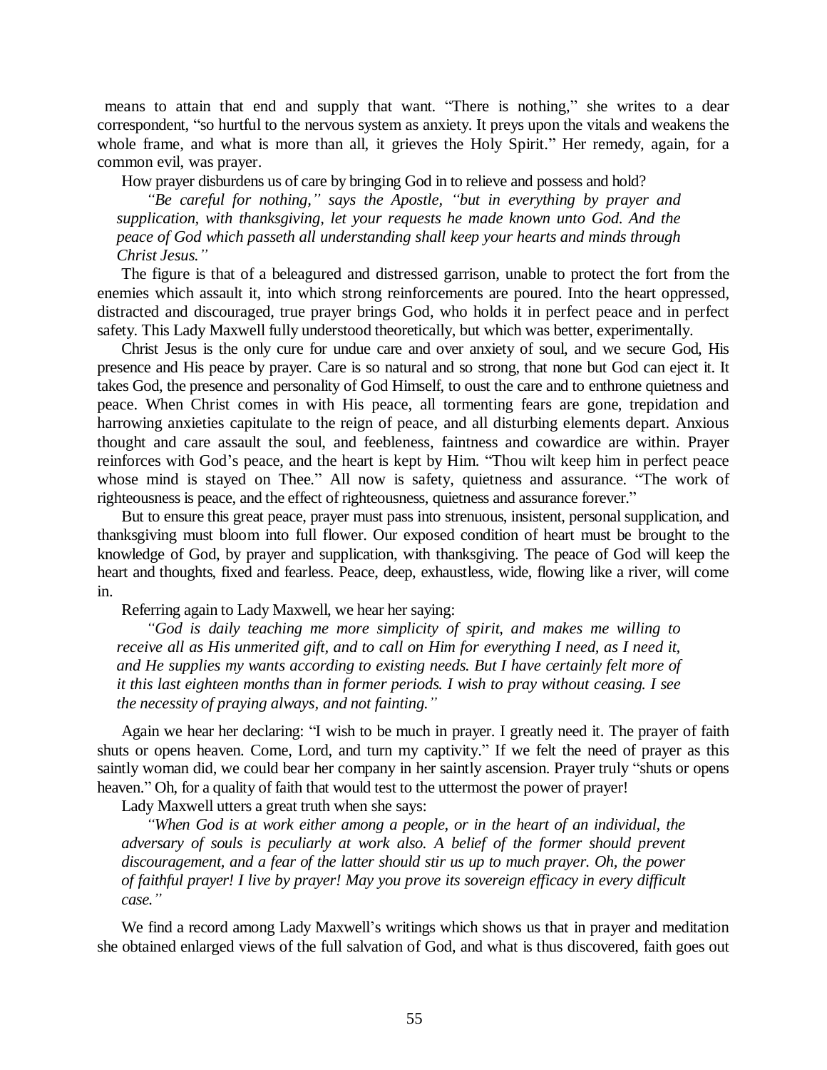means to attain that end and supply that want. "There is nothing," she writes to a dear correspondent, "so hurtful to the nervous system as anxiety. It preys upon the vitals and weakens the whole frame, and what is more than all, it grieves the Holy Spirit." Her remedy, again, for a common evil, was prayer.

How prayer disburdens us of care by bringing God in to relieve and possess and hold?

> *"Be careful for nothing," says the Apostle, "but in everything by prayer and supplication, with thanksgiving, let your requests he made known unto God. And the peace of God which passeth all understanding shall keep your hearts and minds through Christ Jesus."*

The figure is that of a beleagured and distressed garrison, unable to protect the fort from the enemies which assault it, into which strong reinforcements are poured. Into the heart oppressed, distracted and discouraged, true prayer brings God, who holds it in perfect peace and in perfect safety. This Lady Maxwell fully understood theoretically, but which was better, experimentally.

Christ Jesus is the only cure for undue care and over anxiety of soul, and we secure God, His presence and His peace by prayer. Care is so natural and so strong, that none but God can eject it. It takes God, the presence and personality of God Himself, to oust the care and to enthrone quietness and peace. When Christ comes in with His peace, all tormenting fears are gone, trepidation and harrowing anxieties capitulate to the reign of peace, and all disturbing elements depart. Anxious thought and care assault the soul, and feebleness, faintness and cowardice are within. Prayer reinforces with God's peace, and the heart is kept by Him. "Thou wilt keep him in perfect peace whose mind is stayed on Thee." All now is safety, quietness and assurance. "The work of righteousness is peace, and the effect of righteousness, quietness and assurance forever."

But to ensure this great peace, prayer must pass into strenuous, insistent, personal supplication, and thanksgiving must bloom into full flower. Our exposed condition of heart must be brought to the knowledge of God, by prayer and supplication, with thanksgiving. The peace of God will keep the heart and thoughts, fixed and fearless. Peace, deep, exhaustless, wide, flowing like a river, will come in.

Referring again to Lady Maxwell, we hear her saying:

> *"God is daily teaching me more simplicity of spirit, and makes me willing to receive all as His unmerited gift, and to call on Him for everything I need, as I need it, and He supplies my wants according to existing needs. But I have certainly felt more of it this last eighteen months than in former periods. I wish to pray without ceasing. I see the necessity of praying always, and not fainting."*

Again we hear her declaring: "I wish to be much in prayer. I greatly need it. The prayer of faith shuts or opens heaven. Come, Lord, and turn my captivity." If we felt the need of prayer as this saintly woman did, we could bear her company in her saintly ascension. Prayer truly "shuts or opens heaven." Oh, for a quality of faith that would test to the uttermost the power of prayer!

Lady Maxwell utters a great truth when she says:

> *"When God is at work either among a people, or in the heart of an individual, the adversary of souls is peculiarly at work also. A belief of the former should prevent discouragement, and a fear of the latter should stir us up to much prayer. Oh, the power of faithful prayer! I live by prayer! May you prove its sovereign efficacy in every difficult case."*

We find a record among Lady Maxwell's writings which shows us that in prayer and meditation she obtained enlarged views of the full salvation of God, and what is thus discovered, faith goes out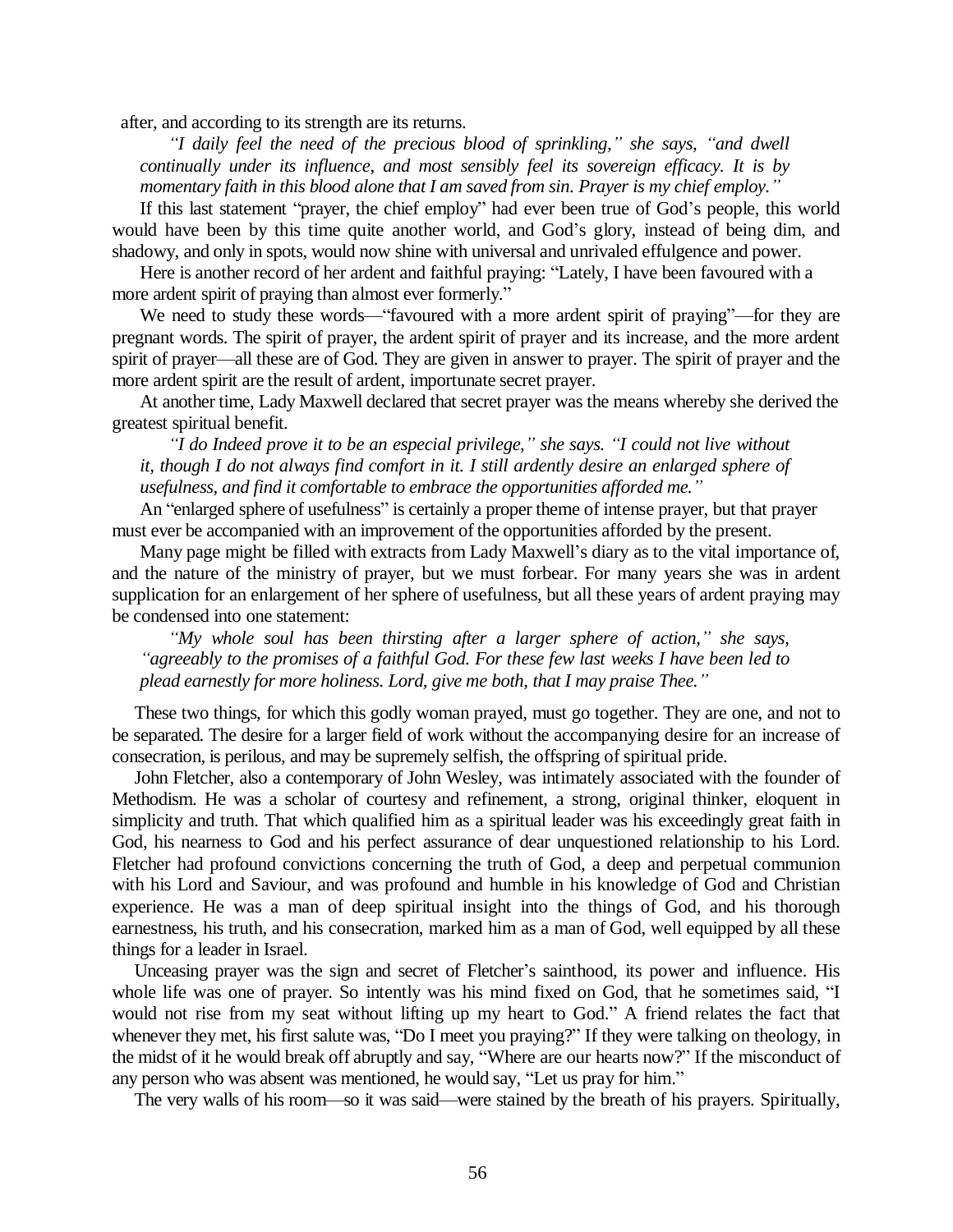after, and according to its strength are its returns.

*"I daily feel the need of the precious blood of sprinkling," she says, "and dwell continually under its influence, and most sensibly feel its sovereign efficacy. It is by momentary faith in this blood alone that I am saved from sin. Prayer is my chief employ."*

If this last statement "prayer, the chief employ" had ever been true of God's people, this world would have been by this time quite another world, and God's glory, instead of being dim, and shadowy, and only in spots, would now shine with universal and unrivaled effulgence and power.

Here is another record of her ardent and faithful praying: "Lately, I have been favoured with a more ardent spirit of praying than almost ever formerly."

We need to study these words—"favoured with a more ardent spirit of praying"—for they are pregnant words. The spirit of prayer, the ardent spirit of prayer and its increase, and the more ardent spirit of prayer—all these are of God. They are given in answer to prayer. The spirit of prayer and the more ardent spirit are the result of ardent, importunate secret prayer.

At another time, Lady Maxwell declared that secret prayer was the means whereby she derived the greatest spiritual benefit.

*"I do Indeed prove it to be an especial privilege," she says. "I could not live without it, though I do not always find comfort in it. I still ardently desire an enlarged sphere of usefulness, and find it comfortable to embrace the opportunities afforded me."*

An "enlarged sphere of usefulness" is certainly a proper theme of intense prayer, but that prayer must ever be accompanied with an improvement of the opportunities afforded by the present.

Many page might be filled with extracts from Lady Maxwell's diary as to the vital importance of, and the nature of the ministry of prayer, but we must forbear. For many years she was in ardent supplication for an enlargement of her sphere of usefulness, but all these years of ardent praying may be condensed into one statement:

*"My whole soul has been thirsting after a larger sphere of action," she says, "agreeably to the promises of a faithful God. For these few last weeks I have been led to plead earnestly for more holiness. Lord, give me both, that I may praise Thee."*

These two things, for which this godly woman prayed, must go together. They are one, and not to be separated. The desire for a larger field of work without the accompanying desire for an increase of consecration, is perilous, and may be supremely selfish, the offspring of spiritual pride.

John Fletcher, also a contemporary of John Wesley, was intimately associated with the founder of Methodism. He was a scholar of courtesy and refinement, a strong, original thinker, eloquent in simplicity and truth. That which qualified him as a spiritual leader was his exceedingly great faith in God, his nearness to God and his perfect assurance of dear unquestioned relationship to his Lord. Fletcher had profound convictions concerning the truth of God, a deep and perpetual communion with his Lord and Saviour, and was profound and humble in his knowledge of God and Christian experience. He was a man of deep spiritual insight into the things of God, and his thorough earnestness, his truth, and his consecration, marked him as a man of God, well equipped by all these things for a leader in Israel.

Unceasing prayer was the sign and secret of Fletcher's sainthood, its power and influence. His whole life was one of prayer. So intently was his mind fixed on God, that he sometimes said, "I would not rise from my seat without lifting up my heart to God." A friend relates the fact that whenever they met, his first salute was, "Do I meet you praying?" If they were talking on theology, in the midst of it he would break off abruptly and say, "Where are our hearts now?" If the misconduct of any person who was absent was mentioned, he would say, "Let us pray for him."

The very walls of his room—so it was said—were stained by the breath of his prayers. Spiritually,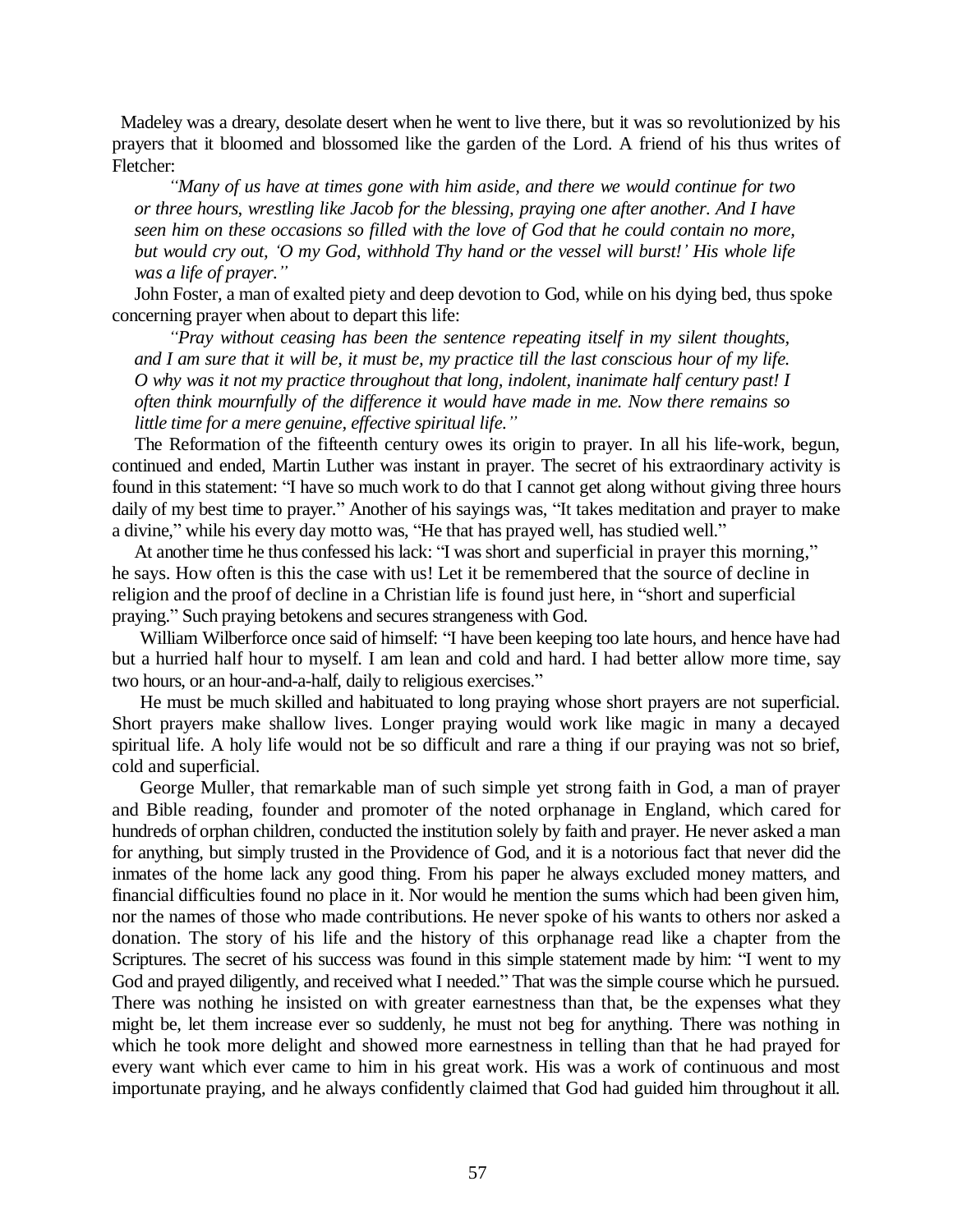Madeley was a dreary, desolate desert when he went to live there, but it was so revolutionized by his prayers that it bloomed and blossomed like the garden of the Lord. A friend of his thus writes of Fletcher:

> *"Many of us have at times gone with him aside, and there we would continue for two or three hours, wrestling like Jacob for the blessing, praying one after another. And I have seen him on these occasions so filled with the love of God that he could contain no more, but would cry out, 'O my God, withhold Thy hand or the vessel will burst!' His whole life was a life of prayer."*

John Foster, a man of exalted piety and deep devotion to God, while on his dying bed, thus spoke concerning prayer when about to depart this life:

> *"Pray without ceasing has been the sentence repeating itself in my silent thoughts, and I am sure that it will be, it must be, my practice till the last conscious hour of my life. O why was it not my practice throughout that long, indolent, inanimate half century past! I often think mournfully of the difference it would have made in me. Now there remains so little time for a mere genuine, effective spiritual life."*

The Reformation of the fifteenth century owes its origin to prayer. In all his life-work, begun, continued and ended, Martin Luther was instant in prayer. The secret of his extraordinary activity is found in this statement: "I have so much work to do that I cannot get along without giving three hours daily of my best time to prayer." Another of his sayings was, "It takes meditation and prayer to make a divine," while his every day motto was, "He that has prayed well, has studied well."

At another time he thus confessed his lack: "I was short and superficial in prayer this morning," he says. How often is this the case with us! Let it be remembered that the source of decline in religion and the proof of decline in a Christian life is found just here, in "short and superficial praying." Such praying betokens and secures strangeness with God.

William Wilberforce once said of himself: "I have been keeping too late hours, and hence have had but a hurried half hour to myself. I am lean and cold and hard. I had better allow more time, say two hours, or an hour-and-a-half, daily to religious exercises."

He must be much skilled and habituated to long praying whose short prayers are not superficial. Short prayers make shallow lives. Longer praying would work like magic in many a decayed spiritual life. A holy life would not be so difficult and rare a thing if our praying was not so brief, cold and superficial.

George Muller, that remarkable man of such simple yet strong faith in God, a man of prayer and Bible reading, founder and promoter of the noted orphanage in England, which cared for hundreds of orphan children, conducted the institution solely by faith and prayer. He never asked a man for anything, but simply trusted in the Providence of God, and it is a notorious fact that never did the inmates of the home lack any good thing. From his paper he always excluded money matters, and financial difficulties found no place in it. Nor would he mention the sums which had been given him, nor the names of those who made contributions. He never spoke of his wants to others nor asked a donation. The story of his life and the history of this orphanage read like a chapter from the Scriptures. The secret of his success was found in this simple statement made by him: "I went to my God and prayed diligently, and received what I needed." That was the simple course which he pursued. There was nothing he insisted on with greater earnestness than that, be the expenses what they might be, let them increase ever so suddenly, he must not beg for anything. There was nothing in which he took more delight and showed more earnestness in telling than that he had prayed for every want which ever came to him in his great work. His was a work of continuous and most importunate praying, and he always confidently claimed that God had guided him throughout it all.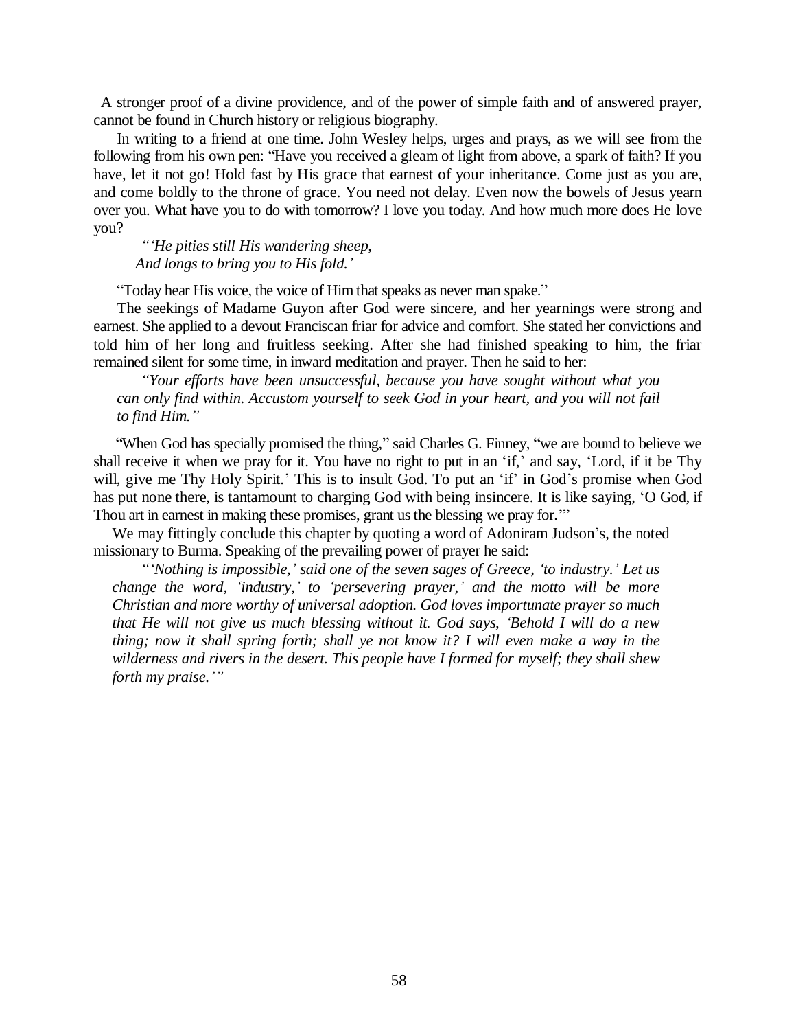A stronger proof of a divine providence, and of the power of simple faith and of answered prayer, cannot be found in Church history or religious biography.

In writing to a friend at one time. John Wesley helps, urges and prays, as we will see from the following from his own pen: "Have you received a gleam of light from above, a spark of faith? If you have, let it not go! Hold fast by His grace that earnest of your inheritance. Come just as you are, and come boldly to the throne of grace. You need not delay. Even now the bowels of Jesus yearn over you. What have you to do with tomorrow? I love you today. And how much more does He love you?

> *"'He pities still His wandering sheep,*
> *And longs to bring you to His fold.'*

"Today hear His voice, the voice of Him that speaks as never man spake."

The seekings of Madame Guyon after God were sincere, and her yearnings were strong and earnest. She applied to a devout Franciscan friar for advice and comfort. She stated her convictions and told him of her long and fruitless seeking. After she had finished speaking to him, the friar remained silent for some time, in inward meditation and prayer. Then he said to her:

> *"Your efforts have been unsuccessful, because you have sought without what you can only find within. Accustom yourself to seek God in your heart, and you will not fail to find Him."*

"When God has specially promised the thing," said Charles G. Finney, "we are bound to believe we shall receive it when we pray for it. You have no right to put in an 'if,' and say, 'Lord, if it be Thy will, give me Thy Holy Spirit.' This is to insult God. To put an 'if' in God's promise when God has put none there, is tantamount to charging God with being insincere. It is like saying, 'O God, if Thou art in earnest in making these promises, grant us the blessing we pray for.'"

We may fittingly conclude this chapter by quoting a word of Adoniram Judson's, the noted missionary to Burma. Speaking of the prevailing power of prayer he said:

> *"'Nothing is impossible,' said one of the seven sages of Greece, 'to industry.' Let us change the word, 'industry,' to 'persevering prayer,' and the motto will be more Christian and more worthy of universal adoption. God loves importunate prayer so much that He will not give us much blessing without it. God says, 'Behold I will do a new thing; now it shall spring forth; shall ye not know it? I will even make a way in the wilderness and rivers in the desert. This people have I formed for myself; they shall shew forth my praise.'"*